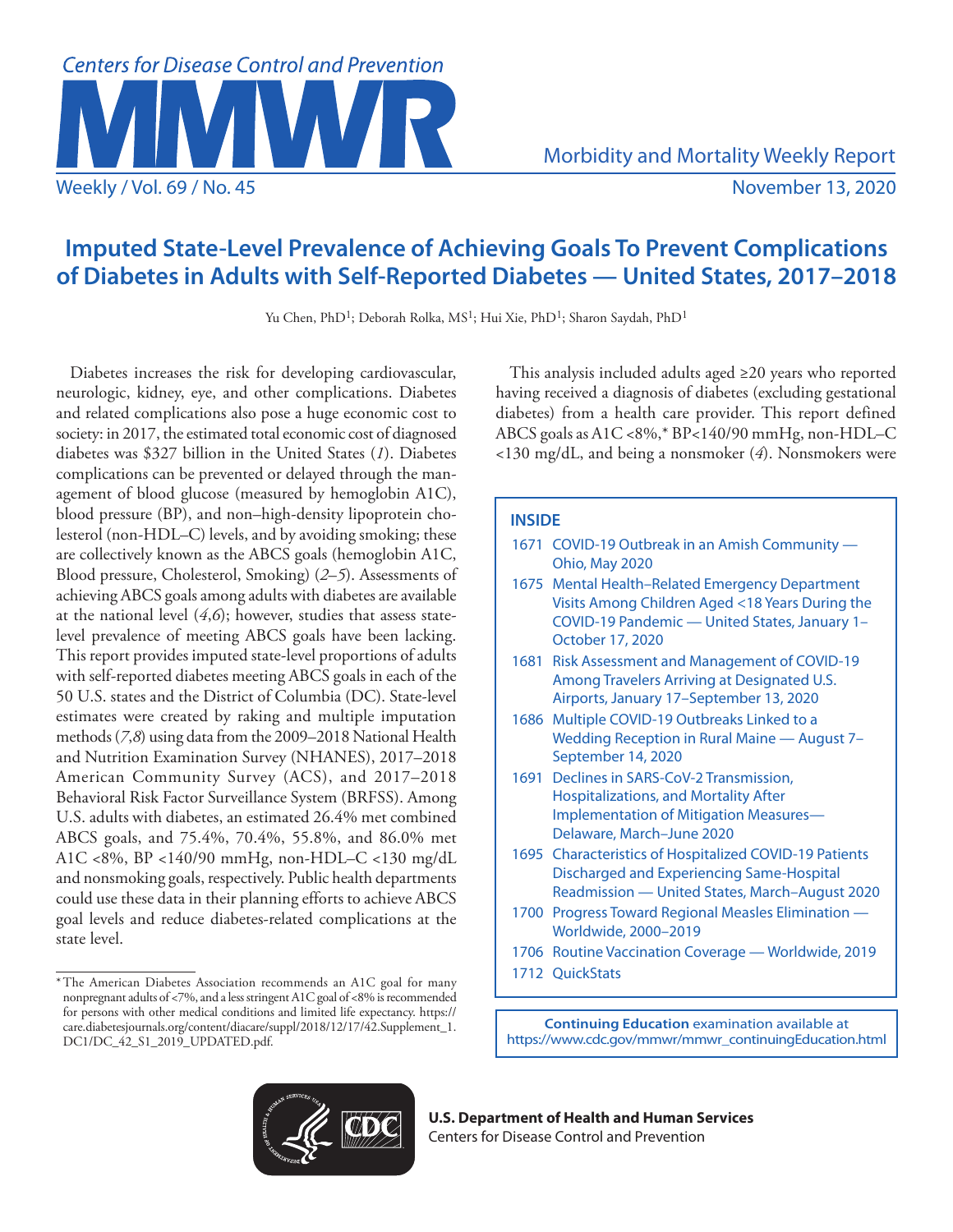# Imputed State-Level Prevalence of Achieving Goals To Prevent Complications of Diabetes in Adults with Self-Reported Diabetes — United States, 2017–2018

Yu Chen, PhD[1]; Deborah Rolka, MS[1]; Hui Xie, PhD[1]; Sharon Saydah, PhD[1]

Diabetes increases the risk for developing cardiovascular, neurologic, kidney, eye, and other complications. Diabetes and related complications also pose a huge economic cost to society: in 2017, the estimated total economic cost of diagnosed diabetes was $327 billion in the United States (*1*). Diabetes complications can be prevented or delayed through the management of blood glucose (measured by hemoglobin A1C), blood pressure (BP), and non–high-density lipoprotein cholesterol (non-HDL–C) levels, and by avoiding smoking; these are collectively known as the ABCS goals (hemoglobin A1C, Blood pressure, Cholesterol, Smoking) (*2*–*5*). Assessments of achieving ABCS goals among adults with diabetes are available at the national level (*4*,*6*); however, studies that assess state-level prevalence of meeting ABCS goals have been lacking. This report provides imputed state-level proportions of adults with self-reported diabetes meeting ABCS goals in each of the 50 U.S. states and the District of Columbia (DC). State-level estimates were created by raking and multiple imputation methods (*7*,*8*) using data from the 2009–2018 National Health and Nutrition Examination Survey (NHANES), 2017–2018 American Community Survey (ACS), and 2017–2018 Behavioral Risk Factor Surveillance System (BRFSS). Among U.S. adults with diabetes, an estimated 26.4% met combined ABCS goals, and 75.4%, 70.4%, 55.8%, and 86.0% met A1C <8%, BP <140/90 mmHg, non-HDL–C <130 mg/dL and nonsmoking goals, respectively. Public health departments could use these data in their planning efforts to achieve ABCS goal levels and reduce diabetes-related complications at the state level.

This analysis included adults aged ≥20 years who reported having received a diagnosis of diabetes (excluding gestational diabetes) from a health care provider. This report defined ABCS goals as A1C <8%,* BP<140/90 mmHg, non-HDL–C <130 mg/dL, and being a nonsmoker (*4*). Nonsmokers were

\* The American Diabetes Association recommends an A1C goal for many nonpregnant adults of <7%, and a less stringent A1C goal of <8% is recommended for persons with other medical conditions and limited life expectancy. https://care.diabetesjournals.org/content/diacare/suppl/2018/12/17/42.Supplement_1.DC1/DC_42_S1_2019_UPDATED.pdf.

**INSIDE**

- 1671 COVID-19 Outbreak in an Amish Community — Ohio, May 2020
- 1675 Mental Health–Related Emergency Department Visits Among Children Aged <18 Years During the COVID-19 Pandemic — United States, January 1–October 17, 2020
- 1681 Risk Assessment and Management of COVID-19 Among Travelers Arriving at Designated U.S. Airports, January 17–September 13, 2020
- 1686 Multiple COVID-19 Outbreaks Linked to a Wedding Reception in Rural Maine — August 7–September 14, 2020
- 1691 Declines in SARS-CoV-2 Transmission, Hospitalizations, and Mortality After Implementation of Mitigation Measures— Delaware, March–June 2020
- 1695 Characteristics of Hospitalized COVID-19 Patients Discharged and Experiencing Same-Hospital Readmission — United States, March–August 2020
- 1700 Progress Toward Regional Measles Elimination — Worldwide, 2000–2019
- 1706 Routine Vaccination Coverage — Worldwide, 2019
- 1712 QuickStats

**Continuing Education** examination available at https://www.cdc.gov/mmwr/mmwr_continuingEducation.html

**U.S. Department of Health and Human Services**
Centers for Disease Control and Prevention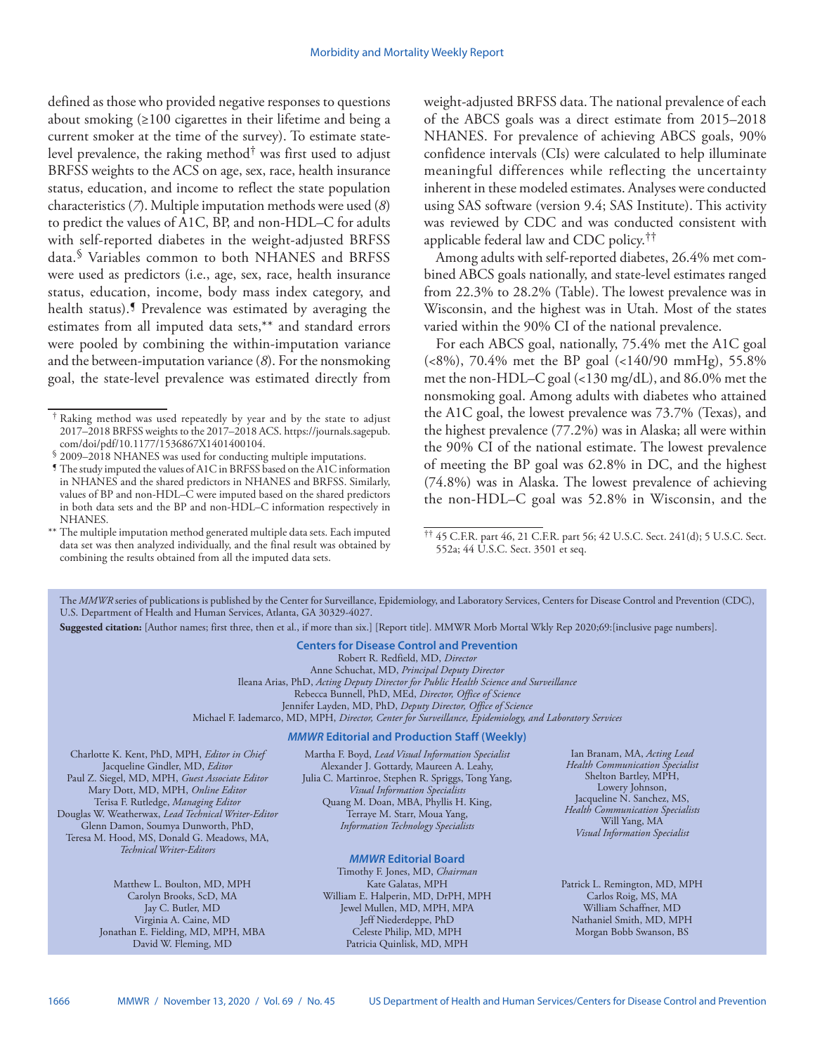defined as those who provided negative responses to questions about smoking (≥100 cigarettes in their lifetime and being a current smoker at the time of the survey). To estimate state-level prevalence, the raking method[†] was first used to adjust BRFSS weights to the ACS on age, sex, race, health insurance status, education, and income to reflect the state population characteristics (*7*). Multiple imputation methods were used (*8*) to predict the values of A1C, BP, and non-HDL–C for adults with self-reported diabetes in the weight-adjusted BRFSS data.[§] Variables common to both NHANES and BRFSS were used as predictors (i.e., age, sex, race, health insurance status, education, income, body mass index category, and health status).[¶] Prevalence was estimated by averaging the estimates from all imputed data sets,[**] and standard errors were pooled by combining the within-imputation variance and the between-imputation variance (*8*). For the nonsmoking goal, the state-level prevalence was estimated directly from weight-adjusted BRFSS data. The national prevalence of each of the ABCS goals was a direct estimate from 2015–2018 NHANES. For prevalence of achieving ABCS goals, 90% confidence intervals (CIs) were calculated to help illuminate meaningful differences while reflecting the uncertainty inherent in these modeled estimates. Analyses were conducted using SAS software (version 9.4; SAS Institute). This activity was reviewed by CDC and was conducted consistent with applicable federal law and CDC policy.[††]

Among adults with self-reported diabetes, 26.4% met combined ABCS goals nationally, and state-level estimates ranged from 22.3% to 28.2% (Table). The lowest prevalence was in Wisconsin, and the highest was in Utah. Most of the states varied within the 90% CI of the national prevalence.

For each ABCS goal, nationally, 75.4% met the A1C goal (<8%), 70.4% met the BP goal (<140/90 mmHg), 55.8% met the non-HDL–C goal (<130 mg/dL), and 86.0% met the nonsmoking goal. Among adults with diabetes who attained the A1C goal, the lowest prevalence was 73.7% (Texas), and the highest prevalence (77.2%) was in Alaska; all were within the 90% CI of the national estimate. The lowest prevalence of meeting the BP goal was 62.8% in DC, and the highest (74.8%) was in Alaska. The lowest prevalence of achieving the non-HDL–C goal was 52.8% in Wisconsin, and the

---

[†] Raking method was used repeatedly by year and by the state to adjust 2017–2018 BRFSS weights to the 2017–2018 ACS. https://journals.sagepub.com/doi/pdf/10.1177/1536867X1401400104.

[§] 2009–2018 NHANES was used for conducting multiple imputations.

[¶] The study imputed the values of A1C in BRFSS based on the A1C information in NHANES and the shared predictors in NHANES and BRFSS. Similarly, values of BP and non-HDL–C were imputed based on the shared predictors in both data sets and the BP and non-HDL–C information respectively in NHANES.

[**] The multiple imputation method generated multiple data sets. Each imputed data set was then analyzed individually, and the final result was obtained by combining the results obtained from all the imputed data sets.

[††] 45 C.F.R. part 46, 21 C.F.R. part 56; 42 U.S.C. Sect. 241(d); 5 U.S.C. Sect. 552a; 44 U.S.C. Sect. 3501 et seq.

---

The *MMWR* series of publications is published by the Center for Surveillance, Epidemiology, and Laboratory Services, Centers for Disease Control and Prevention (CDC), U.S. Department of Health and Human Services, Atlanta, GA 30329-4027.

**Suggested citation:** [Author names; first three, then et al., if more than six.] [Report title]. MMWR Morb Mortal Wkly Rep 2020;69:[inclusive page numbers].

**Centers for Disease Control and Prevention**

Robert R. Redfield, MD, *Director*
Anne Schuchat, MD, *Principal Deputy Director*
Ileana Arias, PhD, *Acting Deputy Director for Public Health Science and Surveillance*
Rebecca Bunnell, PhD, MEd, *Director, Office of Science*
Jennifer Layden, MD, PhD, *Deputy Director, Office of Science*
Michael F. Iademarco, MD, MPH, *Director, Center for Surveillance, Epidemiology, and Laboratory Services*

***MMWR* Editorial and Production Staff (Weekly)**

Charlotte K. Kent, PhD, MPH, *Editor in Chief*
Jacqueline Gindler, MD, *Editor*
Paul Z. Siegel, MD, MPH, *Guest Associate Editor*
Mary Dott, MD, MPH, *Online Editor*
Terisa F. Rutledge, *Managing Editor*
Douglas W. Weatherwax, *Lead Technical Writer-Editor*
Glenn Damon, Soumya Dunworth, PhD,
Teresa M. Hood, MS, Donald G. Meadows, MA,
*Technical Writer-Editors*

Martha F. Boyd, *Lead Visual Information Specialist*
Alexander J. Gottardy, Maureen A. Leahy,
Julia C. Martinroe, Stephen R. Spriggs, Tong Yang,
*Visual Information Specialists*
Quang M. Doan, MBA, Phyllis H. King,
Terraye M. Starr, Moua Yang,
*Information Technology Specialists*

Ian Branam, MA, *Acting Lead Health Communication Specialist*
Shelton Bartley, MPH,
Lowery Johnson,
Jacqueline N. Sanchez, MS,
*Health Communication Specialists*
Will Yang, MA
*Visual Information Specialist*

***MMWR* Editorial Board**

Timothy F. Jones, MD, *Chairman*

Matthew L. Boulton, MD, MPH
Carolyn Brooks, ScD, MA
Jay C. Butler, MD
Virginia A. Caine, MD
Jonathan E. Fielding, MD, MPH, MBA
David W. Fleming, MD

Kate Galatas, MPH
William E. Halperin, MD, DrPH, MPH
Jewel Mullen, MD, MPH, MPA
Jeff Niederdeppe, PhD
Celeste Philip, MD, MPH
Patricia Quinlisk, MD, MPH

Patrick L. Remington, MD, MPH
Carlos Roig, MS, MA
William Schaffner, MD
Nathaniel Smith, MD, MPH
Morgan Bobb Swanson, BS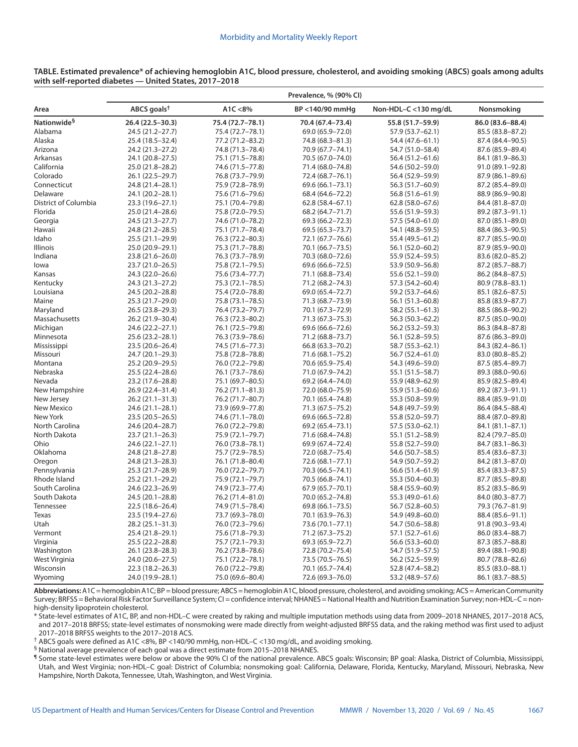**TABLE. Estimated prevalence* of achieving hemoglobin A1C, blood pressure, cholesterol, and avoiding smoking (ABCS) goals among adults with self-reported diabetes — United States, 2017–2018**

| Area | Prevalence, % (90% CI) | | | | |
|---|---|---|---|---|---|
| | ABCS goals† | A1C <8% | BP <140/90 mmHg | Non-HDL–C <130 mg/dL | Nonsmoking |
| **Nationwide§** | **26.4 (22.5–30.3)** | **75.4 (72.7–78.1)** | **70.4 (67.4–73.4)** | **55.8 (51.7–59.9)** | **86.0 (83.6–88.4)** |
| Alabama | 24.5 (21.2–27.7) | 75.4 (72.7–78.1) | 69.0 (65.9–72.0) | 57.9 (53.7–62.1) | 85.5 (83.8–87.2) |
| Alaska | 25.4 (18.5–32.4) | 77.2 (71.2–83.2) | 74.8 (68.3–81.3) | 54.4 (47.6–61.1) | 87.4 (84.4–90.5) |
| Arizona | 24.2 (21.3–27.2) | 74.8 (71.3–78.4) | 70.9 (67.7–74.1) | 54.7 (51.0–58.4) | 87.6 (85.9–89.4) |
| Arkansas | 24.1 (20.8–27.5) | 75.1 (71.5–78.8) | 70.5 (67.0–74.0) | 56.4 (51.2–61.6) | 84.1 (81.9–86.3) |
| California | 25.0 (21.8–28.2) | 74.6 (71.5–77.8) | 71.4 (68.0–74.8) | 54.6 (50.2–59.0) | 91.0 (89.1–92.8) |
| Colorado | 26.1 (22.5–29.7) | 76.8 (73.7–79.9) | 72.4 (68.7–76.1) | 56.4 (52.9–59.9) | 87.9 (86.1–89.6) |
| Connecticut | 24.8 (21.4–28.1) | 75.9 (72.8–78.9) | 69.6 (66.1–73.1) | 56.3 (51.7–60.9) | 87.2 (85.4–89.0) |
| Delaware | 24.1 (20.2–28.1) | 75.6 (71.6–79.6) | 68.4 (64.6–72.2) | 56.8 (51.6–61.9) | 88.9 (86.9–90.8) |
| District of Columbia | 23.3 (19.6–27.1) | 75.1 (70.4–79.8) | 62.8 (58.4–67.1) | 62.8 (58.0–67.6) | 84.4 (81.8–87.0) |
| Florida | 25.0 (21.4–28.6) | 75.8 (72.0–79.5) | 68.2 (64.7–71.7) | 55.6 (51.9–59.3) | 89.2 (87.3–91.1) |
| Georgia | 24.5 (21.3–27.7) | 74.6 (71.0–78.2) | 69.3 (66.2–72.3) | 57.5 (54.0–61.0) | 87.0 (85.1–89.0) |
| Hawaii | 24.8 (21.2–28.5) | 75.1 (71.7–78.4) | 69.5 (65.3–73.7) | 54.1 (48.8–59.5) | 88.4 (86.3–90.5) |
| Idaho | 25.5 (21.1–29.9) | 76.3 (72.2–80.3) | 72.1 (67.7–76.6) | 55.4 (49.5–61.2) | 87.7 (85.5–90.0) |
| Illinois | 25.0 (20.9–29.1) | 75.3 (71.7–78.8) | 70.1 (66.7–73.5) | 56.1 (52.0–60.2) | 87.9 (85.9–90.0) |
| Indiana | 23.8 (21.6–26.0) | 76.3 (73.7–78.9) | 70.3 (68.0–72.6) | 55.9 (52.4–59.5) | 83.6 (82.0–85.2) |
| Iowa | 23.7 (21.0–26.5) | 75.8 (72.1–79.5) | 69.6 (66.6–72.5) | 53.9 (50.9–56.8) | 87.2 (85.7–88.7) |
| Kansas | 24.3 (22.0–26.6) | 75.6 (73.4–77.7) | 71.1 (68.8–73.4) | 55.6 (52.1–59.0) | 86.2 (84.8–87.5) |
| Kentucky | 24.3 (21.3–27.2) | 75.3 (72.1–78.5) | 71.2 (68.2–74.3) | 57.3 (54.2–60.4) | 80.9 (78.8–83.1) |
| Louisiana | 24.5 (20.2–28.8) | 75.4 (72.0–78.8) | 69.0 (65.4–72.7) | 59.2 (53.7–64.6) | 85.1 (82.6–87.5) |
| Maine | 25.3 (21.7–29.0) | 75.8 (73.1–78.5) | 71.3 (68.7–73.9) | 56.1 (51.3–60.8) | 85.8 (83.9–87.7) |
| Maryland | 26.5 (23.8–29.3) | 76.4 (73.2–79.7) | 70.1 (67.3–72.9) | 58.2 (55.1–61.3) | 88.5 (86.8–90.2) |
| Massachusetts | 26.2 (21.9–30.4) | 76.3 (72.3–80.2) | 71.3 (67.3–75.3) | 56.3 (50.3–62.2) | 87.5 (85.0–90.0) |
| Michigan | 24.6 (22.2–27.1) | 76.1 (72.5–79.8) | 69.6 (66.6–72.6) | 56.2 (53.2–59.3) | 86.3 (84.8–87.8) |
| Minnesota | 25.6 (23.2–28.1) | 76.3 (73.9–78.6) | 71.2 (68.8–73.7) | 56.1 (52.8–59.5) | 87.6 (86.3–89.0) |
| Mississippi | 23.5 (20.6–26.4) | 74.5 (71.6–77.3) | 66.8 (63.3–70.2) | 58.7 (55.3–62.1) | 84.3 (82.4–86.1) |
| Missouri | 24.7 (20.1–29.3) | 75.8 (72.8–78.8) | 71.6 (68.1–75.2) | 56.7 (52.4–61.0) | 83.0 (80.8–85.2) |
| Montana | 25.2 (20.9–29.5) | 76.0 (72.2–79.8) | 70.6 (65.9–75.4) | 54.3 (49.6–59.0) | 87.5 (85.4–89.7) |
| Nebraska | 25.5 (22.4–28.6) | 76.1 (73.7–78.6) | 71.0 (67.9–74.2) | 55.1 (51.5–58.7) | 89.3 (88.0–90.6) |
| Nevada | 23.2 (17.6–28.8) | 75.1 (69.7–80.5) | 69.2 (64.4–74.0) | 55.9 (48.9–62.9) | 85.9 (82.5–89.4) |
| New Hampshire | 26.9 (22.4–31.4) | 76.2 (71.1–81.3) | 72.0 (68.0–75.9) | 55.9 (51.3–60.6) | 89.2 (87.3–91.1) |
| New Jersey | 26.2 (21.1–31.3) | 76.2 (71.7–80.7) | 70.1 (65.4–74.8) | 55.3 (50.8–59.9) | 88.4 (85.9–91.0) |
| New Mexico | 24.6 (21.1–28.1) | 73.9 (69.9–77.8) | 71.3 (67.5–75.2) | 54.8 (49.7–59.9) | 86.4 (84.5–88.4) |
| New York | 23.5 (20.5–26.5) | 74.6 (71.1–78.0) | 69.6 (66.5–72.8) | 55.8 (52.0–59.7) | 88.4 (87.0–89.8) |
| North Carolina | 24.6 (20.4–28.7) | 76.0 (72.2–79.8) | 69.2 (65.4–73.1) | 57.5 (53.0–62.1) | 84.1 (81.1–87.1) |
| North Dakota | 23.7 (21.1–26.3) | 75.9 (72.1–79.7) | 71.6 (68.4–74.8) | 55.1 (51.2–58.9) | 82.4 (79.7–85.0) |
| Ohio | 24.6 (22.1–27.1) | 76.0 (73.8–78.1) | 69.9 (67.4–72.4) | 55.8 (52.7–59.0) | 84.7 (83.1–86.3) |
| Oklahoma | 24.8 (21.8–27.8) | 75.7 (72.9–78.5) | 72.0 (68.7–75.4) | 54.6 (50.7–58.5) | 85.4 (83.6–87.3) |
| Oregon | 24.8 (21.3–28.3) | 76.1 (71.8–80.4) | 72.6 (68.1–77.1) | 54.9 (50.7–59.2) | 84.2 (81.3–87.0) |
| Pennsylvania | 25.3 (21.7–28.9) | 76.0 (72.2–79.7) | 70.3 (66.5–74.1) | 56.6 (51.4–61.9) | 85.4 (83.3–87.5) |
| Rhode Island | 25.2 (21.1–29.2) | 75.9 (72.1–79.7) | 70.5 (66.8–74.1) | 55.3 (50.4–60.3) | 87.7 (85.5–89.8) |
| South Carolina | 24.6 (22.3–26.9) | 74.9 (72.3–77.4) | 67.9 (65.7–70.1) | 58.4 (55.9–60.9) | 85.2 (83.5–86.9) |
| South Dakota | 24.5 (20.1–28.8) | 76.2 (71.4–81.0) | 70.0 (65.2–74.8) | 55.3 (49.0–61.6) | 84.0 (80.3–87.7) |
| Tennessee | 22.5 (18.6–26.4) | 74.9 (71.5–78.4) | 69.8 (66.1–73.5) | 56.7 (52.8–60.5) | 79.3 (76.7–81.9) |
| Texas | 23.5 (19.4–27.6) | 73.7 (69.3–78.0) | 70.1 (63.9–76.3) | 54.9 (49.8–60.0) | 88.4 (85.6–91.1) |
| Utah | 28.2 (25.1–31.3) | 76.0 (72.3–79.6) | 73.6 (70.1–77.1) | 54.7 (50.6–58.8) | 91.8 (90.3–93.4) |
| Vermont | 25.4 (21.8–29.1) | 75.6 (71.8–79.3) | 71.2 (67.3–75.2) | 57.1 (52.7–61.6) | 86.0 (83.4–88.7) |
| Virginia | 25.5 (22.2–28.8) | 75.7 (72.1–79.3) | 69.3 (65.9–72.7) | 56.6 (53.3–60.0) | 87.3 (85.7–88.8) |
| Washington | 26.1 (23.8–28.3) | 76.2 (73.8–78.6) | 72.8 (70.2–75.4) | 54.7 (51.9–57.5) | 89.4 (88.1–90.8) |
| West Virginia | 24.0 (20.6–27.5) | 75.1 (72.2–78.1) | 73.5 (70.5–76.5) | 56.2 (52.5–59.9) | 80.7 (78.8–82.6) |
| Wisconsin | 22.3 (18.2–26.3) | 76.0 (72.2–79.8) | 70.1 (65.7–74.4) | 52.8 (47.4–58.2) | 85.5 (83.0–88.1) |
| Wyoming | 24.0 (19.9–28.1) | 75.0 (69.6–80.4) | 72.6 (69.3–76.0) | 53.2 (48.9–57.6) | 86.1 (83.7–88.5) |

**Abbreviations:** A1C = hemoglobin A1C; BP = blood pressure; ABCS = hemoglobin A1C, blood pressure, cholesterol, and avoiding smoking; ACS = American Community Survey; BRFSS = Behavioral Risk Factor Surveillance System; CI = confidence interval; NHANES = National Health and Nutrition Examination Survey; non-HDL–C = non-high-density lipoprotein cholesterol.

* State-level estimates of A1C, BP, and non-HDL–C were created by raking and multiple imputation methods using data from 2009–2018 NHANES, 2017–2018 ACS, and 2017–2018 BRFSS; state-level estimates of nonsmoking were made directly from weight-adjusted BRFSS data, and the raking method was first used to adjust 2017–2018 BRFSS weights to the 2017–2018 ACS.

† ABCS goals were defined as A1C <8%, BP <140/90 mmHg, non-HDL–C <130 mg/dL, and avoiding smoking.

§ National average prevalence of each goal was a direct estimate from 2015–2018 NHANES.

¶ Some state-level estimates were below or above the 90% CI of the national prevalence. ABCS goals: Wisconsin; BP goal: Alaska, District of Columbia, Mississippi, Utah, and West Virginia; non-HDL–C goal: District of Columbia; nonsmoking goal: California, Delaware, Florida, Kentucky, Maryland, Missouri, Nebraska, New Hampshire, North Dakota, Tennessee, Utah, Washington, and West Virginia.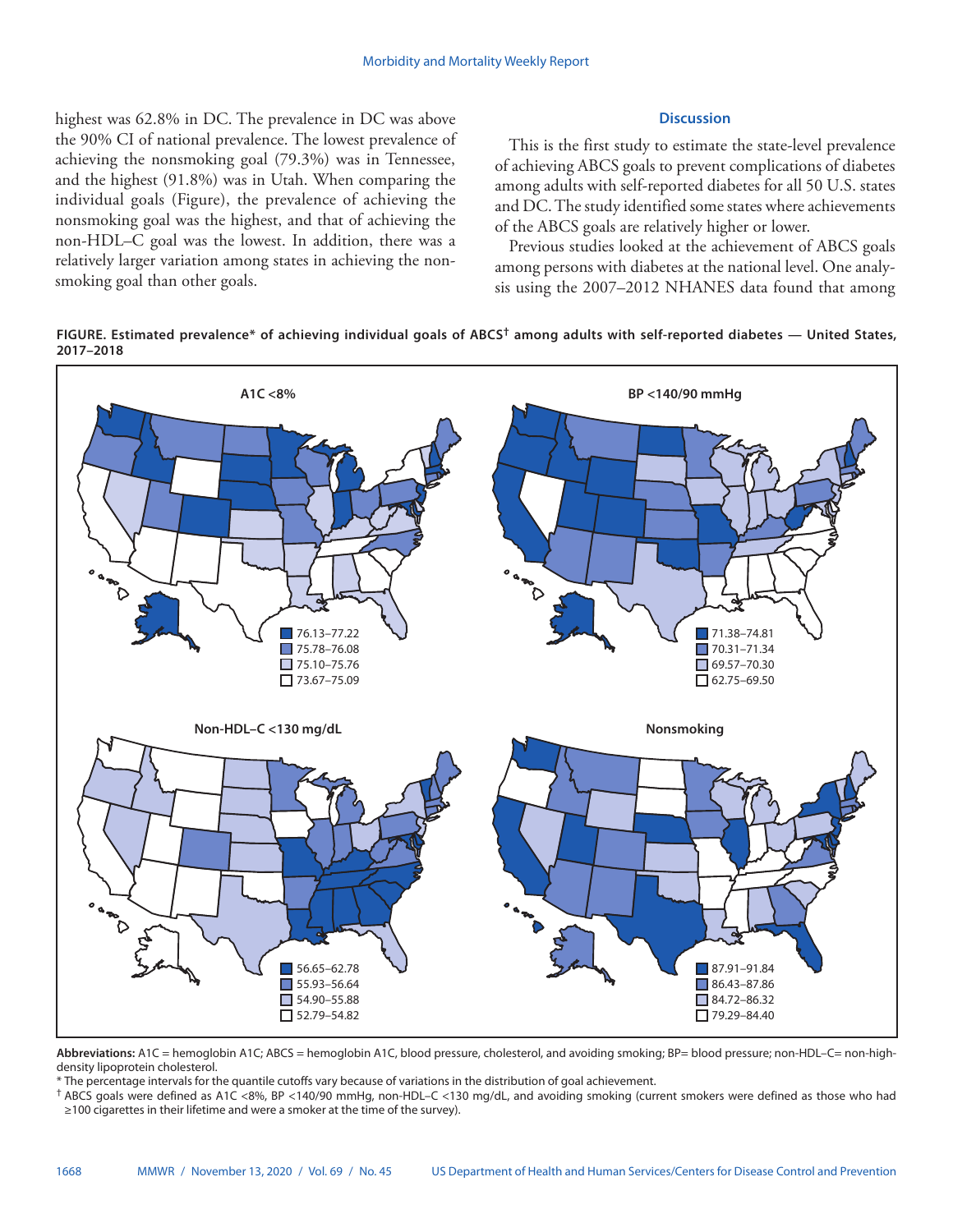highest was 62.8% in DC. The prevalence in DC was above the 90% CI of national prevalence. The lowest prevalence of achieving the nonsmoking goal (79.3%) was in Tennessee, and the highest (91.8%) was in Utah. When comparing the individual goals (Figure), the prevalence of achieving the nonsmoking goal was the highest, and that of achieving the non-HDL–C goal was the lowest. In addition, there was a relatively larger variation among states in achieving the nonsmoking goal than other goals.

## Discussion

This is the first study to estimate the state-level prevalence of achieving ABCS goals to prevent complications of diabetes among adults with self-reported diabetes for all 50 U.S. states and DC. The study identified some states where achievements of the ABCS goals are relatively higher or lower.

Previous studies looked at the achievement of ABCS goals among persons with diabetes at the national level. One analysis using the 2007–2012 NHANES data found that among

**FIGURE. Estimated prevalence* of achieving individual goals of ABCS† among adults with self-reported diabetes — United States, 2017–2018**

A1C <8%: 76.13–77.22; 75.78–76.08; 75.10–75.76; 73.67–75.09

BP <140/90 mmHg: 71.38–74.81; 70.31–71.34; 69.57–70.30; 62.75–69.50

Non-HDL–C <130 mg/dL: 56.65–62.78; 55.93–56.64; 54.90–55.88; 52.79–54.82

Nonsmoking: 87.91–91.84; 86.43–87.86; 84.72–86.32; 79.29–84.40

**Abbreviations:** A1C = hemoglobin A1C; ABCS = hemoglobin A1C, blood pressure, cholesterol, and avoiding smoking; BP= blood pressure; non-HDL–C= non-high-density lipoprotein cholesterol.

\* The percentage intervals for the quantile cutoffs vary because of variations in the distribution of goal achievement.

† ABCS goals were defined as A1C <8%, BP <140/90 mmHg, non-HDL–C <130 mg/dL, and avoiding smoking (current smokers were defined as those who had ≥100 cigarettes in their lifetime and were a smoker at the time of the survey).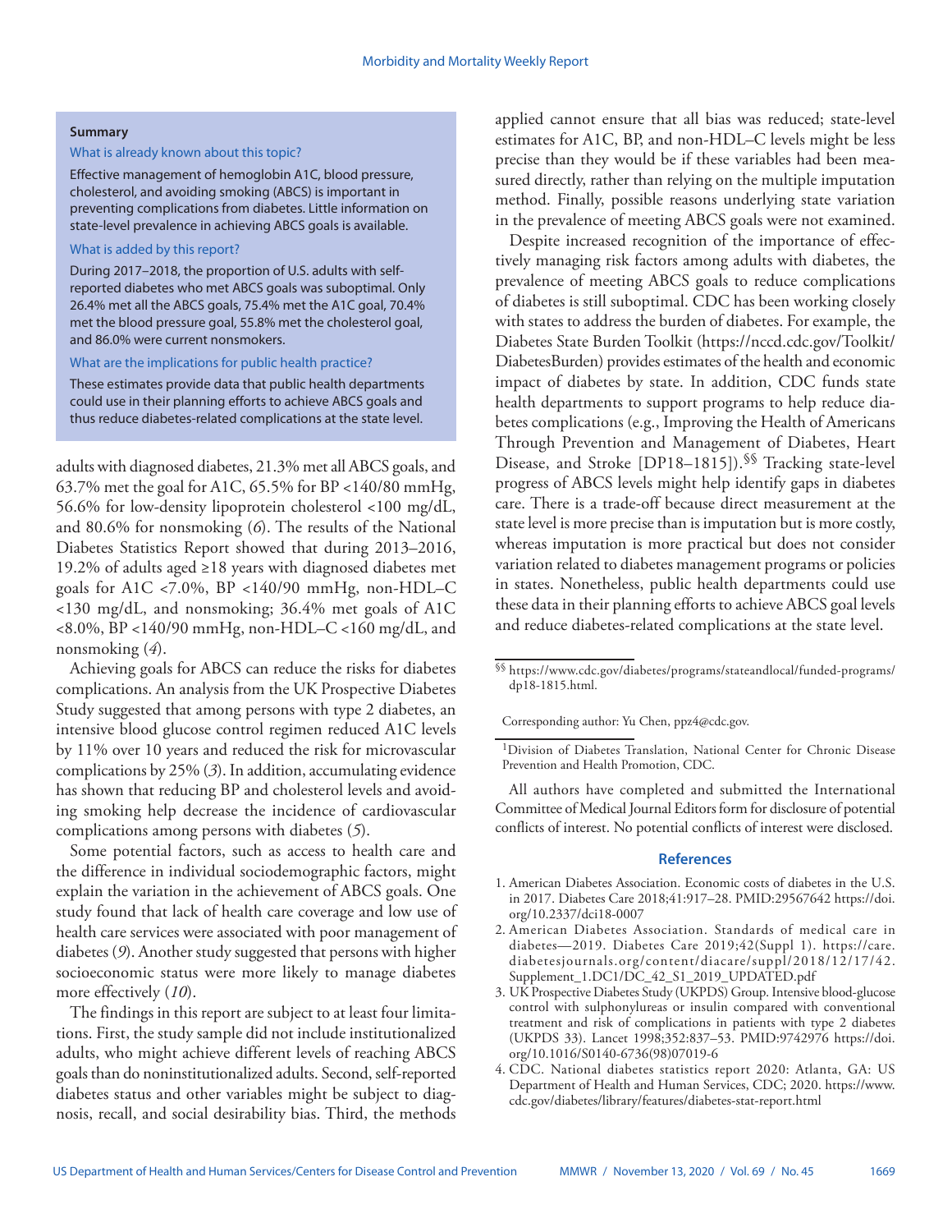**Summary**

What is already known about this topic?

Effective management of hemoglobin A1C, blood pressure, cholesterol, and avoiding smoking (ABCS) is important in preventing complications from diabetes. Little information on state-level prevalence in achieving ABCS goals is available.

What is added by this report?

During 2017–2018, the proportion of U.S. adults with self-reported diabetes who met ABCS goals was suboptimal. Only 26.4% met all the ABCS goals, 75.4% met the A1C goal, 70.4% met the blood pressure goal, 55.8% met the cholesterol goal, and 86.0% were current nonsmokers.

What are the implications for public health practice?

These estimates provide data that public health departments could use in their planning efforts to achieve ABCS goals and thus reduce diabetes-related complications at the state level.

adults with diagnosed diabetes, 21.3% met all ABCS goals, and 63.7% met the goal for A1C, 65.5% for BP <140/80 mmHg, 56.6% for low-density lipoprotein cholesterol <100 mg/dL, and 80.6% for nonsmoking (*6*). The results of the National Diabetes Statistics Report showed that during 2013–2016, 19.2% of adults aged ≥18 years with diagnosed diabetes met goals for A1C <7.0%, BP <140/90 mmHg, non-HDL–C <130 mg/dL, and nonsmoking; 36.4% met goals of A1C <8.0%, BP <140/90 mmHg, non-HDL–C <160 mg/dL, and nonsmoking (*4*).

Achieving goals for ABCS can reduce the risks for diabetes complications. An analysis from the UK Prospective Diabetes Study suggested that among persons with type 2 diabetes, an intensive blood glucose control regimen reduced A1C levels by 11% over 10 years and reduced the risk for microvascular complications by 25% (*3*). In addition, accumulating evidence has shown that reducing BP and cholesterol levels and avoiding smoking help decrease the incidence of cardiovascular complications among persons with diabetes (*5*).

Some potential factors, such as access to health care and the difference in individual sociodemographic factors, might explain the variation in the achievement of ABCS goals. One study found that lack of health care coverage and low use of health care services were associated with poor management of diabetes (*9*). Another study suggested that persons with higher socioeconomic status were more likely to manage diabetes more effectively (*10*).

The findings in this report are subject to at least four limitations. First, the study sample did not include institutionalized adults, who might achieve different levels of reaching ABCS goals than do noninstitutionalized adults. Second, self-reported diabetes status and other variables might be subject to diagnosis, recall, and social desirability bias. Third, the methods applied cannot ensure that all bias was reduced; state-level estimates for A1C, BP, and non-HDL–C levels might be less precise than they would be if these variables had been measured directly, rather than relying on the multiple imputation method. Finally, possible reasons underlying state variation in the prevalence of meeting ABCS goals were not examined.

Despite increased recognition of the importance of effectively managing risk factors among adults with diabetes, the prevalence of meeting ABCS goals to reduce complications of diabetes is still suboptimal. CDC has been working closely with states to address the burden of diabetes. For example, the Diabetes State Burden Toolkit (https://nccd.cdc.gov/Toolkit/DiabetesBurden) provides estimates of the health and economic impact of diabetes by state. In addition, CDC funds state health departments to support programs to help reduce diabetes complications (e.g., Improving the Health of Americans Through Prevention and Management of Diabetes, Heart Disease, and Stroke [DP18–1815]).[§§] Tracking state-level progress of ABCS levels might help identify gaps in diabetes care. There is a trade-off because direct measurement at the state level is more precise than is imputation but is more costly, whereas imputation is more practical but does not consider variation related to diabetes management programs or policies in states. Nonetheless, public health departments could use these data in their planning efforts to achieve ABCS goal levels and reduce diabetes-related complications at the state level.

[§§] https://www.cdc.gov/diabetes/programs/stateandlocal/funded-programs/dp18-1815.html.

Corresponding author: Yu Chen, ppz4@cdc.gov.

[1]Division of Diabetes Translation, National Center for Chronic Disease Prevention and Health Promotion, CDC.

All authors have completed and submitted the International Committee of Medical Journal Editors form for disclosure of potential conflicts of interest. No potential conflicts of interest were disclosed.

## References

1. American Diabetes Association. Economic costs of diabetes in the U.S. in 2017. Diabetes Care 2018;41:917–28. PMID:29567642 https://doi.org/10.2337/dci18-0007
2. American Diabetes Association. Standards of medical care in diabetes—2019. Diabetes Care 2019;42(Suppl 1). https://care.diabetesjournals.org/content/diacare/suppl/2018/12/17/42.Supplement_1.DC1/DC_42_S1_2019_UPDATED.pdf
3. UK Prospective Diabetes Study (UKPDS) Group. Intensive blood-glucose control with sulphonylureas or insulin compared with conventional treatment and risk of complications in patients with type 2 diabetes (UKPDS 33). Lancet 1998;352:837–53. PMID:9742976 https://doi.org/10.1016/S0140-6736(98)07019-6
4. CDC. National diabetes statistics report 2020: Atlanta, GA: US Department of Health and Human Services, CDC; 2020. https://www.cdc.gov/diabetes/library/features/diabetes-stat-report.html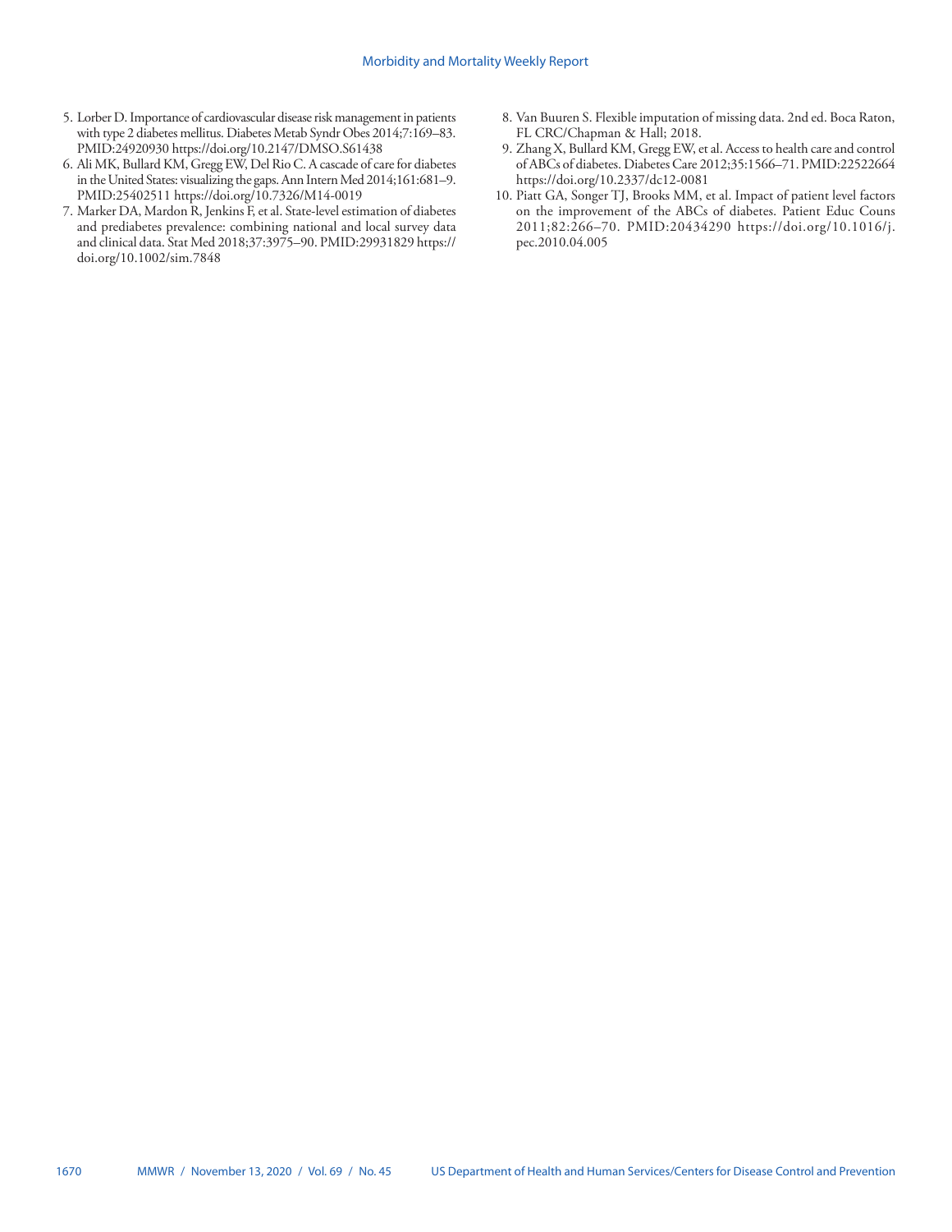5. Lorber D. Importance of cardiovascular disease risk management in patients with type 2 diabetes mellitus. Diabetes Metab Syndr Obes 2014;7:169–83. PMID:24920930 https://doi.org/10.2147/DMSO.S61438
6. Ali MK, Bullard KM, Gregg EW, Del Rio C. A cascade of care for diabetes in the United States: visualizing the gaps. Ann Intern Med 2014;161:681–9. PMID:25402511 https://doi.org/10.7326/M14-0019
7. Marker DA, Mardon R, Jenkins F, et al. State-level estimation of diabetes and prediabetes prevalence: combining national and local survey data and clinical data. Stat Med 2018;37:3975–90. PMID:29931829 https://doi.org/10.1002/sim.7848
8. Van Buuren S. Flexible imputation of missing data. 2nd ed. Boca Raton, FL CRC/Chapman & Hall; 2018.
9. Zhang X, Bullard KM, Gregg EW, et al. Access to health care and control of ABCs of diabetes. Diabetes Care 2012;35:1566–71. PMID:22522664 https://doi.org/10.2337/dc12-0081
10. Piatt GA, Songer TJ, Brooks MM, et al. Impact of patient level factors on the improvement of the ABCs of diabetes. Patient Educ Couns 2011;82:266–70. PMID:20434290 https://doi.org/10.1016/j.pec.2010.04.005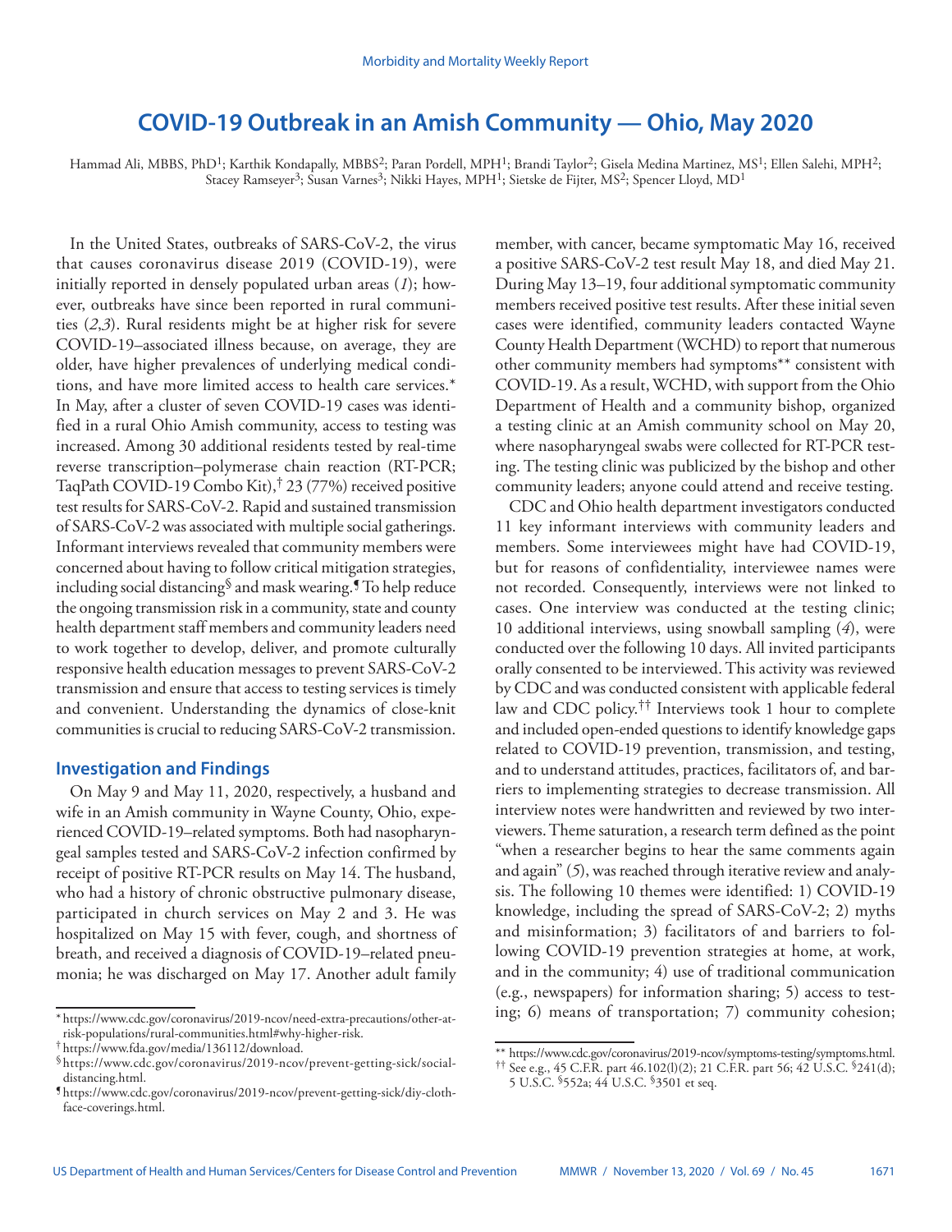# COVID-19 Outbreak in an Amish Community — Ohio, May 2020

Hammad Ali, MBBS, PhD[1]; Karthik Kondapally, MBBS[2]; Paran Pordell, MPH[1]; Brandi Taylor[2]; Gisela Medina Martinez, MS[1]; Ellen Salehi, MPH[2]; Stacey Ramseyer[3]; Susan Varnes[3]; Nikki Hayes, MPH[1]; Sietske de Fijter, MS[2]; Spencer Lloyd, MD[1]

In the United States, outbreaks of SARS-CoV-2, the virus that causes coronavirus disease 2019 (COVID-19), were initially reported in densely populated urban areas (*1*); however, outbreaks have since been reported in rural communities (*2*,*3*). Rural residents might be at higher risk for severe COVID-19–associated illness because, on average, they are older, have higher prevalences of underlying medical conditions, and have more limited access to health care services.* In May, after a cluster of seven COVID-19 cases was identified in a rural Ohio Amish community, access to testing was increased. Among 30 additional residents tested by real-time reverse transcription–polymerase chain reaction (RT-PCR; TaqPath COVID-19 Combo Kit),† 23 (77%) received positive test results for SARS-CoV-2. Rapid and sustained transmission of SARS-CoV-2 was associated with multiple social gatherings. Informant interviews revealed that community members were concerned about having to follow critical mitigation strategies, including social distancing§ and mask wearing.¶ To help reduce the ongoing transmission risk in a community, state and county health department staff members and community leaders need to work together to develop, deliver, and promote culturally responsive health education messages to prevent SARS-CoV-2 transmission and ensure that access to testing services is timely and convenient. Understanding the dynamics of close-knit communities is crucial to reducing SARS-CoV-2 transmission.

## Investigation and Findings

On May 9 and May 11, 2020, respectively, a husband and wife in an Amish community in Wayne County, Ohio, experienced COVID-19–related symptoms. Both had nasopharyngeal samples tested and SARS-CoV-2 infection confirmed by receipt of positive RT-PCR results on May 14. The husband, who had a history of chronic obstructive pulmonary disease, participated in church services on May 2 and 3. He was hospitalized on May 15 with fever, cough, and shortness of breath, and received a diagnosis of COVID-19–related pneumonia; he was discharged on May 17. Another adult family member, with cancer, became symptomatic May 16, received a positive SARS-CoV-2 test result May 18, and died May 21. During May 13–19, four additional symptomatic community members received positive test results. After these initial seven cases were identified, community leaders contacted Wayne County Health Department (WCHD) to report that numerous other community members had symptoms** consistent with COVID-19. As a result, WCHD, with support from the Ohio Department of Health and a community bishop, organized a testing clinic at an Amish community school on May 20, where nasopharyngeal swabs were collected for RT-PCR testing. The testing clinic was publicized by the bishop and other community leaders; anyone could attend and receive testing.

CDC and Ohio health department investigators conducted 11 key informant interviews with community leaders and members. Some interviewees might have had COVID-19, but for reasons of confidentiality, interviewee names were not recorded. Consequently, interviews were not linked to cases. One interview was conducted at the testing clinic; 10 additional interviews, using snowball sampling (*4*), were conducted over the following 10 days. All invited participants orally consented to be interviewed. This activity was reviewed by CDC and was conducted consistent with applicable federal law and CDC policy.†† Interviews took 1 hour to complete and included open-ended questions to identify knowledge gaps related to COVID-19 prevention, transmission, and testing, and to understand attitudes, practices, facilitators of, and barriers to implementing strategies to decrease transmission. All interview notes were handwritten and reviewed by two interviewers. Theme saturation, a research term defined as the point "when a researcher begins to hear the same comments again and again" (*5*), was reached through iterative review and analysis. The following 10 themes were identified: 1) COVID-19 knowledge, including the spread of SARS-CoV-2; 2) myths and misinformation; 3) facilitators of and barriers to following COVID-19 prevention strategies at home, at work, and in the community; 4) use of traditional communication (e.g., newspapers) for information sharing; 5) access to testing; 6) means of transportation; 7) community cohesion;

\* https://www.cdc.gov/coronavirus/2019-ncov/need-extra-precautions/other-at-risk-populations/rural-communities.html#why-higher-risk.

† https://www.fda.gov/media/136112/download.

§ https://www.cdc.gov/coronavirus/2019-ncov/prevent-getting-sick/social-distancing.html.

¶ https://www.cdc.gov/coronavirus/2019-ncov/prevent-getting-sick/diy-cloth-face-coverings.html.

\** https://www.cdc.gov/coronavirus/2019-ncov/symptoms-testing/symptoms.html.

†† See e.g., 45 C.F.R. part 46.102(l)(2); 21 C.F.R. part 56; 42 U.S.C. §241(d); 5 U.S.C. §552a; 44 U.S.C. §3501 et seq.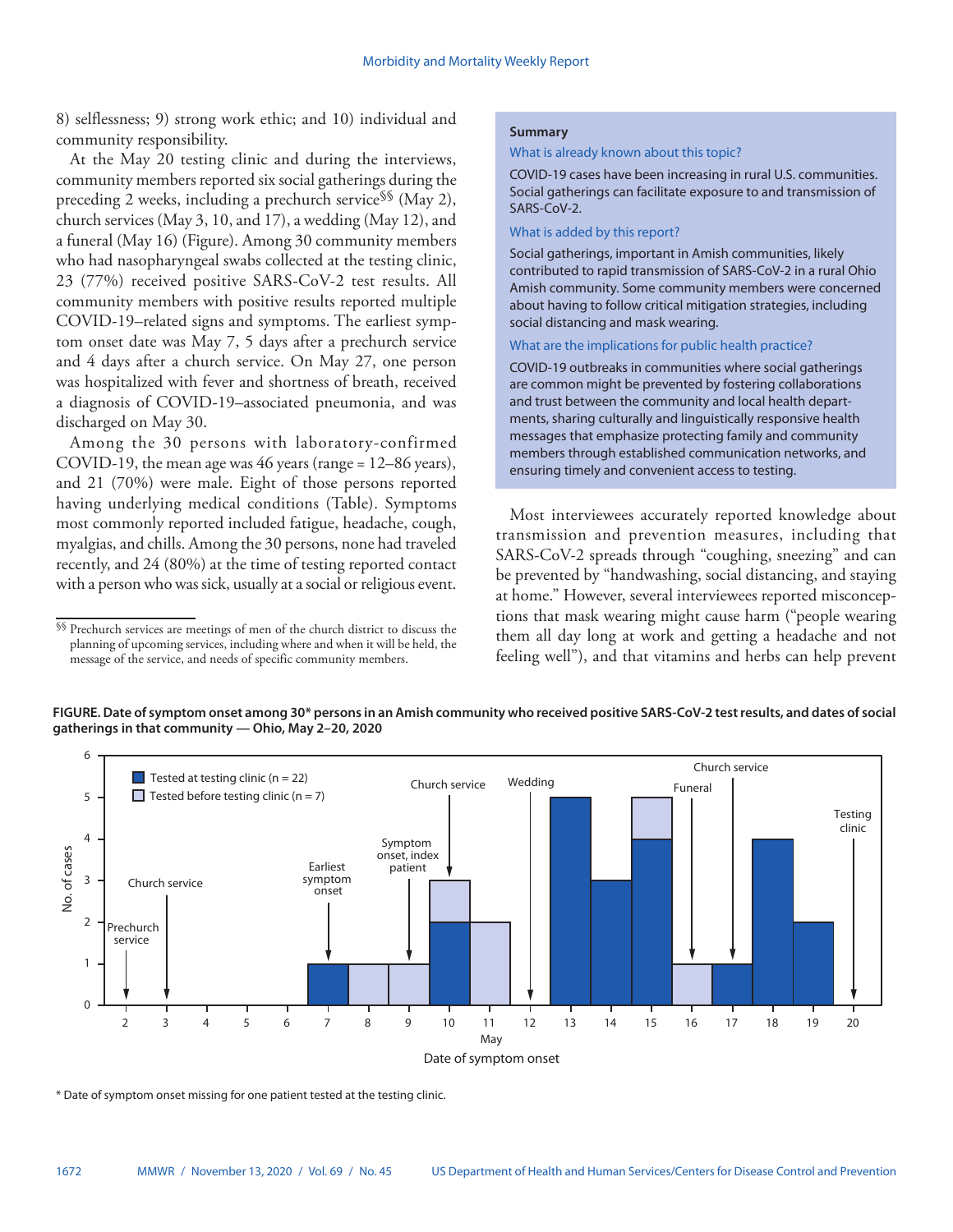8) selflessness; 9) strong work ethic; and 10) individual and community responsibility.

At the May 20 testing clinic and during the interviews, community members reported six social gatherings during the preceding 2 weeks, including a prechurch service[§§] (May 2), church services (May 3, 10, and 17), a wedding (May 12), and a funeral (May 16) (Figure). Among 30 community members who had nasopharyngeal swabs collected at the testing clinic, 23 (77%) received positive SARS-CoV-2 test results. All community members with positive results reported multiple COVID-19–related signs and symptoms. The earliest symptom onset date was May 7, 5 days after a prechurch service and 4 days after a church service. On May 27, one person was hospitalized with fever and shortness of breath, received a diagnosis of COVID-19–associated pneumonia, and was discharged on May 30.

Among the 30 persons with laboratory-confirmed COVID-19, the mean age was 46 years (range = 12–86 years), and 21 (70%) were male. Eight of those persons reported having underlying medical conditions (Table). Symptoms most commonly reported included fatigue, headache, cough, myalgias, and chills. Among the 30 persons, none had traveled recently, and 24 (80%) at the time of testing reported contact with a person who was sick, usually at a social or religious event.

[§§] Prechurch services are meetings of men of the church district to discuss the planning of upcoming services, including where and when it will be held, the message of the service, and needs of specific community members.

**Summary**

**What is already known about this topic?**

COVID-19 cases have been increasing in rural U.S. communities. Social gatherings can facilitate exposure to and transmission of SARS-CoV-2.

**What is added by this report?**

Social gatherings, important in Amish communities, likely contributed to rapid transmission of SARS-CoV-2 in a rural Ohio Amish community. Some community members were concerned about having to follow critical mitigation strategies, including social distancing and mask wearing.

**What are the implications for public health practice?**

COVID-19 outbreaks in communities where social gatherings are common might be prevented by fostering collaborations and trust between the community and local health departments, sharing culturally and linguistically responsive health messages that emphasize protecting family and community members through established communication networks, and ensuring timely and convenient access to testing.

Most interviewees accurately reported knowledge about transmission and prevention measures, including that SARS-CoV-2 spreads through "coughing, sneezing" and can be prevented by "handwashing, social distancing, and staying at home." However, several interviewees reported misconceptions that mask wearing might cause harm ("people wearing them all day long at work and getting a headache and not feeling well"), and that vitamins and herbs can help prevent

**FIGURE. Date of symptom onset among 30\* persons in an Amish community who received positive SARS-CoV-2 test results, and dates of social gatherings in that community — Ohio, May 2–20, 2020**

| Date of symptom onset (May) | Tested at testing clinic (n = 22) | Tested before testing clinic (n = 7) | Events |
|---|---|---|---|
| 2 | 0 | 0 | Prechurch service |
| 3 | 0 | 0 | Church service |
| 4 | 0 | 0 | |
| 5 | 0 | 0 | |
| 6 | 0 | 0 | |
| 7 | 1 | 0 | Earliest symptom onset |
| 8 | 0 | 1 | |
| 9 | 0 | 1 | Symptom onset, index patient |
| 10 | 2 | 1 | Church service |
| 11 | 0 | 2 | |
| 12 | 0 | 0 | Wedding |
| 13 | 5 | 0 | |
| 14 | 3 | 0 | |
| 15 | 4 | 1 | |
| 16 | 0 | 1 | Funeral |
| 17 | 1 | 0 | Church service |
| 18 | 4 | 0 | |
| 19 | 2 | 0 | |
| 20 | 0 | 0 | Testing clinic |

\* Date of symptom onset missing for one patient tested at the testing clinic.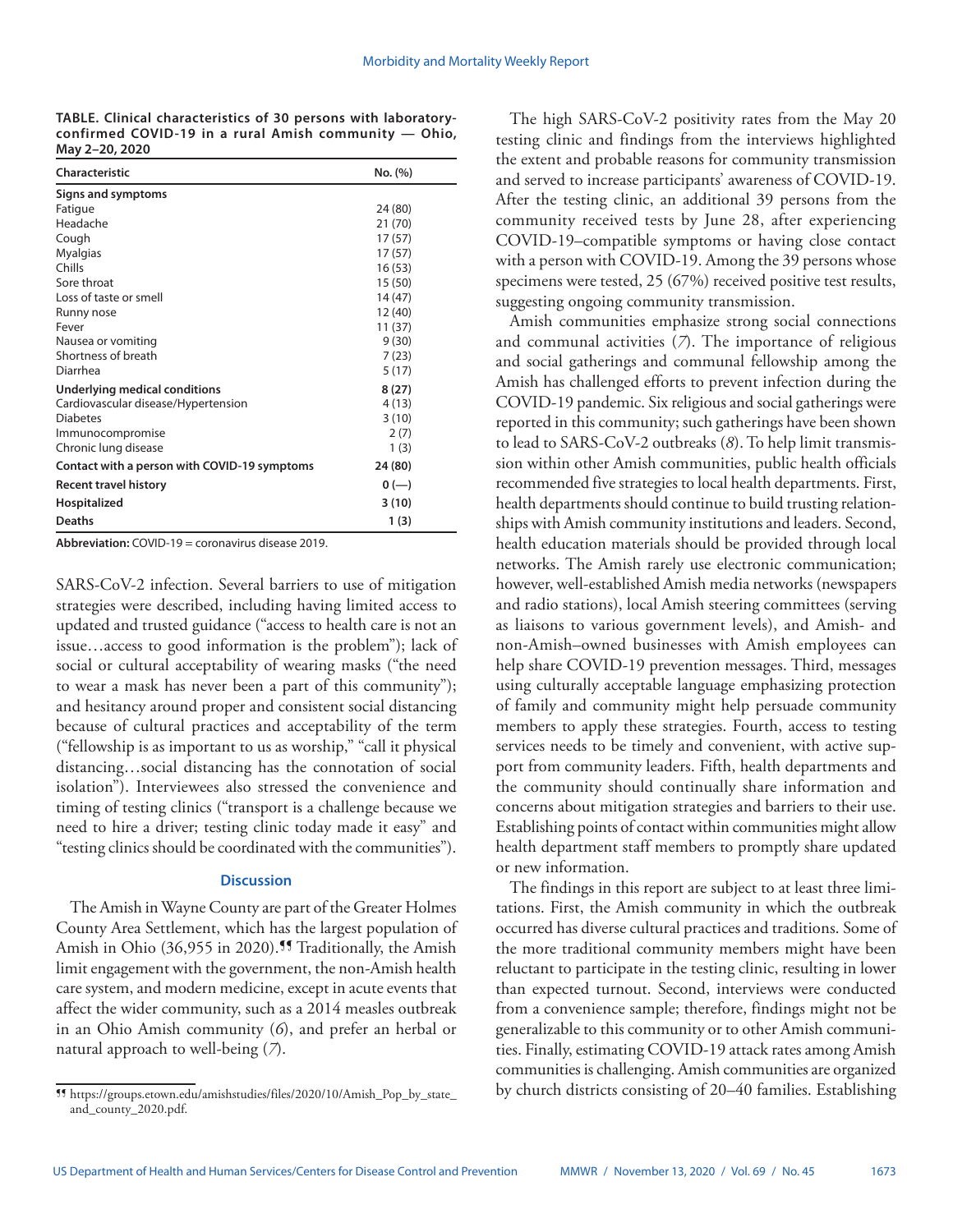**TABLE. Clinical characteristics of 30 persons with laboratory-confirmed COVID-19 in a rural Amish community — Ohio, May 2–20, 2020**

| Characteristic | No. (%) |
|---|---|
| **Signs and symptoms** | |
| Fatigue | 24 (80) |
| Headache | 21 (70) |
| Cough | 17 (57) |
| Myalgias | 17 (57) |
| Chills | 16 (53) |
| Sore throat | 15 (50) |
| Loss of taste or smell | 14 (47) |
| Runny nose | 12 (40) |
| Fever | 11 (37) |
| Nausea or vomiting | 9 (30) |
| Shortness of breath | 7 (23) |
| Diarrhea | 5 (17) |
| **Underlying medical conditions** | **8 (27)** |
| Cardiovascular disease/Hypertension | 4 (13) |
| Diabetes | 3 (10) |
| Immunocompromise | 2 (7) |
| Chronic lung disease | 1 (3) |
| **Contact with a person with COVID-19 symptoms** | **24 (80)** |
| **Recent travel history** | **0 (—)** |
| **Hospitalized** | **3 (10)** |
| **Deaths** | **1 (3)** |

**Abbreviation:** COVID-19 = coronavirus disease 2019.

SARS-CoV-2 infection. Several barriers to use of mitigation strategies were described, including having limited access to updated and trusted guidance ("access to health care is not an issue…access to good information is the problem"); lack of social or cultural acceptability of wearing masks ("the need to wear a mask has never been a part of this community"); and hesitancy around proper and consistent social distancing because of cultural practices and acceptability of the term ("fellowship is as important to us as worship," "call it physical distancing…social distancing has the connotation of social isolation"). Interviewees also stressed the convenience and timing of testing clinics ("transport is a challenge because we need to hire a driver; testing clinic today made it easy" and "testing clinics should be coordinated with the communities").

### Discussion

The Amish in Wayne County are part of the Greater Holmes County Area Settlement, which has the largest population of Amish in Ohio (36,955 in 2020).[¶¶] Traditionally, the Amish limit engagement with the government, the non-Amish health care system, and modern medicine, except in acute events that affect the wider community, such as a 2014 measles outbreak in an Ohio Amish community (*6*), and prefer an herbal or natural approach to well-being (*7*).

The high SARS-CoV-2 positivity rates from the May 20 testing clinic and findings from the interviews highlighted the extent and probable reasons for community transmission and served to increase participants' awareness of COVID-19. After the testing clinic, an additional 39 persons from the community received tests by June 28, after experiencing COVID-19–compatible symptoms or having close contact with a person with COVID-19. Among the 39 persons whose specimens were tested, 25 (67%) received positive test results, suggesting ongoing community transmission.

Amish communities emphasize strong social connections and communal activities (*7*). The importance of religious and social gatherings and communal fellowship among the Amish has challenged efforts to prevent infection during the COVID-19 pandemic. Six religious and social gatherings were reported in this community; such gatherings have been shown to lead to SARS-CoV-2 outbreaks (*8*). To help limit transmission within other Amish communities, public health officials recommended five strategies to local health departments. First, health departments should continue to build trusting relationships with Amish community institutions and leaders. Second, health education materials should be provided through local networks. The Amish rarely use electronic communication; however, well-established Amish media networks (newspapers and radio stations), local Amish steering committees (serving as liaisons to various government levels), and Amish- and non-Amish–owned businesses with Amish employees can help share COVID-19 prevention messages. Third, messages using culturally acceptable language emphasizing protection of family and community might help persuade community members to apply these strategies. Fourth, access to testing services needs to be timely and convenient, with active support from community leaders. Fifth, health departments and the community should continually share information and concerns about mitigation strategies and barriers to their use. Establishing points of contact within communities might allow health department staff members to promptly share updated or new information.

The findings in this report are subject to at least three limitations. First, the Amish community in which the outbreak occurred has diverse cultural practices and traditions. Some of the more traditional community members might have been reluctant to participate in the testing clinic, resulting in lower than expected turnout. Second, interviews were conducted from a convenience sample; therefore, findings might not be generalizable to this community or to other Amish communities. Finally, estimating COVID-19 attack rates among Amish communities is challenging. Amish communities are organized by church districts consisting of 20–40 families. Establishing

[¶¶] https://groups.etown.edu/amishstudies/files/2020/10/Amish_Pop_by_state_and_county_2020.pdf.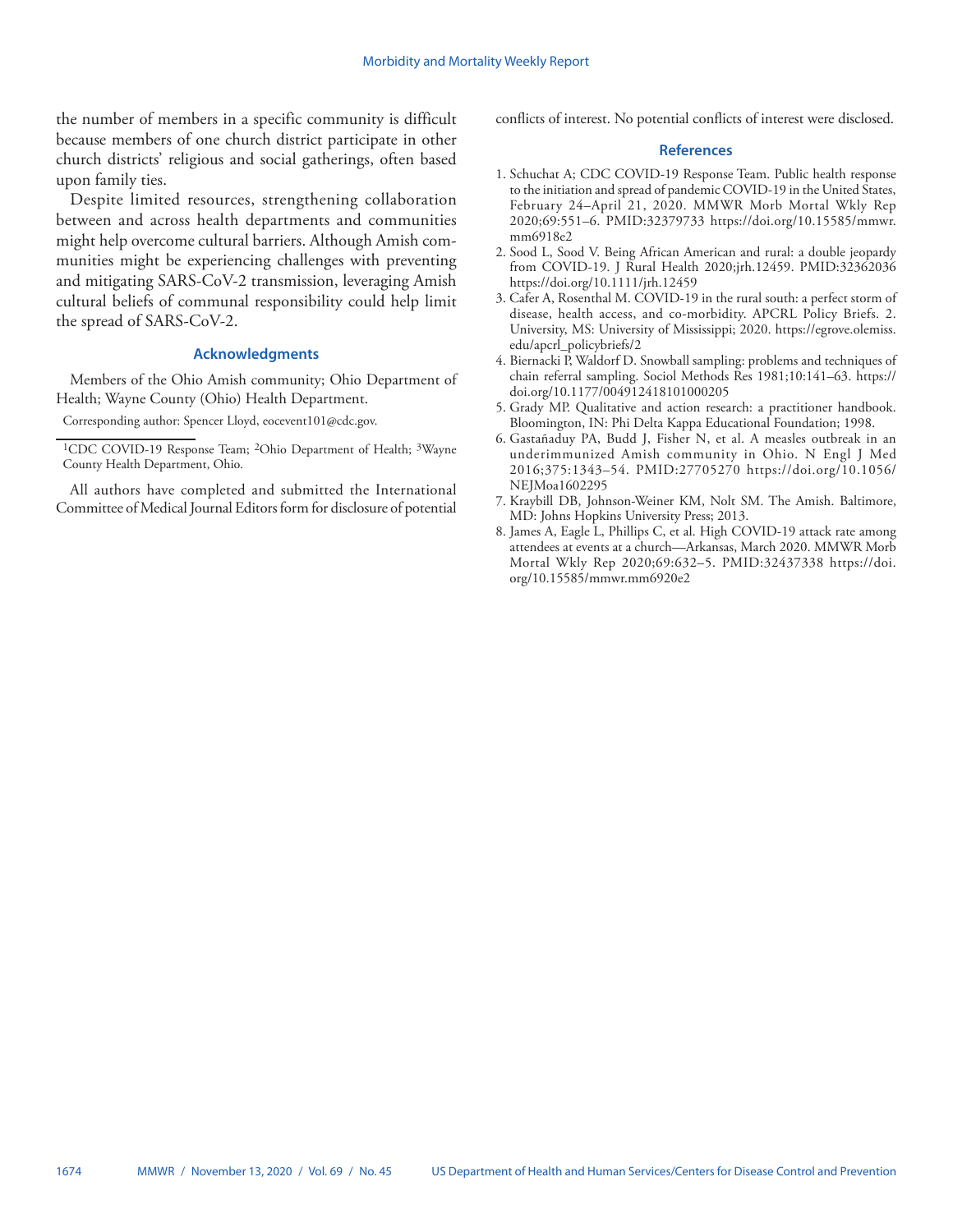the number of members in a specific community is difficult because members of one church district participate in other church districts' religious and social gatherings, often based upon family ties.

Despite limited resources, strengthening collaboration between and across health departments and communities might help overcome cultural barriers. Although Amish communities might be experiencing challenges with preventing and mitigating SARS-CoV-2 transmission, leveraging Amish cultural beliefs of communal responsibility could help limit the spread of SARS-CoV-2.

### Acknowledgments

Members of the Ohio Amish community; Ohio Department of Health; Wayne County (Ohio) Health Department.

Corresponding author: Spencer Lloyd, eocevent101@cdc.gov.

[1]CDC COVID-19 Response Team; [2]Ohio Department of Health; [3]Wayne County Health Department, Ohio.

All authors have completed and submitted the International Committee of Medical Journal Editors form for disclosure of potential conflicts of interest. No potential conflicts of interest were disclosed.

### References

1. Schuchat A; CDC COVID-19 Response Team. Public health response to the initiation and spread of pandemic COVID-19 in the United States, February 24–April 21, 2020. MMWR Morb Mortal Wkly Rep 2020;69:551–6. PMID:32379733 https://doi.org/10.15585/mmwr.mm6918e2
2. Sood L, Sood V. Being African American and rural: a double jeopardy from COVID-19. J Rural Health 2020;jrh.12459. PMID:32362036 https://doi.org/10.1111/jrh.12459
3. Cafer A, Rosenthal M. COVID-19 in the rural south: a perfect storm of disease, health access, and co-morbidity. APCRL Policy Briefs. 2. University, MS: University of Mississippi; 2020. https://egrove.olemiss.edu/apcrl_policybriefs/2
4. Biernacki P, Waldorf D. Snowball sampling: problems and techniques of chain referral sampling. Sociol Methods Res 1981;10:141–63. https://doi.org/10.1177/004912418101000205
5. Grady MP. Qualitative and action research: a practitioner handbook. Bloomington, IN: Phi Delta Kappa Educational Foundation; 1998.
6. Gastañaduy PA, Budd J, Fisher N, et al. A measles outbreak in an underimmunized Amish community in Ohio. N Engl J Med 2016;375:1343–54. PMID:27705270 https://doi.org/10.1056/NEJMoa1602295
7. Kraybill DB, Johnson-Weiner KM, Nolt SM. The Amish. Baltimore, MD: Johns Hopkins University Press; 2013.
8. James A, Eagle L, Phillips C, et al. High COVID-19 attack rate among attendees at events at a church—Arkansas, March 2020. MMWR Morb Mortal Wkly Rep 2020;69:632–5. PMID:32437338 https://doi.org/10.15585/mmwr.mm6920e2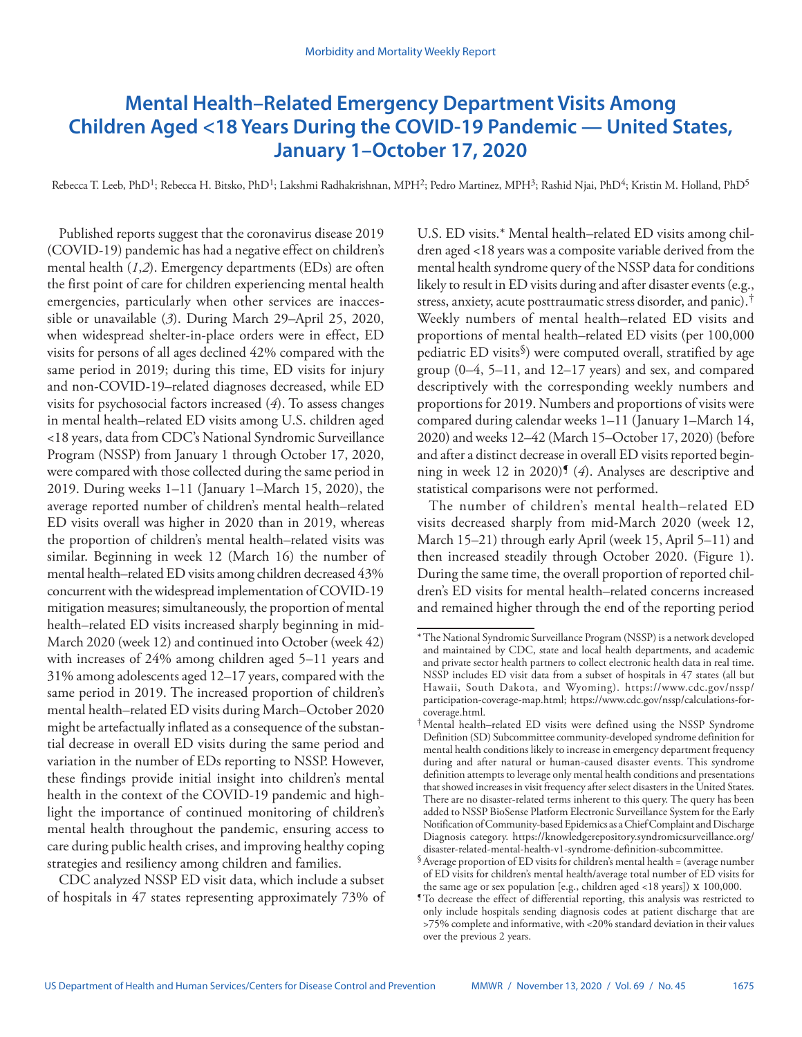# Mental Health–Related Emergency Department Visits Among Children Aged <18 Years During the COVID-19 Pandemic — United States, January 1–October 17, 2020

Rebecca T. Leeb, PhD[1]; Rebecca H. Bitsko, PhD[1]; Lakshmi Radhakrishnan, MPH[2]; Pedro Martinez, MPH[3]; Rashid Njai, PhD[4]; Kristin M. Holland, PhD[5]

Published reports suggest that the coronavirus disease 2019 (COVID-19) pandemic has had a negative effect on children's mental health (*1*,*2*). Emergency departments (EDs) are often the first point of care for children experiencing mental health emergencies, particularly when other services are inaccessible or unavailable (*3*). During March 29–April 25, 2020, when widespread shelter-in-place orders were in effect, ED visits for persons of all ages declined 42% compared with the same period in 2019; during this time, ED visits for injury and non-COVID-19–related diagnoses decreased, while ED visits for psychosocial factors increased (*4*). To assess changes in mental health–related ED visits among U.S. children aged <18 years, data from CDC's National Syndromic Surveillance Program (NSSP) from January 1 through October 17, 2020, were compared with those collected during the same period in 2019. During weeks 1–11 (January 1–March 15, 2020), the average reported number of children's mental health–related ED visits overall was higher in 2020 than in 2019, whereas the proportion of children's mental health–related visits was similar. Beginning in week 12 (March 16) the number of mental health–related ED visits among children decreased 43% concurrent with the widespread implementation of COVID-19 mitigation measures; simultaneously, the proportion of mental health–related ED visits increased sharply beginning in mid-March 2020 (week 12) and continued into October (week 42) with increases of 24% among children aged 5–11 years and 31% among adolescents aged 12–17 years, compared with the same period in 2019. The increased proportion of children's mental health–related ED visits during March–October 2020 might be artefactually inflated as a consequence of the substantial decrease in overall ED visits during the same period and variation in the number of EDs reporting to NSSP. However, these findings provide initial insight into children's mental health in the context of the COVID-19 pandemic and highlight the importance of continued monitoring of children's mental health throughout the pandemic, ensuring access to care during public health crises, and improving healthy coping strategies and resiliency among children and families.

CDC analyzed NSSP ED visit data, which include a subset of hospitals in 47 states representing approximately 73% of U.S. ED visits.* Mental health–related ED visits among children aged <18 years was a composite variable derived from the mental health syndrome query of the NSSP data for conditions likely to result in ED visits during and after disaster events (e.g., stress, anxiety, acute posttraumatic stress disorder, and panic).[†] Weekly numbers of mental health–related ED visits and proportions of mental health–related ED visits (per 100,000 pediatric ED visits[§]) were computed overall, stratified by age group (0–4, 5–11, and 12–17 years) and sex, and compared descriptively with the corresponding weekly numbers and proportions for 2019. Numbers and proportions of visits were compared during calendar weeks 1–11 (January 1–March 14, 2020) and weeks 12–42 (March 15–October 17, 2020) (before and after a distinct decrease in overall ED visits reported beginning in week 12 in 2020)[¶] (*4*). Analyses are descriptive and statistical comparisons were not performed.

The number of children's mental health–related ED visits decreased sharply from mid-March 2020 (week 12, March 15–21) through early April (week 15, April 5–11) and then increased steadily through October 2020. (Figure 1). During the same time, the overall proportion of reported children's ED visits for mental health–related concerns increased and remained higher through the end of the reporting period

\* The National Syndromic Surveillance Program (NSSP) is a network developed and maintained by CDC, state and local health departments, and academic and private sector health partners to collect electronic health data in real time. NSSP includes ED visit data from a subset of hospitals in 47 states (all but Hawaii, South Dakota, and Wyoming). https://www.cdc.gov/nssp/participation-coverage-map.html; https://www.cdc.gov/nssp/calculations-for-coverage.html.

† Mental health–related ED visits were defined using the NSSP Syndrome Definition (SD) Subcommittee community-developed syndrome definition for mental health conditions likely to increase in emergency department frequency during and after natural or human-caused disaster events. This syndrome definition attempts to leverage only mental health conditions and presentations that showed increases in visit frequency after select disasters in the United States. There are no disaster-related terms inherent to this query. The query has been added to NSSP BioSense Platform Electronic Surveillance System for the Early Notification of Community-based Epidemics as a Chief Complaint and Discharge Diagnosis category. https://knowledgerepository.syndromicsurveillance.org/disaster-related-mental-health-v1-syndrome-definition-subcommittee.

§ Average proportion of ED visits for children's mental health = (average number of ED visits for children's mental health/average total number of ED visits for the same age or sex population [e.g., children aged <18 years]) x 100,000.

¶ To decrease the effect of differential reporting, this analysis was restricted to only include hospitals sending diagnosis codes at patient discharge that are >75% complete and informative, with <20% standard deviation in their values over the previous 2 years.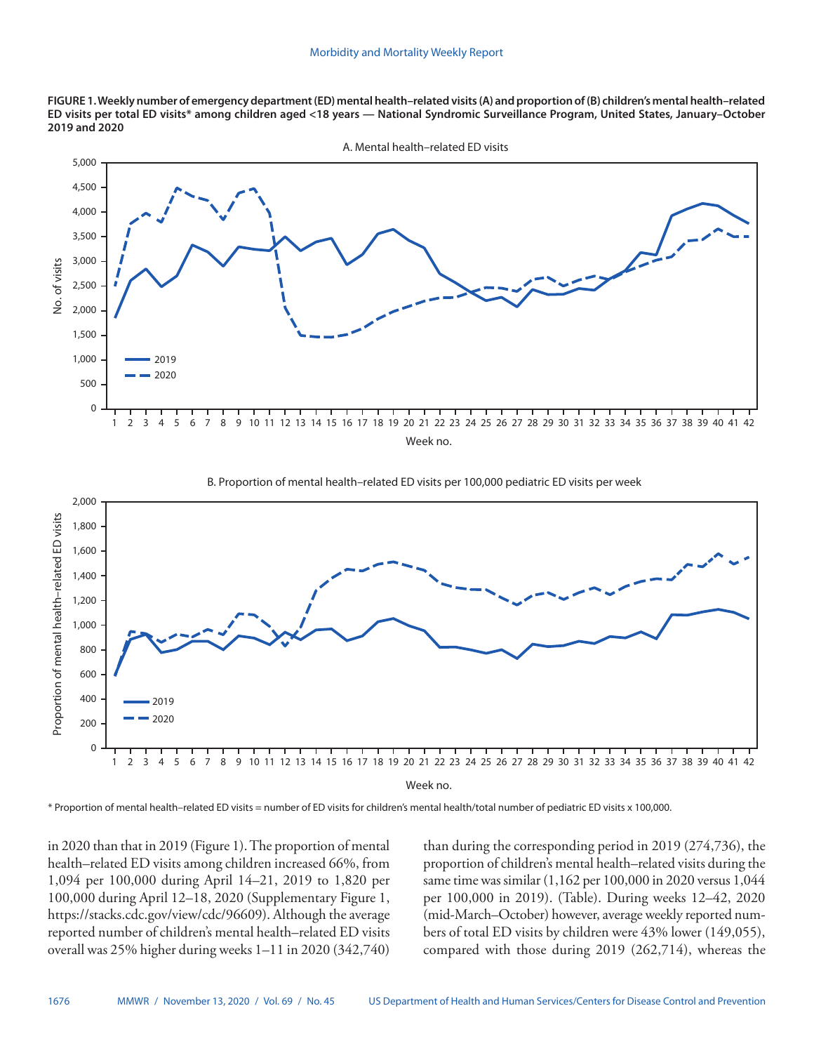**FIGURE 1. Weekly number of emergency department (ED) mental health–related visits (A) and proportion of (B) children's mental health–related ED visits per total ED visits* among children aged <18 years — National Syndromic Surveillance Program, United States, January–October 2019 and 2020**

\* Proportion of mental health–related ED visits = number of ED visits for children's mental health/total number of pediatric ED visits x 100,000.

in 2020 than that in 2019 (Figure 1). The proportion of mental health–related ED visits among children increased 66%, from 1,094 per 100,000 during April 14–21, 2019 to 1,820 per 100,000 during April 12–18, 2020 (Supplementary Figure 1, https://stacks.cdc.gov/view/cdc/96609). Although the average reported number of children's mental health–related ED visits overall was 25% higher during weeks 1–11 in 2020 (342,740) than during the corresponding period in 2019 (274,736), the proportion of children's mental health–related visits during the same time was similar (1,162 per 100,000 in 2020 versus 1,044 per 100,000 in 2019). (Table). During weeks 12–42, 2020 (mid-March–October) however, average weekly reported numbers of total ED visits by children were 43% lower (149,055), compared with those during 2019 (262,714), whereas the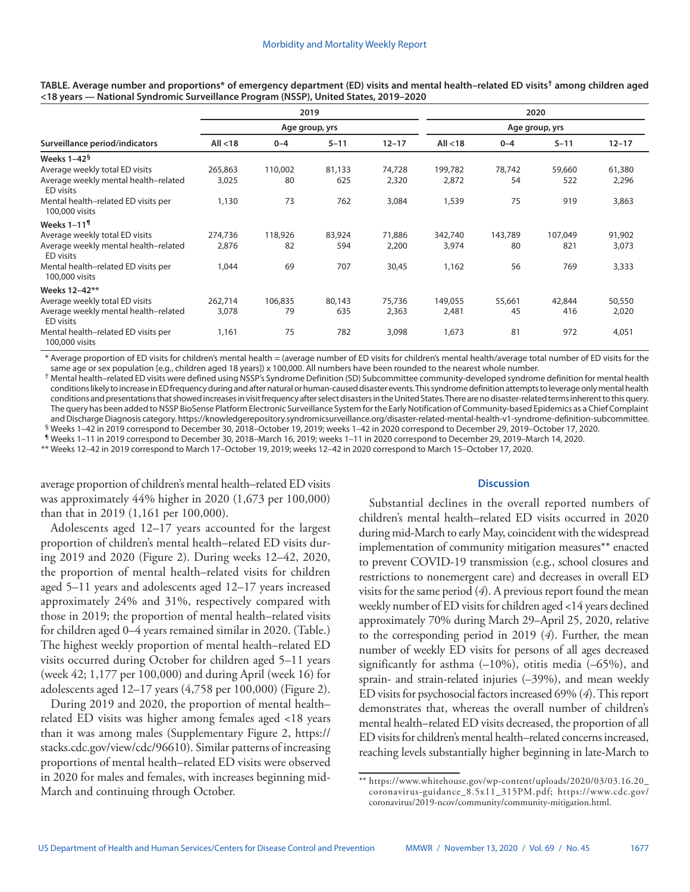**TABLE. Average number and proportions* of emergency department (ED) visits and mental health–related ED visits† among children aged <18 years — National Syndromic Surveillance Program (NSSP), United States, 2019–2020**

| Surveillance period/indicators | 2019 | | | | 2020 | | | |
|---|---|---|---|---|---|---|---|---|
| | Age group, yrs | | | | Age group, yrs | | | |
| | All <18 | 0–4 | 5–11 | 12–17 | All <18 | 0–4 | 5–11 | 12–17 |
| **Weeks 1–42§** | | | | | | | | |
| Average weekly total ED visits | 265,863 | 110,002 | 81,133 | 74,728 | 199,782 | 78,742 | 59,660 | 61,380 |
| Average weekly mental health–related ED visits | 3,025 | 80 | 625 | 2,320 | 2,872 | 54 | 522 | 2,296 |
| Mental health–related ED visits per 100,000 visits | 1,130 | 73 | 762 | 3,084 | 1,539 | 75 | 919 | 3,863 |
| **Weeks 1–11¶** | | | | | | | | |
| Average weekly total ED visits | 274,736 | 118,926 | 83,924 | 71,886 | 342,740 | 143,789 | 107,049 | 91,902 |
| Average weekly mental health–related ED visits | 2,876 | 82 | 594 | 2,200 | 3,974 | 80 | 821 | 3,073 |
| Mental health–related ED visits per 100,000 visits | 1,044 | 69 | 707 | 30,45 | 1,162 | 56 | 769 | 3,333 |
| **Weeks 12–42**** | | | | | | | | |
| Average weekly total ED visits | 262,714 | 106,835 | 80,143 | 75,736 | 149,055 | 55,661 | 42,844 | 50,550 |
| Average weekly mental health–related ED visits | 3,078 | 79 | 635 | 2,363 | 2,481 | 45 | 416 | 2,020 |
| Mental health–related ED visits per 100,000 visits | 1,161 | 75 | 782 | 3,098 | 1,673 | 81 | 972 | 4,051 |

* Average proportion of ED visits for children's mental health = (average number of ED visits for children's mental health/average total number of ED visits for the same age or sex population [e.g., children aged 18 years]) x 100,000. All numbers have been rounded to the nearest whole number.

† Mental health–related ED visits were defined using NSSP's Syndrome Definition (SD) Subcommittee community-developed syndrome definition for mental health conditions likely to increase in ED frequency during and after natural or human-caused disaster events. This syndrome definition attempts to leverage only mental health conditions and presentations that showed increases in visit frequency after select disasters in the United States. There are no disaster-related terms inherent to this query. The query has been added to NSSP BioSense Platform Electronic Surveillance System for the Early Notification of Community-based Epidemics as a Chief Complaint and Discharge Diagnosis category. https://knowledgerepository.syndromicsurveillance.org/disaster-related-mental-health-v1-syndrome-definition-subcommittee.

§ Weeks 1–42 in 2019 correspond to December 30, 2018–October 19, 2019; weeks 1–42 in 2020 correspond to December 29, 2019–October 17, 2020.

¶ Weeks 1–11 in 2019 correspond to December 30, 2018–March 16, 2019; weeks 1–11 in 2020 correspond to December 29, 2019–March 14, 2020.

** Weeks 12–42 in 2019 correspond to March 17–October 19, 2019; weeks 12–42 in 2020 correspond to March 15–October 17, 2020.

average proportion of children's mental health–related ED visits was approximately 44% higher in 2020 (1,673 per 100,000) than that in 2019 (1,161 per 100,000).

Adolescents aged 12–17 years accounted for the largest proportion of children's mental health–related ED visits during 2019 and 2020 (Figure 2). During weeks 12–42, 2020, the proportion of mental health–related visits for children aged 5–11 years and adolescents aged 12–17 years increased approximately 24% and 31%, respectively compared with those in 2019; the proportion of mental health–related visits for children aged 0–4 years remained similar in 2020. (Table.) The highest weekly proportion of mental health–related ED visits occurred during October for children aged 5–11 years (week 42; 1,177 per 100,000) and during April (week 16) for adolescents aged 12–17 years (4,758 per 100,000) (Figure 2).

During 2019 and 2020, the proportion of mental health–related ED visits was higher among females aged <18 years than it was among males (Supplementary Figure 2, https://stacks.cdc.gov/view/cdc/96610). Similar patterns of increasing proportions of mental health–related ED visits were observed in 2020 for males and females, with increases beginning mid-March and continuing through October.

## Discussion

Substantial declines in the overall reported numbers of children's mental health–related ED visits occurred in 2020 during mid-March to early May, coincident with the widespread implementation of community mitigation measures** enacted to prevent COVID-19 transmission (e.g., school closures and restrictions to nonemergent care) and decreases in overall ED visits for the same period (*4*). A previous report found the mean weekly number of ED visits for children aged <14 years declined approximately 70% during March 29–April 25, 2020, relative to the corresponding period in 2019 (*4*). Further, the mean number of weekly ED visits for persons of all ages decreased significantly for asthma (–10%), otitis media (–65%), and sprain- and strain-related injuries (–39%), and mean weekly ED visits for psychosocial factors increased 69% (*4*). This report demonstrates that, whereas the overall number of children's mental health–related ED visits decreased, the proportion of all ED visits for children's mental health–related concerns increased, reaching levels substantially higher beginning in late-March to

** https://www.whitehouse.gov/wp-content/uploads/2020/03/03.16.20_coronavirus-guidance_8.5x11_315PM.pdf; https://www.cdc.gov/coronavirus/2019-ncov/community/community-mitigation.html.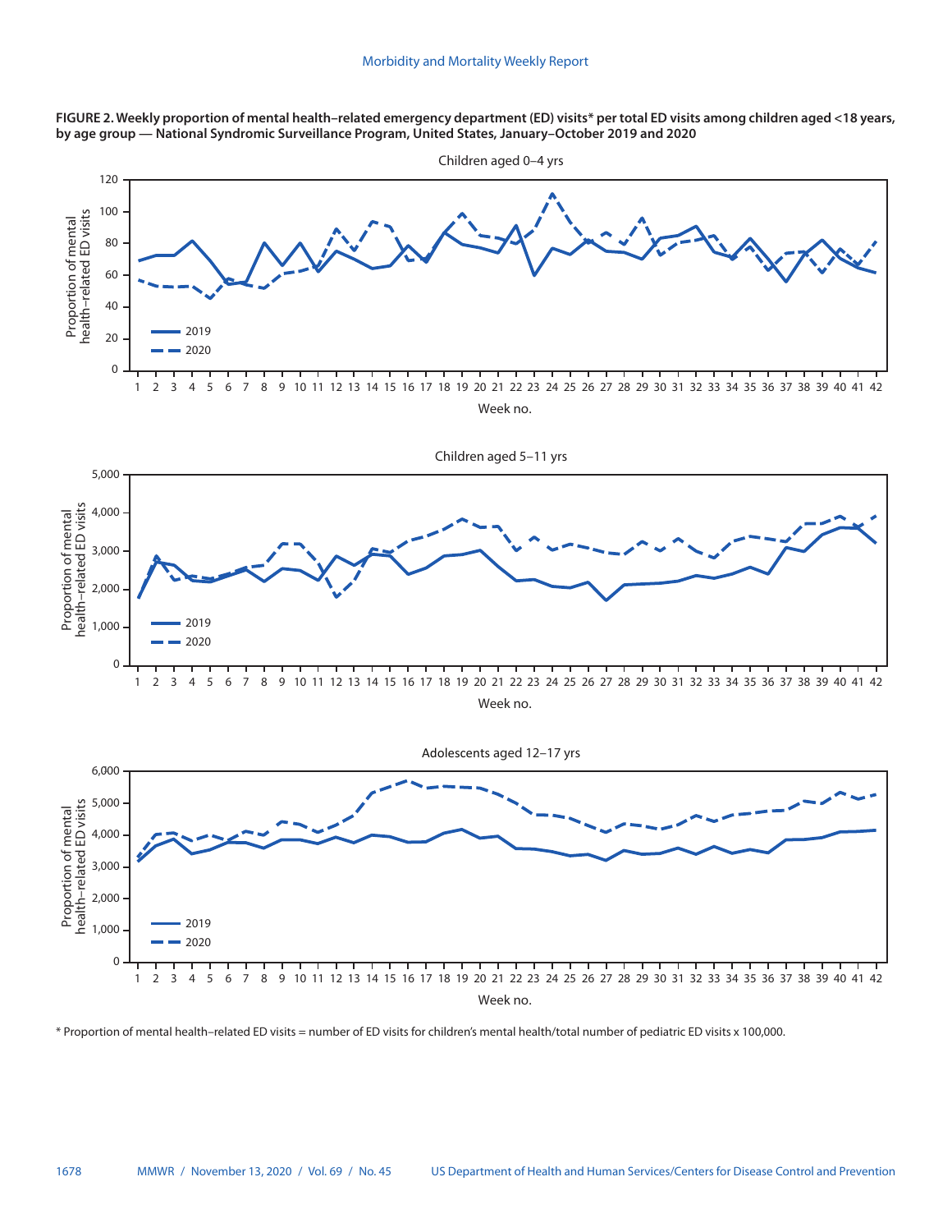**FIGURE 2. Weekly proportion of mental health–related emergency department (ED) visits* per total ED visits among children aged <18 years, by age group — National Syndromic Surveillance Program, United States, January–October 2019 and 2020**

\* Proportion of mental health–related ED visits = number of ED visits for children's mental health/total number of pediatric ED visits x 100,000.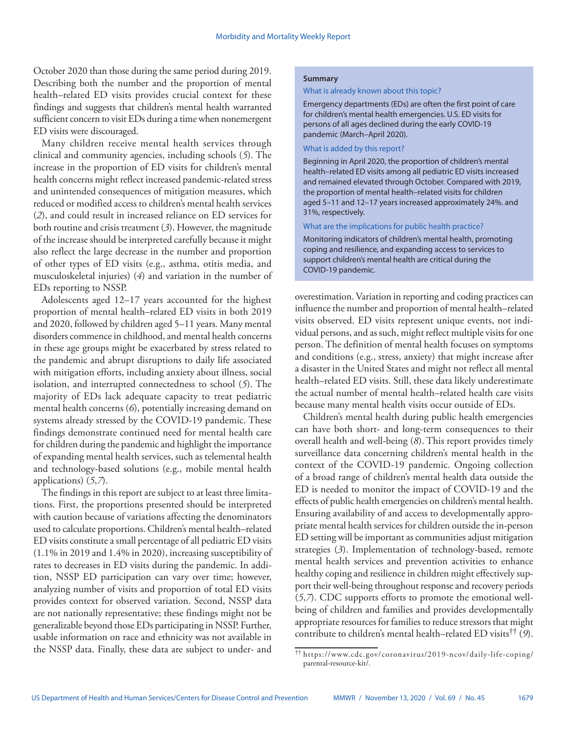October 2020 than those during the same period during 2019. Describing both the number and the proportion of mental health–related ED visits provides crucial context for these findings and suggests that children's mental health warranted sufficient concern to visit EDs during a time when nonemergent ED visits were discouraged.

Many children receive mental health services through clinical and community agencies, including schools (*5*). The increase in the proportion of ED visits for children's mental health concerns might reflect increased pandemic-related stress and unintended consequences of mitigation measures, which reduced or modified access to children's mental health services (*2*), and could result in increased reliance on ED services for both routine and crisis treatment (*3*). However, the magnitude of the increase should be interpreted carefully because it might also reflect the large decrease in the number and proportion of other types of ED visits (e.g., asthma, otitis media, and musculoskeletal injuries) (*4*) and variation in the number of EDs reporting to NSSP.

Adolescents aged 12–17 years accounted for the highest proportion of mental health–related ED visits in both 2019 and 2020, followed by children aged 5–11 years. Many mental disorders commence in childhood, and mental health concerns in these age groups might be exacerbated by stress related to the pandemic and abrupt disruptions to daily life associated with mitigation efforts, including anxiety about illness, social isolation, and interrupted connectedness to school (*5*). The majority of EDs lack adequate capacity to treat pediatric mental health concerns (*6*), potentially increasing demand on systems already stressed by the COVID-19 pandemic. These findings demonstrate continued need for mental health care for children during the pandemic and highlight the importance of expanding mental health services, such as telemental health and technology-based solutions (e.g., mobile mental health applications) (*5*,*7*).

The findings in this report are subject to at least three limitations. First, the proportions presented should be interpreted with caution because of variations affecting the denominators used to calculate proportions. Children's mental health–related ED visits constitute a small percentage of all pediatric ED visits (1.1% in 2019 and 1.4% in 2020), increasing susceptibility of rates to decreases in ED visits during the pandemic. In addition, NSSP ED participation can vary over time; however, analyzing number of visits and proportion of total ED visits provides context for observed variation. Second, NSSP data are not nationally representative; these findings might not be generalizable beyond those EDs participating in NSSP. Further, usable information on race and ethnicity was not available in the NSSP data. Finally, these data are subject to under- and overestimation. Variation in reporting and coding practices can influence the number and proportion of mental health–related visits observed. ED visits represent unique events, not individual persons, and as such, might reflect multiple visits for one person. The definition of mental health focuses on symptoms and conditions (e.g., stress, anxiety) that might increase after a disaster in the United States and might not reflect all mental health–related ED visits. Still, these data likely underestimate the actual number of mental health–related health care visits because many mental health visits occur outside of EDs.

Children's mental health during public health emergencies can have both short- and long-term consequences to their overall health and well-being (*8*). This report provides timely surveillance data concerning children's mental health in the context of the COVID-19 pandemic. Ongoing collection of a broad range of children's mental health data outside the ED is needed to monitor the impact of COVID-19 and the effects of public health emergencies on children's mental health. Ensuring availability of and access to developmentally appropriate mental health services for children outside the in-person ED setting will be important as communities adjust mitigation strategies (*3*). Implementation of technology-based, remote mental health services and prevention activities to enhance healthy coping and resilience in children might effectively support their well-being throughout response and recovery periods (*5*,*7*). CDC supports efforts to promote the emotional well-being of children and families and provides developmentally appropriate resources for families to reduce stressors that might contribute to children's mental health–related ED visits[††] (*9*).

---

**Summary**

What is already known about this topic?

Emergency departments (EDs) are often the first point of care for children's mental health emergencies. U.S. ED visits for persons of all ages declined during the early COVID-19 pandemic (March–April 2020).

What is added by this report?

Beginning in April 2020, the proportion of children's mental health–related ED visits among all pediatric ED visits increased and remained elevated through October. Compared with 2019, the proportion of mental health–related visits for children aged 5–11 and 12–17 years increased approximately 24%. and 31%, respectively.

What are the implications for public health practice?

Monitoring indicators of children's mental health, promoting coping and resilience, and expanding access to services to support children's mental health are critical during the COVID-19 pandemic.

---

[††] https://www.cdc.gov/coronavirus/2019-ncov/daily-life-coping/parental-resource-kit/.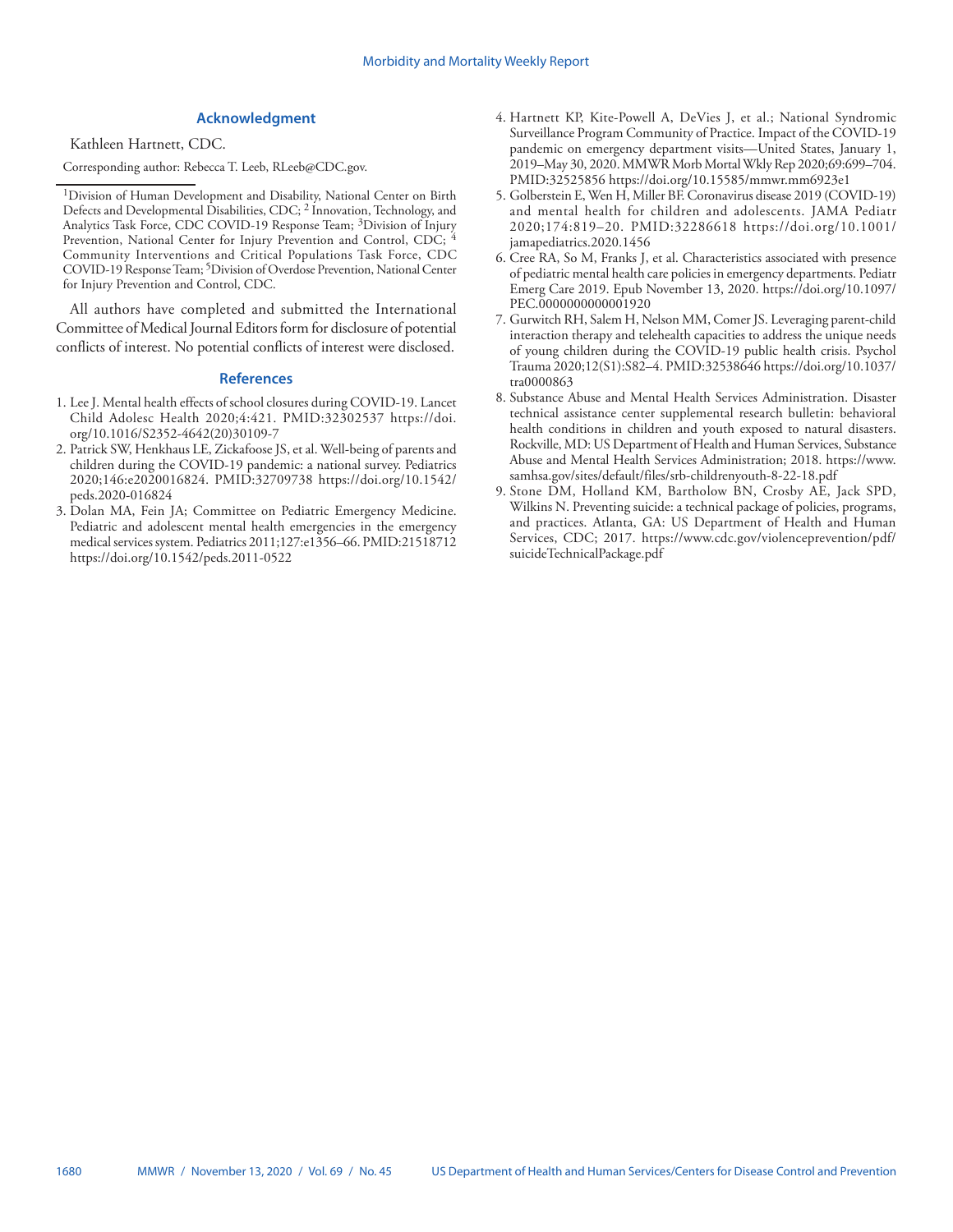## Acknowledgment

Kathleen Hartnett, CDC.

Corresponding author: Rebecca T. Leeb, RLeeb@CDC.gov.

---

[1]Division of Human Development and Disability, National Center on Birth Defects and Developmental Disabilities, CDC; [2] Innovation, Technology, and Analytics Task Force, CDC COVID-19 Response Team; [3]Division of Injury Prevention, National Center for Injury Prevention and Control, CDC; [4] Community Interventions and Critical Populations Task Force, CDC COVID-19 Response Team; [5]Division of Overdose Prevention, National Center for Injury Prevention and Control, CDC.

All authors have completed and submitted the International Committee of Medical Journal Editors form for disclosure of potential conflicts of interest. No potential conflicts of interest were disclosed.

## References

1. Lee J. Mental health effects of school closures during COVID-19. Lancet Child Adolesc Health 2020;4:421. PMID:32302537 https://doi.org/10.1016/S2352-4642(20)30109-7
2. Patrick SW, Henkhaus LE, Zickafoose JS, et al. Well-being of parents and children during the COVID-19 pandemic: a national survey. Pediatrics 2020;146:e2020016824. PMID:32709738 https://doi.org/10.1542/peds.2020-016824
3. Dolan MA, Fein JA; Committee on Pediatric Emergency Medicine. Pediatric and adolescent mental health emergencies in the emergency medical services system. Pediatrics 2011;127:e1356–66. PMID:21518712 https://doi.org/10.1542/peds.2011-0522
4. Hartnett KP, Kite-Powell A, DeVies J, et al.; National Syndromic Surveillance Program Community of Practice. Impact of the COVID-19 pandemic on emergency department visits—United States, January 1, 2019–May 30, 2020. MMWR Morb Mortal Wkly Rep 2020;69:699–704. PMID:32525856 https://doi.org/10.15585/mmwr.mm6923e1
5. Golberstein E, Wen H, Miller BF. Coronavirus disease 2019 (COVID-19) and mental health for children and adolescents. JAMA Pediatr 2020;174:819–20. PMID:32286618 https://doi.org/10.1001/jamapediatrics.2020.1456
6. Cree RA, So M, Franks J, et al. Characteristics associated with presence of pediatric mental health care policies in emergency departments. Pediatr Emerg Care 2019. Epub November 13, 2020. https://doi.org/10.1097/PEC.0000000000001920
7. Gurwitch RH, Salem H, Nelson MM, Comer JS. Leveraging parent-child interaction therapy and telehealth capacities to address the unique needs of young children during the COVID-19 public health crisis. Psychol Trauma 2020;12(S1):S82–4. PMID:32538646 https://doi.org/10.1037/tra0000863
8. Substance Abuse and Mental Health Services Administration. Disaster technical assistance center supplemental research bulletin: behavioral health conditions in children and youth exposed to natural disasters. Rockville, MD: US Department of Health and Human Services, Substance Abuse and Mental Health Services Administration; 2018. https://www.samhsa.gov/sites/default/files/srb-childrenyouth-8-22-18.pdf
9. Stone DM, Holland KM, Bartholow BN, Crosby AE, Jack SPD, Wilkins N. Preventing suicide: a technical package of policies, programs, and practices. Atlanta, GA: US Department of Health and Human Services, CDC; 2017. https://www.cdc.gov/violenceprevention/pdf/suicideTechnicalPackage.pdf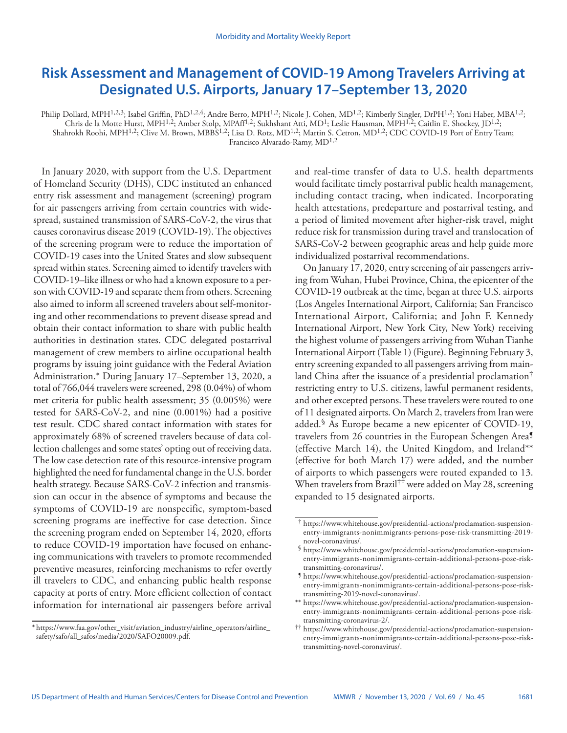# Risk Assessment and Management of COVID-19 Among Travelers Arriving at Designated U.S. Airports, January 17–September 13, 2020

Philip Dollard, MPH[1,2,3]; Isabel Griffin, PhD[1,2,4]; Andre Berro, MPH[1,2]; Nicole J. Cohen, MD[1,2]; Kimberly Singler, DrPH[1,2]; Yoni Haber, MBA[1,2]; Chris de la Motte Hurst, MPH[1,2]; Amber Stolp, MPAff[1,2]; Sukhshant Atti, MD[1]; Leslie Hausman, MPH[1,2]; Caitlin E. Shockey, JD[1,2]; Shahrokh Roohi, MPH[1,2]; Clive M. Brown, MBBS[1,2]; Lisa D. Rotz, MD[1,2]; Martin S. Cetron, MD[1,2]; CDC COVID-19 Port of Entry Team; Francisco Alvarado-Ramy, MD[1,2]

In January 2020, with support from the U.S. Department of Homeland Security (DHS), CDC instituted an enhanced entry risk assessment and management (screening) program for air passengers arriving from certain countries with widespread, sustained transmission of SARS-CoV-2, the virus that causes coronavirus disease 2019 (COVID-19). The objectives of the screening program were to reduce the importation of COVID-19 cases into the United States and slow subsequent spread within states. Screening aimed to identify travelers with COVID-19–like illness or who had a known exposure to a person with COVID-19 and separate them from others. Screening also aimed to inform all screened travelers about self-monitoring and other recommendations to prevent disease spread and obtain their contact information to share with public health authorities in destination states. CDC delegated postarrival management of crew members to airline occupational health programs by issuing joint guidance with the Federal Aviation Administration.* During January 17–September 13, 2020, a total of 766,044 travelers were screened, 298 (0.04%) of whom met criteria for public health assessment; 35 (0.005%) were tested for SARS-CoV-2, and nine (0.001%) had a positive test result. CDC shared contact information with states for approximately 68% of screened travelers because of data collection challenges and some states' opting out of receiving data. The low case detection rate of this resource-intensive program highlighted the need for fundamental change in the U.S. border health strategy. Because SARS-CoV-2 infection and transmission can occur in the absence of symptoms and because the symptoms of COVID-19 are nonspecific, symptom-based screening programs are ineffective for case detection. Since the screening program ended on September 14, 2020, efforts to reduce COVID-19 importation have focused on enhancing communications with travelers to promote recommended preventive measures, reinforcing mechanisms to refer overtly ill travelers to CDC, and enhancing public health response capacity at ports of entry. More efficient collection of contact information for international air passengers before arrival and real-time transfer of data to U.S. health departments would facilitate timely postarrival public health management, including contact tracing, when indicated. Incorporating health attestations, predeparture and postarrival testing, and a period of limited movement after higher-risk travel, might reduce risk for transmission during travel and translocation of SARS-CoV-2 between geographic areas and help guide more individualized postarrival recommendations.

On January 17, 2020, entry screening of air passengers arriving from Wuhan, Hubei Province, China, the epicenter of the COVID-19 outbreak at the time, began at three U.S. airports (Los Angeles International Airport, California; San Francisco International Airport, California; and John F. Kennedy International Airport, New York City, New York) receiving the highest volume of passengers arriving from Wuhan Tianhe International Airport (Table 1) (Figure). Beginning February 3, entry screening expanded to all passengers arriving from mainland China after the issuance of a presidential proclamation† restricting entry to U.S. citizens, lawful permanent residents, and other excepted persons. These travelers were routed to one of 11 designated airports. On March 2, travelers from Iran were added.§ As Europe became a new epicenter of COVID-19, travelers from 26 countries in the European Schengen Area¶ (effective March 14), the United Kingdom, and Ireland** (effective for both March 17) were added, and the number of airports to which passengers were routed expanded to 13. When travelers from Brazil†† were added on May 28, screening expanded to 15 designated airports.

\* https://www.faa.gov/other_visit/aviation_industry/airline_operators/airline_safety/safo/all_safos/media/2020/SAFO20009.pdf.

† https://www.whitehouse.gov/presidential-actions/proclamation-suspension-entry-immigrants-nonimmigrants-persons-pose-risk-transmitting-2019-novel-coronavirus/.

§ https://www.whitehouse.gov/presidential-actions/proclamation-suspension-entry-immigrants-nonimmigrants-certain-additional-persons-pose-risk-transmitting-coronavirus/.

¶ https://www.whitehouse.gov/presidential-actions/proclamation-suspension-entry-immigrants-nonimmigrants-certain-additional-persons-pose-risk-transmitting-2019-novel-coronavirus/.

** https://www.whitehouse.gov/presidential-actions/proclamation-suspension-entry-immigrants-nonimmigrants-certain-additional-persons-pose-risk-transmitting-coronavirus-2/.

†† https://www.whitehouse.gov/presidential-actions/proclamation-suspension-entry-immigrants-nonimmigrants-certain-additional-persons-pose-risk-transmitting-novel-coronavirus/.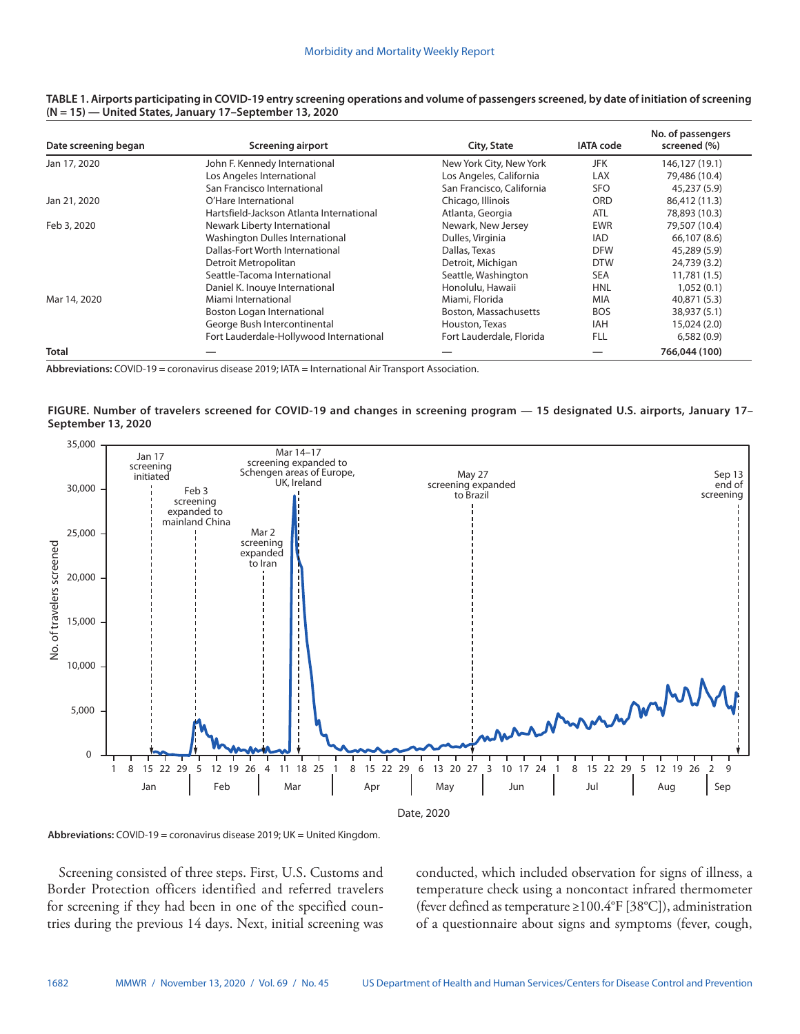**TABLE 1. Airports participating in COVID-19 entry screening operations and volume of passengers screened, by date of initiation of screening (N = 15) — United States, January 17–September 13, 2020**

| Date screening began | Screening airport | City, State | IATA code | No. of passengers screened (%) |
|---|---|---|---|---|
| Jan 17, 2020 | John F. Kennedy International | New York City, New York | JFK | 146,127 (19.1) |
| | Los Angeles International | Los Angeles, California | LAX | 79,486 (10.4) |
| | San Francisco International | San Francisco, California | SFO | 45,237 (5.9) |
| Jan 21, 2020 | O'Hare International | Chicago, Illinois | ORD | 86,412 (11.3) |
| | Hartsfield-Jackson Atlanta International | Atlanta, Georgia | ATL | 78,893 (10.3) |
| Feb 3, 2020 | Newark Liberty International | Newark, New Jersey | EWR | 79,507 (10.4) |
| | Washington Dulles International | Dulles, Virginia | IAD | 66,107 (8.6) |
| | Dallas-Fort Worth International | Dallas, Texas | DFW | 45,289 (5.9) |
| | Detroit Metropolitan | Detroit, Michigan | DTW | 24,739 (3.2) |
| | Seattle-Tacoma International | Seattle, Washington | SEA | 11,781 (1.5) |
| | Daniel K. Inouye International | Honolulu, Hawaii | HNL | 1,052 (0.1) |
| Mar 14, 2020 | Miami International | Miami, Florida | MIA | 40,871 (5.3) |
| | Boston Logan International | Boston, Massachusetts | BOS | 38,937 (5.1) |
| | George Bush Intercontinental | Houston, Texas | IAH | 15,024 (2.0) |
| | Fort Lauderdale-Hollywood International | Fort Lauderdale, Florida | FLL | 6,582 (0.9) |
| **Total** | — | — | — | **766,044 (100)** |

**Abbreviations:** COVID-19 = coronavirus disease 2019; IATA = International Air Transport Association.

**FIGURE. Number of travelers screened for COVID-19 and changes in screening program — 15 designated U.S. airports, January 17–September 13, 2020**

**Abbreviations:** COVID-19 = coronavirus disease 2019; UK = United Kingdom.

Screening consisted of three steps. First, U.S. Customs and Border Protection officers identified and referred travelers for screening if they had been in one of the specified countries during the previous 14 days. Next, initial screening was conducted, which included observation for signs of illness, a temperature check using a noncontact infrared thermometer (fever defined as temperature ≥100.4°F [38°C]), administration of a questionnaire about signs and symptoms (fever, cough,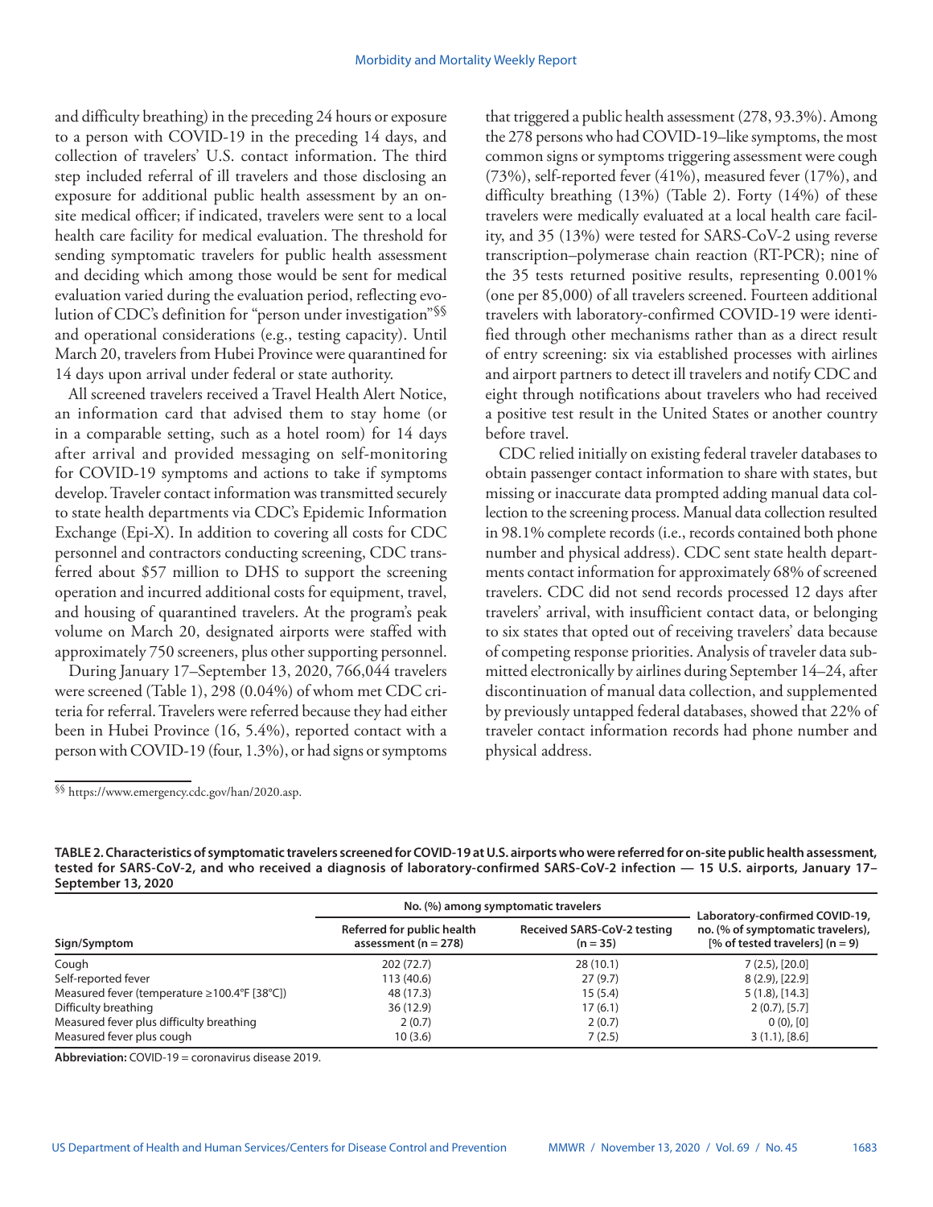and difficulty breathing) in the preceding 24 hours or exposure to a person with COVID-19 in the preceding 14 days, and collection of travelers' U.S. contact information. The third step included referral of ill travelers and those disclosing an exposure for additional public health assessment by an on-site medical officer; if indicated, travelers were sent to a local health care facility for medical evaluation. The threshold for sending symptomatic travelers for public health assessment and deciding which among those would be sent for medical evaluation varied during the evaluation period, reflecting evolution of CDC's definition for "person under investigation"[§§] and operational considerations (e.g., testing capacity). Until March 20, travelers from Hubei Province were quarantined for 14 days upon arrival under federal or state authority.

All screened travelers received a Travel Health Alert Notice, an information card that advised them to stay home (or in a comparable setting, such as a hotel room) for 14 days after arrival and provided messaging on self-monitoring for COVID-19 symptoms and actions to take if symptoms develop. Traveler contact information was transmitted securely to state health departments via CDC's Epidemic Information Exchange (Epi-X). In addition to covering all costs for CDC personnel and contractors conducting screening, CDC transferred about $57 million to DHS to support the screening operation and incurred additional costs for equipment, travel, and housing of quarantined travelers. At the program's peak volume on March 20, designated airports were staffed with approximately 750 screeners, plus other supporting personnel.

During January 17–September 13, 2020, 766,044 travelers were screened (Table 1), 298 (0.04%) of whom met CDC criteria for referral. Travelers were referred because they had either been in Hubei Province (16, 5.4%), reported contact with a person with COVID-19 (four, 1.3%), or had signs or symptoms that triggered a public health assessment (278, 93.3%). Among the 278 persons who had COVID-19–like symptoms, the most common signs or symptoms triggering assessment were cough (73%), self-reported fever (41%), measured fever (17%), and difficulty breathing (13%) (Table 2). Forty (14%) of these travelers were medically evaluated at a local health care facility, and 35 (13%) were tested for SARS-CoV-2 using reverse transcription–polymerase chain reaction (RT-PCR); nine of the 35 tests returned positive results, representing 0.001% (one per 85,000) of all travelers screened. Fourteen additional travelers with laboratory-confirmed COVID-19 were identified through other mechanisms rather than as a direct result of entry screening: six via established processes with airlines and airport partners to detect ill travelers and notify CDC and eight through notifications about travelers who had received a positive test result in the United States or another country before travel.

CDC relied initially on existing federal traveler databases to obtain passenger contact information to share with states, but missing or inaccurate data prompted adding manual data collection to the screening process. Manual data collection resulted in 98.1% complete records (i.e., records contained both phone number and physical address). CDC sent state health departments contact information for approximately 68% of screened travelers. CDC did not send records processed 12 days after travelers' arrival, with insufficient contact data, or belonging to six states that opted out of receiving travelers' data because of competing response priorities. Analysis of traveler data submitted electronically by airlines during September 14–24, after discontinuation of manual data collection, and supplemented by previously untapped federal databases, showed that 22% of traveler contact information records had phone number and physical address.

[§§] https://www.emergency.cdc.gov/han/2020.asp.

**TABLE 2. Characteristics of symptomatic travelers screened for COVID-19 at U.S. airports who were referred for on-site public health assessment, tested for SARS-CoV-2, and who received a diagnosis of laboratory-confirmed SARS-CoV-2 infection — 15 U.S. airports, January 17–September 13, 2020**

| Sign/Symptom | No. (%) among symptomatic travelers: Referred for public health assessment (n = 278) | No. (%) among symptomatic travelers: Received SARS-CoV-2 testing (n = 35) | Laboratory-confirmed COVID-19, no. (% of symptomatic travelers), [% of tested travelers] (n = 9) |
|---|---|---|---|
| Cough | 202 (72.7) | 28 (10.1) | 7 (2.5), [20.0] |
| Self-reported fever | 113 (40.6) | 27 (9.7) | 8 (2.9), [22.9] |
| Measured fever (temperature ≥100.4°F [38°C]) | 48 (17.3) | 15 (5.4) | 5 (1.8), [14.3] |
| Difficulty breathing | 36 (12.9) | 17 (6.1) | 2 (0.7), [5.7] |
| Measured fever plus difficulty breathing | 2 (0.7) | 2 (0.7) | 0 (0), [0] |
| Measured fever plus cough | 10 (3.6) | 7 (2.5) | 3 (1.1), [8.6] |

**Abbreviation:** COVID-19 = coronavirus disease 2019.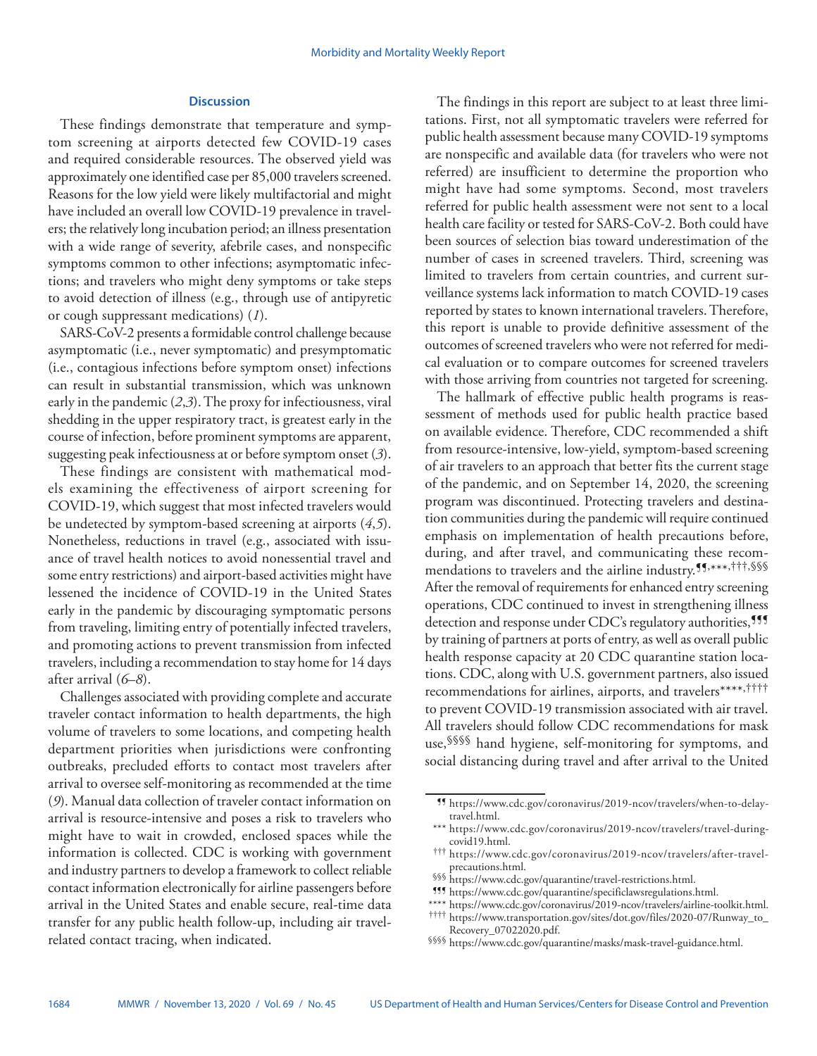### Discussion

These findings demonstrate that temperature and symptom screening at airports detected few COVID-19 cases and required considerable resources. The observed yield was approximately one identified case per 85,000 travelers screened. Reasons for the low yield were likely multifactorial and might have included an overall low COVID-19 prevalence in travelers; the relatively long incubation period; an illness presentation with a wide range of severity, afebrile cases, and nonspecific symptoms common to other infections; asymptomatic infections; and travelers who might deny symptoms or take steps to avoid detection of illness (e.g., through use of antipyretic or cough suppressant medications) (*1*).

SARS-CoV-2 presents a formidable control challenge because asymptomatic (i.e., never symptomatic) and presymptomatic (i.e., contagious infections before symptom onset) infections can result in substantial transmission, which was unknown early in the pandemic (*2*,*3*). The proxy for infectiousness, viral shedding in the upper respiratory tract, is greatest early in the course of infection, before prominent symptoms are apparent, suggesting peak infectiousness at or before symptom onset (*3*).

These findings are consistent with mathematical models examining the effectiveness of airport screening for COVID-19, which suggest that most infected travelers would be undetected by symptom-based screening at airports (*4*,*5*). Nonetheless, reductions in travel (e.g., associated with issuance of travel health notices to avoid nonessential travel and some entry restrictions) and airport-based activities might have lessened the incidence of COVID-19 in the United States early in the pandemic by discouraging symptomatic persons from traveling, limiting entry of potentially infected travelers, and promoting actions to prevent transmission from infected travelers, including a recommendation to stay home for 14 days after arrival (*6*–*8*).

Challenges associated with providing complete and accurate traveler contact information to health departments, the high volume of travelers to some locations, and competing health department priorities when jurisdictions were confronting outbreaks, precluded efforts to contact most travelers after arrival to oversee self-monitoring as recommended at the time (*9*). Manual data collection of traveler contact information on arrival is resource-intensive and poses a risk to travelers who might have to wait in crowded, enclosed spaces while the information is collected. CDC is working with government and industry partners to develop a framework to collect reliable contact information electronically for airline passengers before arrival in the United States and enable secure, real-time data transfer for any public health follow-up, including air travel-related contact tracing, when indicated.

The findings in this report are subject to at least three limitations. First, not all symptomatic travelers were referred for public health assessment because many COVID-19 symptoms are nonspecific and available data (for travelers who were not referred) are insufficient to determine the proportion who might have had some symptoms. Second, most travelers referred for public health assessment were not sent to a local health care facility or tested for SARS-CoV-2. Both could have been sources of selection bias toward underestimation of the number of cases in screened travelers. Third, screening was limited to travelers from certain countries, and current surveillance systems lack information to match COVID-19 cases reported by states to known international travelers. Therefore, this report is unable to provide definitive assessment of the outcomes of screened travelers who were not referred for medical evaluation or to compare outcomes for screened travelers with those arriving from countries not targeted for screening.

The hallmark of effective public health programs is reassessment of methods used for public health practice based on available evidence. Therefore, CDC recommended a shift from resource-intensive, low-yield, symptom-based screening of air travelers to an approach that better fits the current stage of the pandemic, and on September 14, 2020, the screening program was discontinued. Protecting travelers and destination communities during the pandemic will require continued emphasis on implementation of health precautions before, during, and after travel, and communicating these recommendations to travelers and the airline industry.[¶¶,\*\*\*,†††,§§§] After the removal of requirements for enhanced entry screening operations, CDC continued to invest in strengthening illness detection and response under CDC's regulatory authorities,[¶¶¶] by training of partners at ports of entry, as well as overall public health response capacity at 20 CDC quarantine station locations. CDC, along with U.S. government partners, also issued recommendations for airlines, airports, and travelers[\*\*\*\*,††††] to prevent COVID-19 transmission associated with air travel. All travelers should follow CDC recommendations for mask use,[§§§§] hand hygiene, self-monitoring for symptoms, and social distancing during travel and after arrival to the United

---

¶¶ https://www.cdc.gov/coronavirus/2019-ncov/travelers/when-to-delay-travel.html.

\*\*\* https://www.cdc.gov/coronavirus/2019-ncov/travelers/travel-during-covid19.html.

††† https://www.cdc.gov/coronavirus/2019-ncov/travelers/after-travel-precautions.html.

§§§ https://www.cdc.gov/quarantine/travel-restrictions.html.

¶¶¶ https://www.cdc.gov/quarantine/specificlawsregulations.html.

\*\*\*\* https://www.cdc.gov/coronavirus/2019-ncov/travelers/airline-toolkit.html.

†††† https://www.transportation.gov/sites/dot.gov/files/2020-07/Runway_to_Recovery_07022020.pdf.

§§§§ https://www.cdc.gov/quarantine/masks/mask-travel-guidance.html.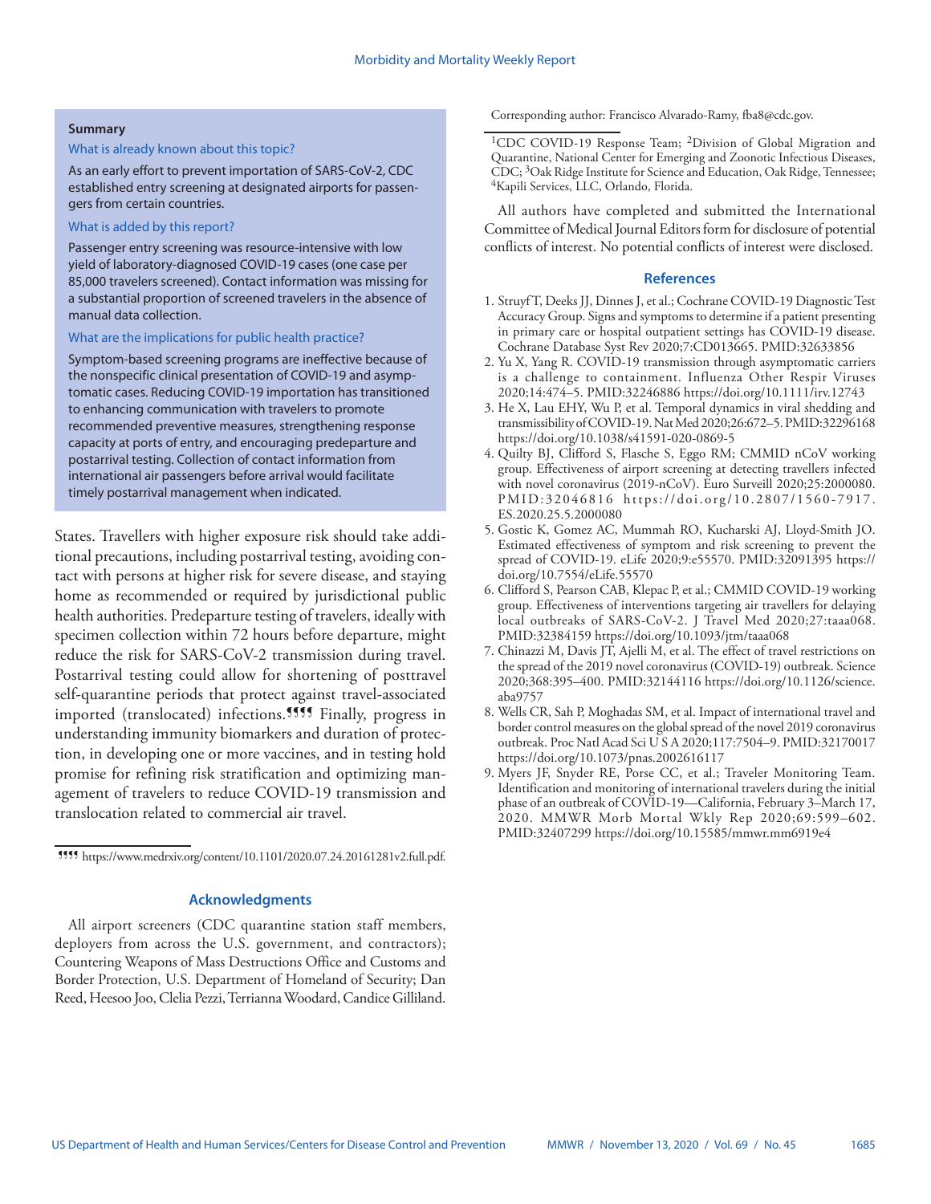**Summary**

What is already known about this topic?

As an early effort to prevent importation of SARS-CoV-2, CDC established entry screening at designated airports for passengers from certain countries.

What is added by this report?

Passenger entry screening was resource-intensive with low yield of laboratory-diagnosed COVID-19 cases (one case per 85,000 travelers screened). Contact information was missing for a substantial proportion of screened travelers in the absence of manual data collection.

What are the implications for public health practice?

Symptom-based screening programs are ineffective because of the nonspecific clinical presentation of COVID-19 and asymptomatic cases. Reducing COVID-19 importation has transitioned to enhancing communication with travelers to promote recommended preventive measures, strengthening response capacity at ports of entry, and encouraging predeparture and postarrival testing. Collection of contact information from international air passengers before arrival would facilitate timely postarrival management when indicated.

States. Travellers with higher exposure risk should take additional precautions, including postarrival testing, avoiding contact with persons at higher risk for severe disease, and staying home as recommended or required by jurisdictional public health authorities. Predeparture testing of travelers, ideally with specimen collection within 72 hours before departure, might reduce the risk for SARS-CoV-2 transmission during travel. Postarrival testing could allow for shortening of posttravel self-quarantine periods that protect against travel-associated imported (translocated) infections.¶¶¶¶ Finally, progress in understanding immunity biomarkers and duration of protection, in developing one or more vaccines, and in testing hold promise for refining risk stratification and optimizing management of travelers to reduce COVID-19 transmission and translocation related to commercial air travel.

¶¶¶¶ https://www.medrxiv.org/content/10.1101/2020.07.24.20161281v2.full.pdf.

## Acknowledgments

All airport screeners (CDC quarantine station staff members, deployers from across the U.S. government, and contractors); Countering Weapons of Mass Destructions Office and Customs and Border Protection, U.S. Department of Homeland of Security; Dan Reed, Heesoo Joo, Clelia Pezzi, Terrianna Woodard, Candice Gilliland.

Corresponding author: Francisco Alvarado-Ramy, fba8@cdc.gov.

[1]CDC COVID-19 Response Team; [2]Division of Global Migration and Quarantine, National Center for Emerging and Zoonotic Infectious Diseases, CDC; [3]Oak Ridge Institute for Science and Education, Oak Ridge, Tennessee; [4]Kapili Services, LLC, Orlando, Florida.

All authors have completed and submitted the International Committee of Medical Journal Editors form for disclosure of potential conflicts of interest. No potential conflicts of interest were disclosed.

## References

1. Struyf T, Deeks JJ, Dinnes J, et al.; Cochrane COVID-19 Diagnostic Test Accuracy Group. Signs and symptoms to determine if a patient presenting in primary care or hospital outpatient settings has COVID-19 disease. Cochrane Database Syst Rev 2020;7:CD013665. PMID:32633856
2. Yu X, Yang R. COVID-19 transmission through asymptomatic carriers is a challenge to containment. Influenza Other Respir Viruses 2020;14:474–5. PMID:32246886 https://doi.org/10.1111/irv.12743
3. He X, Lau EHY, Wu P, et al. Temporal dynamics in viral shedding and transmissibility of COVID-19. Nat Med 2020;26:672–5. PMID:32296168 https://doi.org/10.1038/s41591-020-0869-5
4. Quilty BJ, Clifford S, Flasche S, Eggo RM; CMMID nCoV working group. Effectiveness of airport screening at detecting travellers infected with novel coronavirus (2019-nCoV). Euro Surveill 2020;25:2000080. PMID:32046816 https://doi.org/10.2807/1560-7917.ES.2020.25.5.2000080
5. Gostic K, Gomez AC, Mummah RO, Kucharski AJ, Lloyd-Smith JO. Estimated effectiveness of symptom and risk screening to prevent the spread of COVID-19. eLife 2020;9:e55570. PMID:32091395 https://doi.org/10.7554/eLife.55570
6. Clifford S, Pearson CAB, Klepac P, et al.; CMMID COVID-19 working group. Effectiveness of interventions targeting air travellers for delaying local outbreaks of SARS-CoV-2. J Travel Med 2020;27:taaa068. PMID:32384159 https://doi.org/10.1093/jtm/taaa068
7. Chinazzi M, Davis JT, Ajelli M, et al. The effect of travel restrictions on the spread of the 2019 novel coronavirus (COVID-19) outbreak. Science 2020;368:395–400. PMID:32144116 https://doi.org/10.1126/science.aba9757
8. Wells CR, Sah P, Moghadas SM, et al. Impact of international travel and border control measures on the global spread of the novel 2019 coronavirus outbreak. Proc Natl Acad Sci U S A 2020;117:7504–9. PMID:32170017 https://doi.org/10.1073/pnas.2002616117
9. Myers JF, Snyder RE, Porse CC, et al.; Traveler Monitoring Team. Identification and monitoring of international travelers during the initial phase of an outbreak of COVID-19—California, February 3–March 17, 2020. MMWR Morb Mortal Wkly Rep 2020;69:599–602. PMID:32407299 https://doi.org/10.15585/mmwr.mm6919e4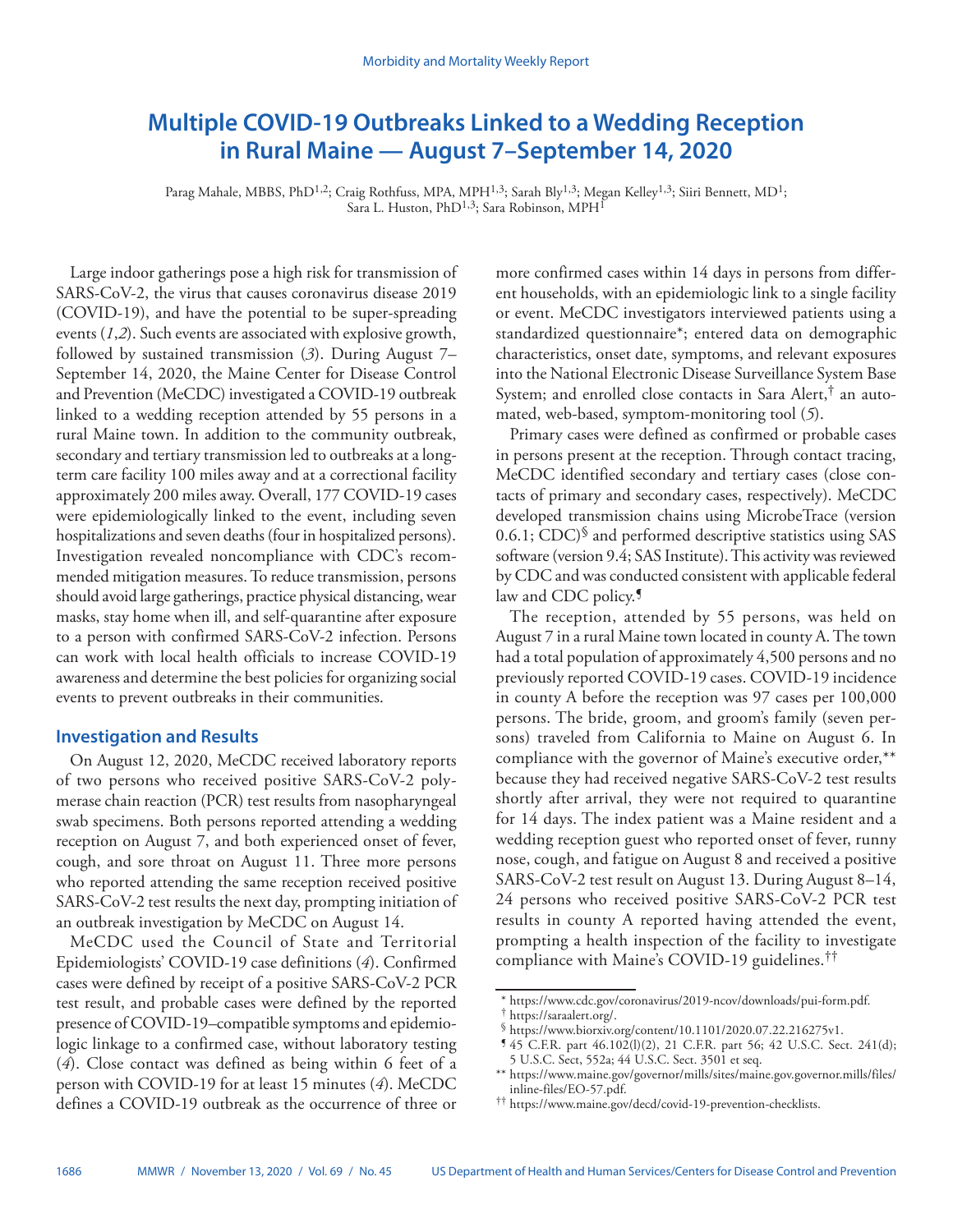# Multiple COVID-19 Outbreaks Linked to a Wedding Reception in Rural Maine — August 7–September 14, 2020

Parag Mahale, MBBS, PhD[1,2]; Craig Rothfuss, MPA, MPH[1,3]; Sarah Bly[1,3]; Megan Kelley[1,3]; Siiri Bennett, MD[1]; Sara L. Huston, PhD[1,3]; Sara Robinson, MPH[1]

Large indoor gatherings pose a high risk for transmission of SARS-CoV-2, the virus that causes coronavirus disease 2019 (COVID-19), and have the potential to be super-spreading events (*1*,*2*). Such events are associated with explosive growth, followed by sustained transmission (*3*). During August 7–September 14, 2020, the Maine Center for Disease Control and Prevention (MeCDC) investigated a COVID-19 outbreak linked to a wedding reception attended by 55 persons in a rural Maine town. In addition to the community outbreak, secondary and tertiary transmission led to outbreaks at a long-term care facility 100 miles away and at a correctional facility approximately 200 miles away. Overall, 177 COVID-19 cases were epidemiologically linked to the event, including seven hospitalizations and seven deaths (four in hospitalized persons). Investigation revealed noncompliance with CDC's recommended mitigation measures. To reduce transmission, persons should avoid large gatherings, practice physical distancing, wear masks, stay home when ill, and self-quarantine after exposure to a person with confirmed SARS-CoV-2 infection. Persons can work with local health officials to increase COVID-19 awareness and determine the best policies for organizing social events to prevent outbreaks in their communities.

## Investigation and Results

On August 12, 2020, MeCDC received laboratory reports of two persons who received positive SARS-CoV-2 polymerase chain reaction (PCR) test results from nasopharyngeal swab specimens. Both persons reported attending a wedding reception on August 7, and both experienced onset of fever, cough, and sore throat on August 11. Three more persons who reported attending the same reception received positive SARS-CoV-2 test results the next day, prompting initiation of an outbreak investigation by MeCDC on August 14.

MeCDC used the Council of State and Territorial Epidemiologists' COVID-19 case definitions (*4*). Confirmed cases were defined by receipt of a positive SARS-CoV-2 PCR test result, and probable cases were defined by the reported presence of COVID-19–compatible symptoms and epidemiologic linkage to a confirmed case, without laboratory testing (*4*). Close contact was defined as being within 6 feet of a person with COVID-19 for at least 15 minutes (*4*). MeCDC defines a COVID-19 outbreak as the occurrence of three or more confirmed cases within 14 days in persons from different households, with an epidemiologic link to a single facility or event. MeCDC investigators interviewed patients using a standardized questionnaire*; entered data on demographic characteristics, onset date, symptoms, and relevant exposures into the National Electronic Disease Surveillance System Base System; and enrolled close contacts in Sara Alert,† an automated, web-based, symptom-monitoring tool (*5*).

Primary cases were defined as confirmed or probable cases in persons present at the reception. Through contact tracing, MeCDC identified secondary and tertiary cases (close contacts of primary and secondary cases, respectively). MeCDC developed transmission chains using MicrobeTrace (version 0.6.1; CDC)§ and performed descriptive statistics using SAS software (version 9.4; SAS Institute). This activity was reviewed by CDC and was conducted consistent with applicable federal law and CDC policy.¶

The reception, attended by 55 persons, was held on August 7 in a rural Maine town located in county A. The town had a total population of approximately 4,500 persons and no previously reported COVID-19 cases. COVID-19 incidence in county A before the reception was 97 cases per 100,000 persons. The bride, groom, and groom's family (seven persons) traveled from California to Maine on August 6. In compliance with the governor of Maine's executive order,** because they had received negative SARS-CoV-2 test results shortly after arrival, they were not required to quarantine for 14 days. The index patient was a Maine resident and a wedding reception guest who reported onset of fever, runny nose, cough, and fatigue on August 8 and received a positive SARS-CoV-2 test result on August 13. During August 8–14, 24 persons who received positive SARS-CoV-2 PCR test results in county A reported having attended the event, prompting a health inspection of the facility to investigate compliance with Maine's COVID-19 guidelines.††

---

\* https://www.cdc.gov/coronavirus/2019-ncov/downloads/pui-form.pdf.

† https://saraalert.org/.

§ https://www.biorxiv.org/content/10.1101/2020.07.22.216275v1.

¶ 45 C.F.R. part 46.102(l)(2), 21 C.F.R. part 56; 42 U.S.C. Sect. 241(d); 5 U.S.C. Sect, 552a; 44 U.S.C. Sect. 3501 et seq.

** https://www.maine.gov/governor/mills/sites/maine.gov.governor.mills/files/inline-files/EO-57.pdf.

†† https://www.maine.gov/decd/covid-19-prevention-checklists.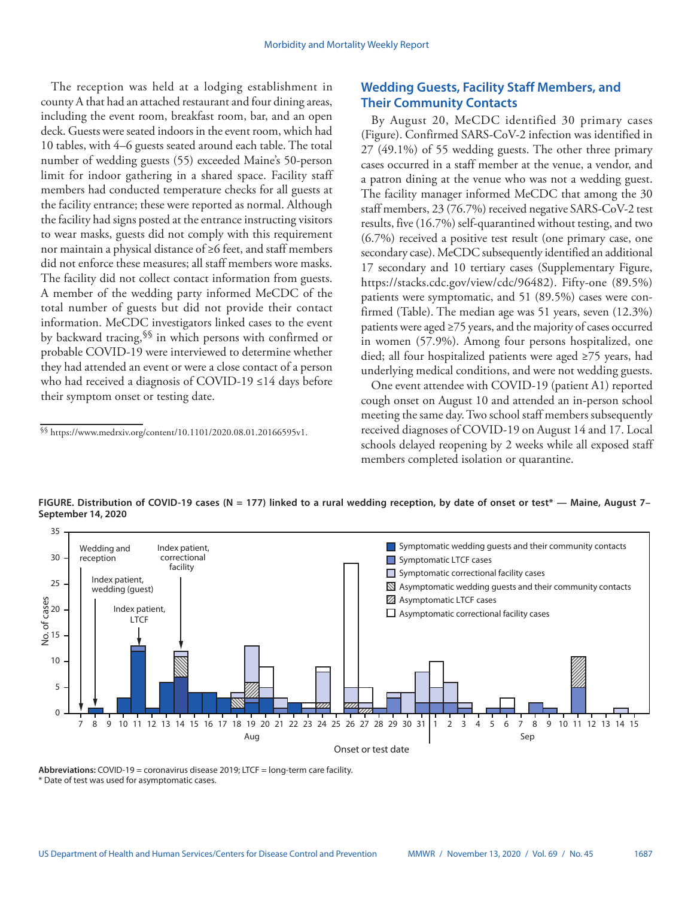The reception was held at a lodging establishment in county A that had an attached restaurant and four dining areas, including the event room, breakfast room, bar, and an open deck. Guests were seated indoors in the event room, which had 10 tables, with 4–6 guests seated around each table. The total number of wedding guests (55) exceeded Maine's 50-person limit for indoor gathering in a shared space. Facility staff members had conducted temperature checks for all guests at the facility entrance; these were reported as normal. Although the facility had signs posted at the entrance instructing visitors to wear masks, guests did not comply with this requirement nor maintain a physical distance of ≥6 feet, and staff members did not enforce these measures; all staff members wore masks. The facility did not collect contact information from guests. A member of the wedding party informed MeCDC of the total number of guests but did not provide their contact information. MeCDC investigators linked cases to the event by backward tracing,[§§] in which persons with confirmed or probable COVID-19 were interviewed to determine whether they had attended an event or were a close contact of a person who had received a diagnosis of COVID-19 ≤14 days before their symptom onset or testing date.

[§§] https://www.medrxiv.org/content/10.1101/2020.08.01.20166595v1.

## Wedding Guests, Facility Staff Members, and Their Community Contacts

By August 20, MeCDC identified 30 primary cases (Figure). Confirmed SARS-CoV-2 infection was identified in 27 (49.1%) of 55 wedding guests. The other three primary cases occurred in a staff member at the venue, a vendor, and a patron dining at the venue who was not a wedding guest. The facility manager informed MeCDC that among the 30 staff members, 23 (76.7%) received negative SARS-CoV-2 test results, five (16.7%) self-quarantined without testing, and two (6.7%) received a positive test result (one primary case, one secondary case). MeCDC subsequently identified an additional 17 secondary and 10 tertiary cases (Supplementary Figure, https://stacks.cdc.gov/view/cdc/96482). Fifty-one (89.5%) patients were symptomatic, and 51 (89.5%) cases were confirmed (Table). The median age was 51 years, seven (12.3%) patients were aged ≥75 years, and the majority of cases occurred in women (57.9%). Among four persons hospitalized, one died; all four hospitalized patients were aged ≥75 years, had underlying medical conditions, and were not wedding guests.

One event attendee with COVID-19 (patient A1) reported cough onset on August 10 and attended an in-person school meeting the same day. Two school staff members subsequently received diagnoses of COVID-19 on August 14 and 17. Local schools delayed reopening by 2 weeks while all exposed staff members completed isolation or quarantine.

**FIGURE. Distribution of COVID-19 cases (N = 177) linked to a rural wedding reception, by date of onset or test* — Maine, August 7–September 14, 2020**

**Abbreviations:** COVID-19 = coronavirus disease 2019; LTCF = long-term care facility.

\* Date of test was used for asymptomatic cases.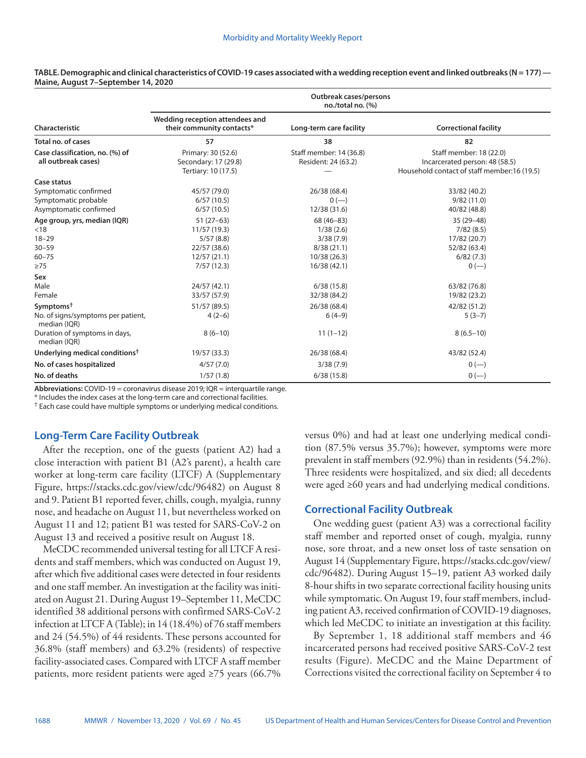**TABLE. Demographic and clinical characteristics of COVID-19 cases associated with a wedding reception event and linked outbreaks (N = 177) — Maine, August 7–September 14, 2020**

| Characteristic | Outbreak cases/persons no./total no. (%) | | |
|---|---|---|---|
| | Wedding reception attendees and their community contacts* | Long-term care facility | Correctional facility |
| **Total no. of cases** | 57 | 38 | 82 |
| **Case classification, no. (%) of all outbreak cases)** | Primary: 30 (52.6) Secondary: 17 (29.8) Tertiary: 10 (17.5) | Staff member: 14 (36.8) Resident: 24 (63.2) — | Staff member: 18 (22.0) Incarcerated person: 48 (58.5) Household contact of staff member:16 (19.5) |
| **Case status** | | | |
| Symptomatic confirmed | 45/57 (79.0) | 26/38 (68.4) | 33/82 (40.2) |
| Symptomatic probable | 6/57 (10.5) | 0 (—) | 9/82 (11.0) |
| Asymptomatic confirmed | 6/57 (10.5) | 12/38 (31.6) | 40/82 (48.8) |
| **Age group, yrs, median (IQR)** | 51 (27–63) | 68 (46–83) | 35 (29–48) |
| <18 | 11/57 (19.3) | 1/38 (2.6) | 7/82 (8.5) |
| 18–29 | 5/57 (8.8) | 3/38 (7.9) | 17/82 (20.7) |
| 30–59 | 22/57 (38.6) | 8/38 (21.1) | 52/82 (63.4) |
| 60–75 | 12/57 (21.1) | 10/38 (26.3) | 6/82 (7.3) |
| ≥75 | 7/57 (12.3) | 16/38 (42.1) | 0 (—) |
| **Sex** | | | |
| Male | 24/57 (42.1) | 6/38 (15.8) | 63/82 (76.8) |
| Female | 33/57 (57.9) | 32/38 (84.2) | 19/82 (23.2) |
| **Symptoms**† | 51/57 (89.5) | 26/38 (68.4) | 42/82 (51.2) |
| No. of signs/symptoms per patient, median (IQR) | 4 (2–6) | 6 (4–9) | 5 (3–7) |
| Duration of symptoms in days, median (IQR) | 8 (6–10) | 11 (1–12) | 8 (6.5–10) |
| **Underlying medical conditions**† | 19/57 (33.3) | 26/38 (68.4) | 43/82 (52.4) |
| **No. of cases hospitalized** | 4/57 (7.0) | 3/38 (7.9) | 0 (—) |
| **No. of deaths** | 1/57 (1.8) | 6/38 (15.8) | 0 (—) |

**Abbreviations:** COVID-19 = coronavirus disease 2019; IQR = interquartile range.

\* Includes the index cases at the long-term care and correctional facilities.

† Each case could have multiple symptoms or underlying medical conditions.

## Long-Term Care Facility Outbreak

After the reception, one of the guests (patient A2) had a close interaction with patient B1 (A2's parent), a health care worker at long-term care facility (LTCF) A (Supplementary Figure, https://stacks.cdc.gov/view/cdc/96482) on August 8 and 9. Patient B1 reported fever, chills, cough, myalgia, runny nose, and headache on August 11, but nevertheless worked on August 11 and 12; patient B1 was tested for SARS-CoV-2 on August 13 and received a positive result on August 18.

MeCDC recommended universal testing for all LTCF A residents and staff members, which was conducted on August 19, after which five additional cases were detected in four residents and one staff member. An investigation at the facility was initiated on August 21. During August 19–September 11, MeCDC identified 38 additional persons with confirmed SARS-CoV-2 infection at LTCF A (Table); in 14 (18.4%) of 76 staff members and 24 (54.5%) of 44 residents. These persons accounted for 36.8% (staff members) and 63.2% (residents) of respective facility-associated cases. Compared with LTCF A staff member patients, more resident patients were aged ≥75 years (66.7% versus 0%) and had at least one underlying medical condition (87.5% versus 35.7%); however, symptoms were more prevalent in staff members (92.9%) than in residents (54.2%). Three residents were hospitalized, and six died; all decedents were aged ≥60 years and had underlying medical conditions.

## Correctional Facility Outbreak

One wedding guest (patient A3) was a correctional facility staff member and reported onset of cough, myalgia, runny nose, sore throat, and a new onset loss of taste sensation on August 14 (Supplementary Figure, https://stacks.cdc.gov/view/cdc/96482). During August 15–19, patient A3 worked daily 8-hour shifts in two separate correctional facility housing units while symptomatic. On August 19, four staff members, including patient A3, received confirmation of COVID-19 diagnoses, which led MeCDC to initiate an investigation at this facility.

By September 1, 18 additional staff members and 46 incarcerated persons had received positive SARS-CoV-2 test results (Figure). MeCDC and the Maine Department of Corrections visited the correctional facility on September 4 to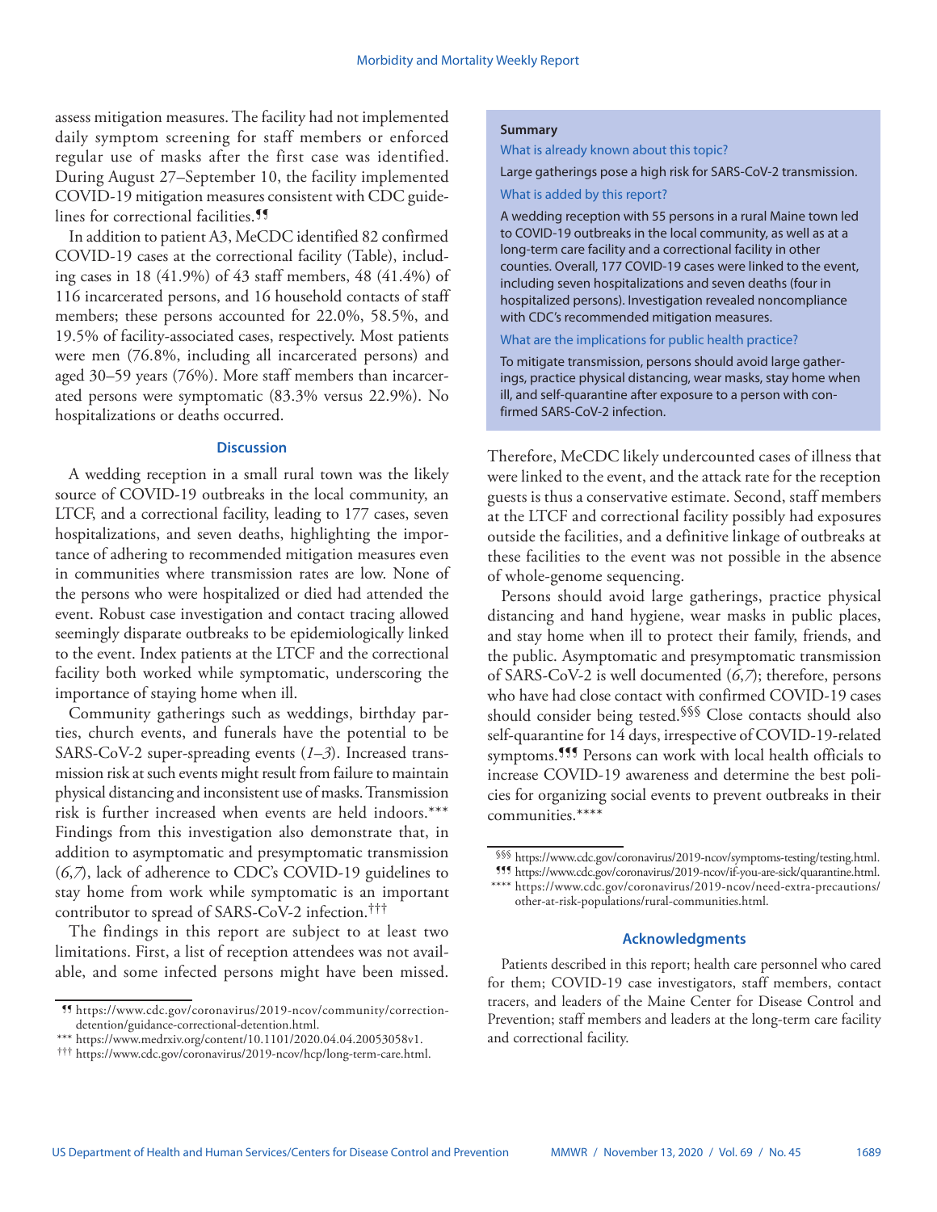assess mitigation measures. The facility had not implemented daily symptom screening for staff members or enforced regular use of masks after the first case was identified. During August 27–September 10, the facility implemented COVID-19 mitigation measures consistent with CDC guidelines for correctional facilities.[¶¶]

In addition to patient A3, MeCDC identified 82 confirmed COVID-19 cases at the correctional facility (Table), including cases in 18 (41.9%) of 43 staff members, 48 (41.4%) of 116 incarcerated persons, and 16 household contacts of staff members; these persons accounted for 22.0%, 58.5%, and 19.5% of facility-associated cases, respectively. Most patients were men (76.8%, including all incarcerated persons) and aged 30–59 years (76%). More staff members than incarcerated persons were symptomatic (83.3% versus 22.9%). No hospitalizations or deaths occurred.

## Discussion

A wedding reception in a small rural town was the likely source of COVID-19 outbreaks in the local community, an LTCF, and a correctional facility, leading to 177 cases, seven hospitalizations, and seven deaths, highlighting the importance of adhering to recommended mitigation measures even in communities where transmission rates are low. None of the persons who were hospitalized or died had attended the event. Robust case investigation and contact tracing allowed seemingly disparate outbreaks to be epidemiologically linked to the event. Index patients at the LTCF and the correctional facility both worked while symptomatic, underscoring the importance of staying home when ill.

Community gatherings such as weddings, birthday parties, church events, and funerals have the potential to be SARS-CoV-2 super-spreading events (*1*–*3*). Increased transmission risk at such events might result from failure to maintain physical distancing and inconsistent use of masks. Transmission risk is further increased when events are held indoors.[***] Findings from this investigation also demonstrate that, in addition to asymptomatic and presymptomatic transmission (*6*,*7*), lack of adherence to CDC's COVID-19 guidelines to stay home from work while symptomatic is an important contributor to spread of SARS-CoV-2 infection.[†††]

The findings in this report are subject to at least two limitations. First, a list of reception attendees was not available, and some infected persons might have been missed. Therefore, MeCDC likely undercounted cases of illness that were linked to the event, and the attack rate for the reception guests is thus a conservative estimate. Second, staff members at the LTCF and correctional facility possibly had exposures outside the facilities, and a definitive linkage of outbreaks at these facilities to the event was not possible in the absence of whole-genome sequencing.

Persons should avoid large gatherings, practice physical distancing and hand hygiene, wear masks in public places, and stay home when ill to protect their family, friends, and the public. Asymptomatic and presymptomatic transmission of SARS-CoV-2 is well documented (*6*,*7*); therefore, persons who have had close contact with confirmed COVID-19 cases should consider being tested.[§§§] Close contacts should also self-quarantine for 14 days, irrespective of COVID-19-related symptoms.[¶¶¶] Persons can work with local health officials to increase COVID-19 awareness and determine the best policies for organizing social events to prevent outbreaks in their communities.[****]

**Summary**

What is already known about this topic?

Large gatherings pose a high risk for SARS-CoV-2 transmission.

What is added by this report?

A wedding reception with 55 persons in a rural Maine town led to COVID-19 outbreaks in the local community, as well as at a long-term care facility and a correctional facility in other counties. Overall, 177 COVID-19 cases were linked to the event, including seven hospitalizations and seven deaths (four in hospitalized persons). Investigation revealed noncompliance with CDC's recommended mitigation measures.

What are the implications for public health practice?

To mitigate transmission, persons should avoid large gatherings, practice physical distancing, wear masks, stay home when ill, and self-quarantine after exposure to a person with confirmed SARS-CoV-2 infection.

## Acknowledgments

Patients described in this report; health care personnel who cared for them; COVID-19 case investigators, staff members, contact tracers, and leaders of the Maine Center for Disease Control and Prevention; staff members and leaders at the long-term care facility and correctional facility.

---

[¶¶] https://www.cdc.gov/coronavirus/2019-ncov/community/correction-detention/guidance-correctional-detention.html.

[***] https://www.medrxiv.org/content/10.1101/2020.04.04.20053058v1.

[†††] https://www.cdc.gov/coronavirus/2019-ncov/hcp/long-term-care.html.

[§§§] https://www.cdc.gov/coronavirus/2019-ncov/symptoms-testing/testing.html.

[¶¶¶] https://www.cdc.gov/coronavirus/2019-ncov/if-you-are-sick/quarantine.html.

[****] https://www.cdc.gov/coronavirus/2019-ncov/need-extra-precautions/other-at-risk-populations/rural-communities.html.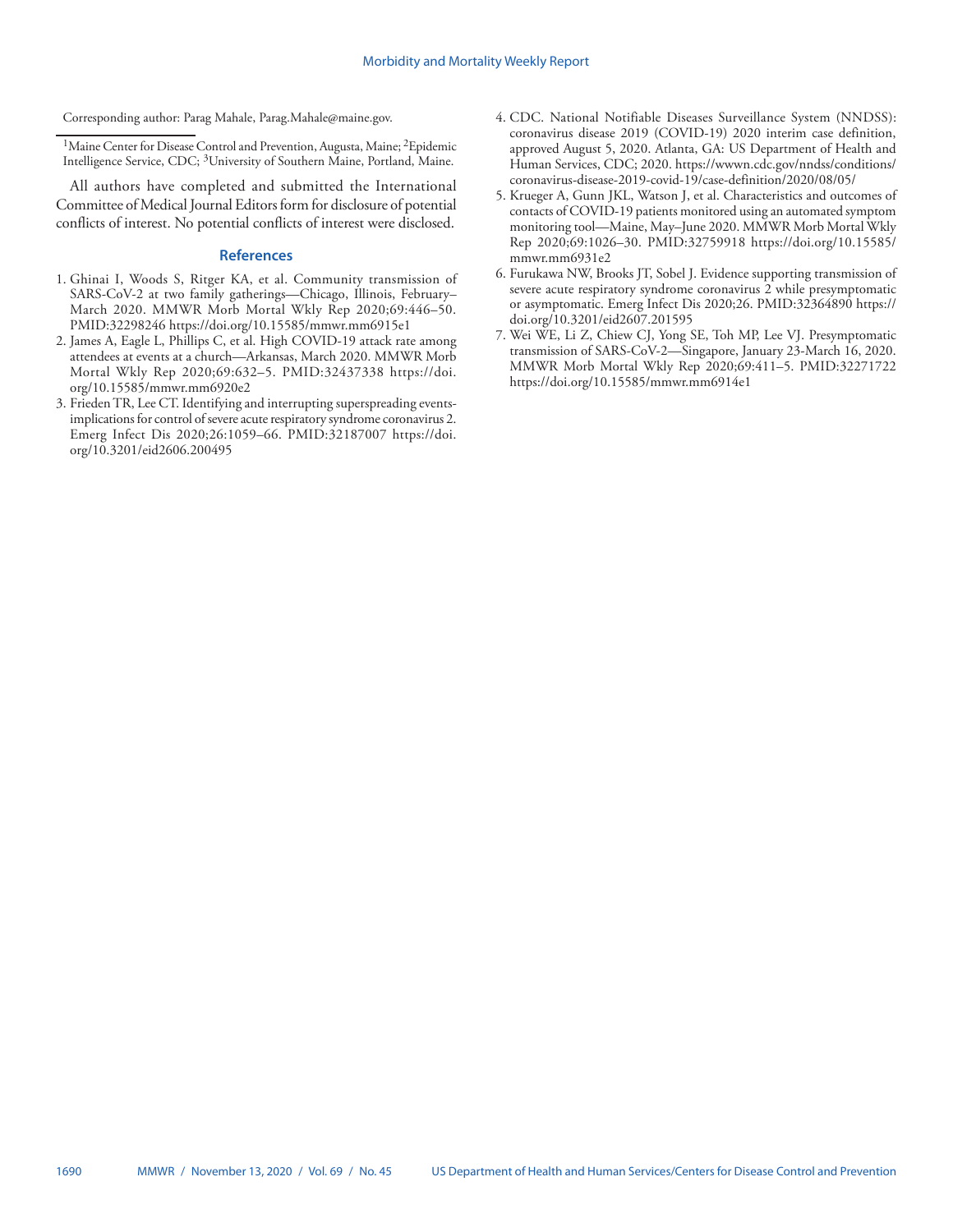Corresponding author: Parag Mahale, Parag.Mahale@maine.gov.

[1]Maine Center for Disease Control and Prevention, Augusta, Maine; [2]Epidemic Intelligence Service, CDC; [3]University of Southern Maine, Portland, Maine.

All authors have completed and submitted the International Committee of Medical Journal Editors form for disclosure of potential conflicts of interest. No potential conflicts of interest were disclosed.

## References

1. Ghinai I, Woods S, Ritger KA, et al. Community transmission of SARS-CoV-2 at two family gatherings—Chicago, Illinois, February–March 2020. MMWR Morb Mortal Wkly Rep 2020;69:446–50. PMID:32298246 https://doi.org/10.15585/mmwr.mm6915e1
2. James A, Eagle L, Phillips C, et al. High COVID-19 attack rate among attendees at events at a church—Arkansas, March 2020. MMWR Morb Mortal Wkly Rep 2020;69:632–5. PMID:32437338 https://doi.org/10.15585/mmwr.mm6920e2
3. Frieden TR, Lee CT. Identifying and interrupting superspreading events-implications for control of severe acute respiratory syndrome coronavirus 2. Emerg Infect Dis 2020;26:1059–66. PMID:32187007 https://doi.org/10.3201/eid2606.200495
4. CDC. National Notifiable Diseases Surveillance System (NNDSS): coronavirus disease 2019 (COVID-19) 2020 interim case definition, approved August 5, 2020. Atlanta, GA: US Department of Health and Human Services, CDC; 2020. https://wwwn.cdc.gov/nndss/conditions/coronavirus-disease-2019-covid-19/case-definition/2020/08/05/
5. Krueger A, Gunn JKL, Watson J, et al. Characteristics and outcomes of contacts of COVID-19 patients monitored using an automated symptom monitoring tool—Maine, May–June 2020. MMWR Morb Mortal Wkly Rep 2020;69:1026–30. PMID:32759918 https://doi.org/10.15585/mmwr.mm6931e2
6. Furukawa NW, Brooks JT, Sobel J. Evidence supporting transmission of severe acute respiratory syndrome coronavirus 2 while presymptomatic or asymptomatic. Emerg Infect Dis 2020;26. PMID:32364890 https://doi.org/10.3201/eid2607.201595
7. Wei WE, Li Z, Chiew CJ, Yong SE, Toh MP, Lee VJ. Presymptomatic transmission of SARS-CoV-2—Singapore, January 23-March 16, 2020. MMWR Morb Mortal Wkly Rep 2020;69:411–5. PMID:32271722 https://doi.org/10.15585/mmwr.mm6914e1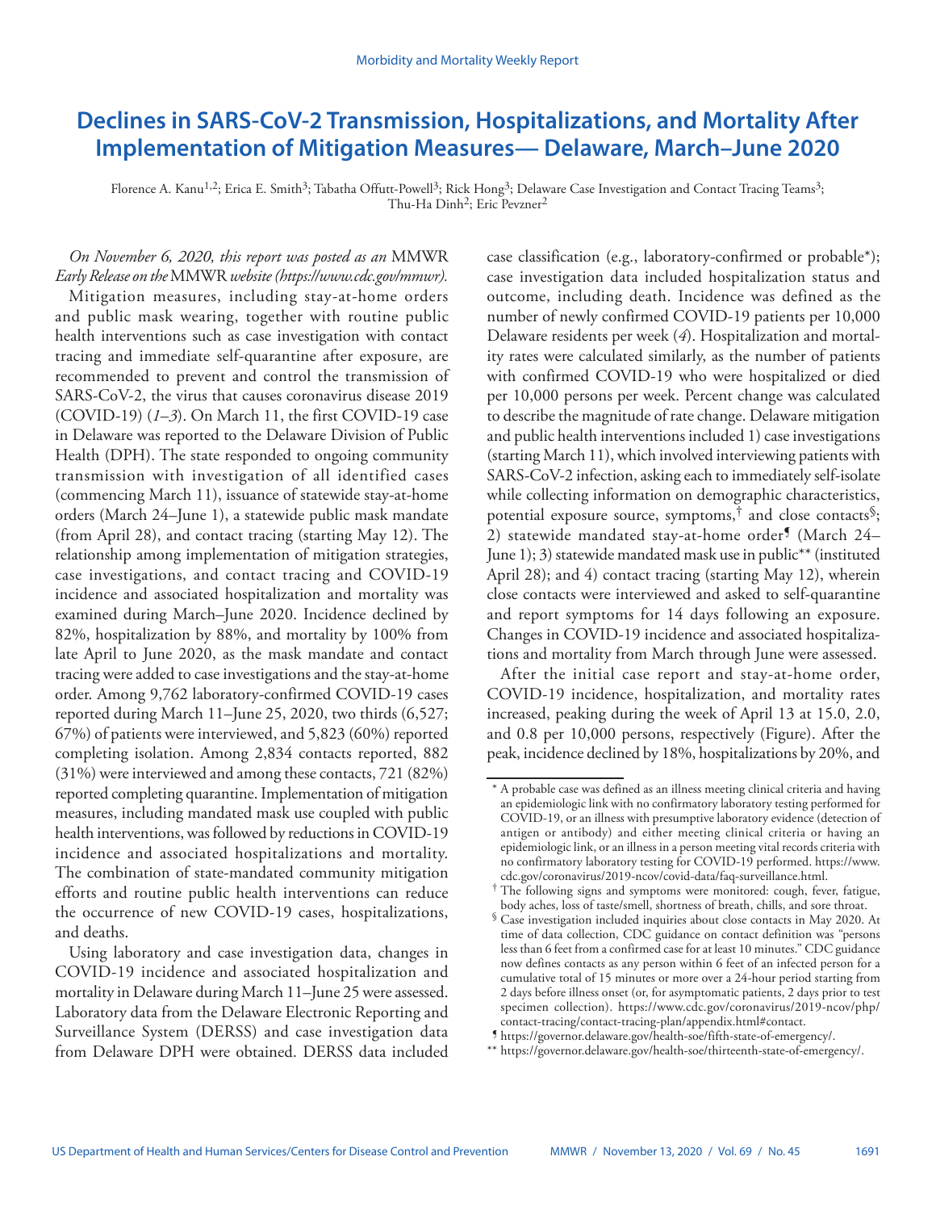# Declines in SARS-CoV-2 Transmission, Hospitalizations, and Mortality After Implementation of Mitigation Measures— Delaware, March–June 2020

Florence A. Kanu[1,2]; Erica E. Smith[3]; Tabatha Offutt-Powell[3]; Rick Hong[3]; Delaware Case Investigation and Contact Tracing Teams[3]; Thu-Ha Dinh[2]; Eric Pevzner[2]

*On November 6, 2020, this report was posted as an* MMWR *Early Release on the* MMWR *website (https://www.cdc.gov/mmwr).*

Mitigation measures, including stay-at-home orders and public mask wearing, together with routine public health interventions such as case investigation with contact tracing and immediate self-quarantine after exposure, are recommended to prevent and control the transmission of SARS-CoV-2, the virus that causes coronavirus disease 2019 (COVID-19) (*1–3*). On March 11, the first COVID-19 case in Delaware was reported to the Delaware Division of Public Health (DPH). The state responded to ongoing community transmission with investigation of all identified cases (commencing March 11), issuance of statewide stay-at-home orders (March 24–June 1), a statewide public mask mandate (from April 28), and contact tracing (starting May 12). The relationship among implementation of mitigation strategies, case investigations, and contact tracing and COVID-19 incidence and associated hospitalization and mortality was examined during March–June 2020. Incidence declined by 82%, hospitalization by 88%, and mortality by 100% from late April to June 2020, as the mask mandate and contact tracing were added to case investigations and the stay-at-home order. Among 9,762 laboratory-confirmed COVID-19 cases reported during March 11–June 25, 2020, two thirds (6,527; 67%) of patients were interviewed, and 5,823 (60%) reported completing isolation. Among 2,834 contacts reported, 882 (31%) were interviewed and among these contacts, 721 (82%) reported completing quarantine. Implementation of mitigation measures, including mandated mask use coupled with public health interventions, was followed by reductions in COVID-19 incidence and associated hospitalizations and mortality. The combination of state-mandated community mitigation efforts and routine public health interventions can reduce the occurrence of new COVID-19 cases, hospitalizations, and deaths.

Using laboratory and case investigation data, changes in COVID-19 incidence and associated hospitalization and mortality in Delaware during March 11–June 25 were assessed. Laboratory data from the Delaware Electronic Reporting and Surveillance System (DERSS) and case investigation data from Delaware DPH were obtained. DERSS data included case classification (e.g., laboratory-confirmed or probable*); case investigation data included hospitalization status and outcome, including death. Incidence was defined as the number of newly confirmed COVID-19 patients per 10,000 Delaware residents per week (*4*). Hospitalization and mortality rates were calculated similarly, as the number of patients with confirmed COVID-19 who were hospitalized or died per 10,000 persons per week. Percent change was calculated to describe the magnitude of rate change. Delaware mitigation and public health interventions included 1) case investigations (starting March 11), which involved interviewing patients with SARS-CoV-2 infection, asking each to immediately self-isolate while collecting information on demographic characteristics, potential exposure source, symptoms,† and close contacts§; 2) statewide mandated stay-at-home order¶ (March 24–June 1); 3) statewide mandated mask use in public** (instituted April 28); and 4) contact tracing (starting May 12), wherein close contacts were interviewed and asked to self-quarantine and report symptoms for 14 days following an exposure. Changes in COVID-19 incidence and associated hospitalizations and mortality from March through June were assessed.

After the initial case report and stay-at-home order, COVID-19 incidence, hospitalization, and mortality rates increased, peaking during the week of April 13 at 15.0, 2.0, and 0.8 per 10,000 persons, respectively (Figure). After the peak, incidence declined by 18%, hospitalizations by 20%, and

---

\* A probable case was defined as an illness meeting clinical criteria and having an epidemiologic link with no confirmatory laboratory testing performed for COVID-19, or an illness with presumptive laboratory evidence (detection of antigen or antibody) and either meeting clinical criteria or having an epidemiologic link, or an illness in a person meeting vital records criteria with no confirmatory laboratory testing for COVID-19 performed. https://www.cdc.gov/coronavirus/2019-ncov/covid-data/faq-surveillance.html.

† The following signs and symptoms were monitored: cough, fever, fatigue, body aches, loss of taste/smell, shortness of breath, chills, and sore throat.

§ Case investigation included inquiries about close contacts in May 2020. At time of data collection, CDC guidance on contact definition was "persons less than 6 feet from a confirmed case for at least 10 minutes." CDC guidance now defines contacts as any person within 6 feet of an infected person for a cumulative total of 15 minutes or more over a 24-hour period starting from 2 days before illness onset (or, for asymptomatic patients, 2 days prior to test specimen collection). https://www.cdc.gov/coronavirus/2019-ncov/php/contact-tracing/contact-tracing-plan/appendix.html#contact.

¶ https://governor.delaware.gov/health-soe/fifth-state-of-emergency/.

\** https://governor.delaware.gov/health-soe/thirteenth-state-of-emergency/.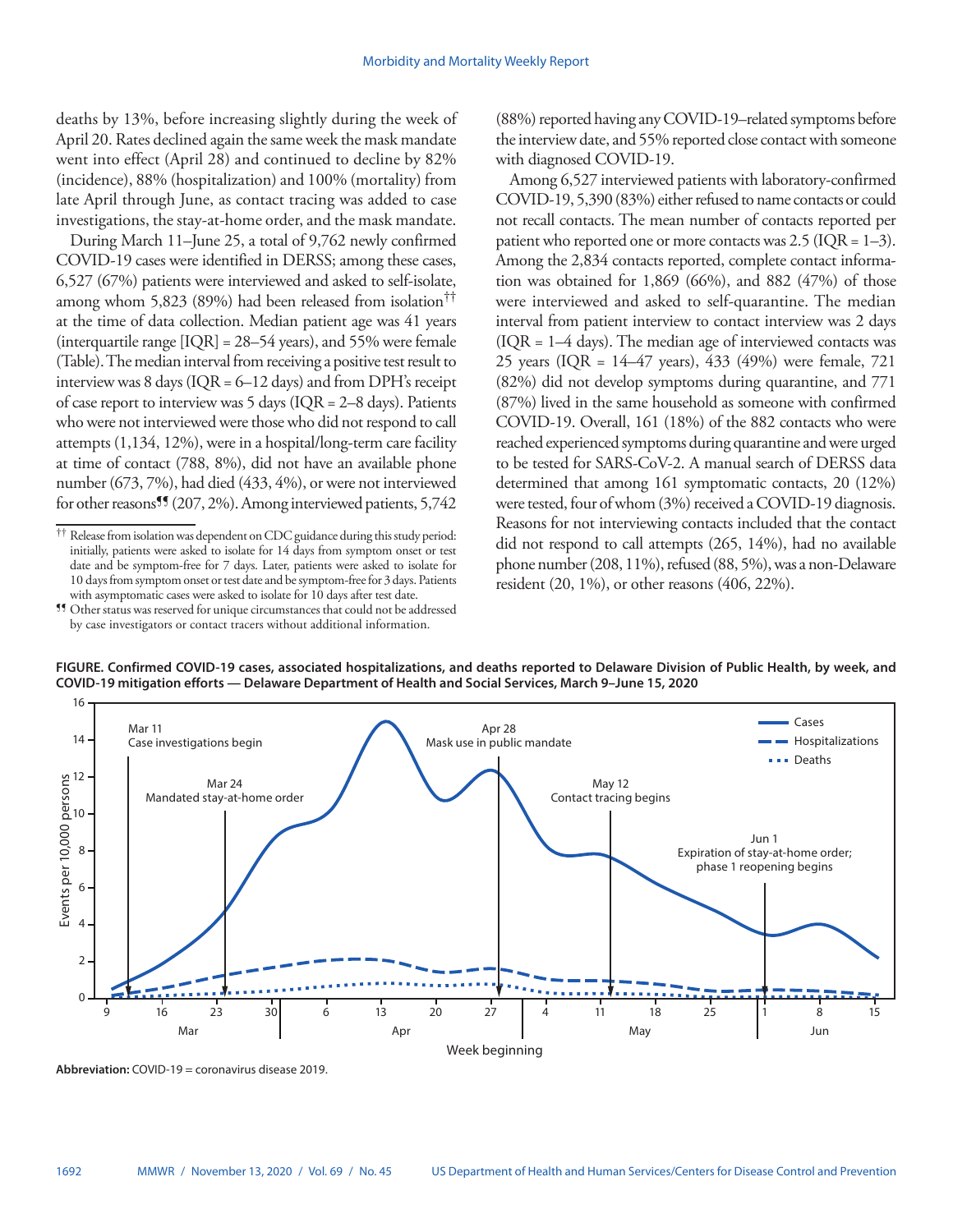deaths by 13%, before increasing slightly during the week of April 20. Rates declined again the same week the mask mandate went into effect (April 28) and continued to decline by 82% (incidence), 88% (hospitalization) and 100% (mortality) from late April through June, as contact tracing was added to case investigations, the stay-at-home order, and the mask mandate.

During March 11–June 25, a total of 9,762 newly confirmed COVID-19 cases were identified in DERSS; among these cases, 6,527 (67%) patients were interviewed and asked to self-isolate, among whom 5,823 (89%) had been released from isolation[††] at the time of data collection. Median patient age was 41 years (interquartile range [IQR] = 28–54 years), and 55% were female (Table). The median interval from receiving a positive test result to interview was 8 days (IQR = 6–12 days) and from DPH's receipt of case report to interview was 5 days (IQR = 2–8 days). Patients who were not interviewed were those who did not respond to call attempts (1,134, 12%), were in a hospital/long-term care facility at time of contact (788, 8%), did not have an available phone number (673, 7%), had died (433, 4%), or were not interviewed for other reasons[¶¶] (207, 2%). Among interviewed patients, 5,742 (88%) reported having any COVID-19–related symptoms before the interview date, and 55% reported close contact with someone with diagnosed COVID-19.

Among 6,527 interviewed patients with laboratory-confirmed COVID-19, 5,390 (83%) either refused to name contacts or could not recall contacts. The mean number of contacts reported per patient who reported one or more contacts was 2.5 (IQR = 1–3). Among the 2,834 contacts reported, complete contact information was obtained for 1,869 (66%), and 882 (47%) of those were interviewed and asked to self-quarantine. The median interval from patient interview to contact interview was 2 days (IQR = 1–4 days). The median age of interviewed contacts was 25 years (IQR = 14–47 years), 433 (49%) were female, 721 (82%) did not develop symptoms during quarantine, and 771 (87%) lived in the same household as someone with confirmed COVID-19. Overall, 161 (18%) of the 882 contacts who were reached experienced symptoms during quarantine and were urged to be tested for SARS-CoV-2. A manual search of DERSS data determined that among 161 symptomatic contacts, 20 (12%) were tested, four of whom (3%) received a COVID-19 diagnosis. Reasons for not interviewing contacts included that the contact did not respond to call attempts (265, 14%), had no available phone number (208, 11%), refused (88, 5%), was a non-Delaware resident (20, 1%), or other reasons (406, 22%).

[††] Release from isolation was dependent on CDC guidance during this study period: initially, patients were asked to isolate for 14 days from symptom onset or test date and be symptom-free for 7 days. Later, patients were asked to isolate for 10 days from symptom onset or test date and be symptom-free for 3 days. Patients with asymptomatic cases were asked to isolate for 10 days after test date.

[¶¶] Other status was reserved for unique circumstances that could not be addressed by case investigators or contact tracers without additional information.

**FIGURE. Confirmed COVID-19 cases, associated hospitalizations, and deaths reported to Delaware Division of Public Health, by week, and COVID-19 mitigation efforts — Delaware Department of Health and Social Services, March 9–June 15, 2020**

**Abbreviation:** COVID-19 = coronavirus disease 2019.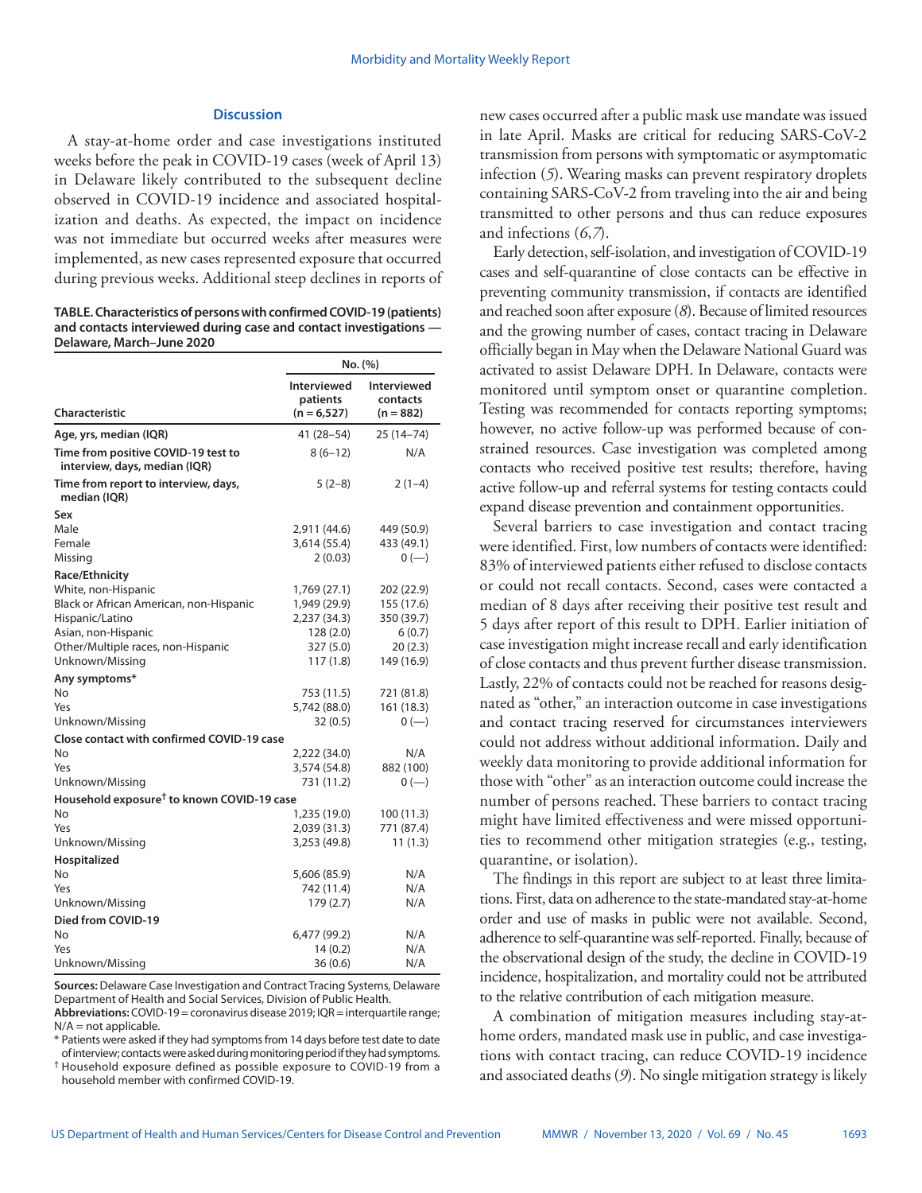## Discussion

A stay-at-home order and case investigations instituted weeks before the peak in COVID-19 cases (week of April 13) in Delaware likely contributed to the subsequent decline observed in COVID-19 incidence and associated hospitalization and deaths. As expected, the impact on incidence was not immediate but occurred weeks after measures were implemented, as new cases represented exposure that occurred during previous weeks. Additional steep declines in reports of new cases occurred after a public mask use mandate was issued in late April. Masks are critical for reducing SARS-CoV-2 transmission from persons with symptomatic or asymptomatic infection (*5*). Wearing masks can prevent respiratory droplets containing SARS-CoV-2 from traveling into the air and being transmitted to other persons and thus can reduce exposures and infections (*6*,*7*).

**TABLE. Characteristics of persons with confirmed COVID-19 (patients) and contacts interviewed during case and contact investigations — Delaware, March–June 2020**

| Characteristic | No. (%) | |
|---|---|---|
| | Interviewed patients (n = 6,527) | Interviewed contacts (n = 882) |
| **Age, yrs, median (IQR)** | 41 (28–54) | 25 (14–74) |
| **Time from positive COVID-19 test to interview, days, median (IQR)** | 8 (6–12) | N/A |
| **Time from report to interview, days, median (IQR)** | 5 (2–8) | 2 (1–4) |
| **Sex** | | |
| Male | 2,911 (44.6) | 449 (50.9) |
| Female | 3,614 (55.4) | 433 (49.1) |
| Missing | 2 (0.03) | 0 (—) |
| **Race/Ethnicity** | | |
| White, non-Hispanic | 1,769 (27.1) | 202 (22.9) |
| Black or African American, non-Hispanic | 1,949 (29.9) | 155 (17.6) |
| Hispanic/Latino | 2,237 (34.3) | 350 (39.7) |
| Asian, non-Hispanic | 128 (2.0) | 6 (0.7) |
| Other/Multiple races, non-Hispanic | 327 (5.0) | 20 (2.3) |
| Unknown/Missing | 117 (1.8) | 149 (16.9) |
| **Any symptoms*** | | |
| No | 753 (11.5) | 721 (81.8) |
| Yes | 5,742 (88.0) | 161 (18.3) |
| Unknown/Missing | 32 (0.5) | 0 (—) |
| **Close contact with confirmed COVID-19 case** | | |
| No | 2,222 (34.0) | N/A |
| Yes | 3,574 (54.8) | 882 (100) |
| Unknown/Missing | 731 (11.2) | 0 (—) |
| **Household exposure† to known COVID-19 case** | | |
| No | 1,235 (19.0) | 100 (11.3) |
| Yes | 2,039 (31.3) | 771 (87.4) |
| Unknown/Missing | 3,253 (49.8) | 11 (1.3) |
| **Hospitalized** | | |
| No | 5,606 (85.9) | N/A |
| Yes | 742 (11.4) | N/A |
| Unknown/Missing | 179 (2.7) | N/A |
| **Died from COVID-19** | | |
| No | 6,477 (99.2) | N/A |
| Yes | 14 (0.2) | N/A |
| Unknown/Missing | 36 (0.6) | N/A |

**Sources:** Delaware Case Investigation and Contract Tracing Systems, Delaware Department of Health and Social Services, Division of Public Health.

**Abbreviations:** COVID-19 = coronavirus disease 2019; IQR = interquartile range; N/A = not applicable.

\* Patients were asked if they had symptoms from 14 days before test date to date of interview; contacts were asked during monitoring period if they had symptoms.

† Household exposure defined as possible exposure to COVID-19 from a household member with confirmed COVID-19.

Early detection, self-isolation, and investigation of COVID-19 cases and self-quarantine of close contacts can be effective in preventing community transmission, if contacts are identified and reached soon after exposure (*8*). Because of limited resources and the growing number of cases, contact tracing in Delaware officially began in May when the Delaware National Guard was activated to assist Delaware DPH. In Delaware, contacts were monitored until symptom onset or quarantine completion. Testing was recommended for contacts reporting symptoms; however, no active follow-up was performed because of constrained resources. Case investigation was completed among contacts who received positive test results; therefore, having active follow-up and referral systems for testing contacts could expand disease prevention and containment opportunities.

Several barriers to case investigation and contact tracing were identified. First, low numbers of contacts were identified: 83% of interviewed patients either refused to disclose contacts or could not recall contacts. Second, cases were contacted a median of 8 days after receiving their positive test result and 5 days after report of this result to DPH. Earlier initiation of case investigation might increase recall and early identification of close contacts and thus prevent further disease transmission. Lastly, 22% of contacts could not be reached for reasons designated as "other," an interaction outcome in case investigations and contact tracing reserved for circumstances interviewers could not address without additional information. Daily and weekly data monitoring to provide additional information for those with "other" as an interaction outcome could increase the number of persons reached. These barriers to contact tracing might have limited effectiveness and were missed opportunities to recommend other mitigation strategies (e.g., testing, quarantine, or isolation).

The findings in this report are subject to at least three limitations. First, data on adherence to the state-mandated stay-at-home order and use of masks in public were not available. Second, adherence to self-quarantine was self-reported. Finally, because of the observational design of the study, the decline in COVID-19 incidence, hospitalization, and mortality could not be attributed to the relative contribution of each mitigation measure.

A combination of mitigation measures including stay-at-home orders, mandated mask use in public, and case investigations with contact tracing, can reduce COVID-19 incidence and associated deaths (*9*). No single mitigation strategy is likely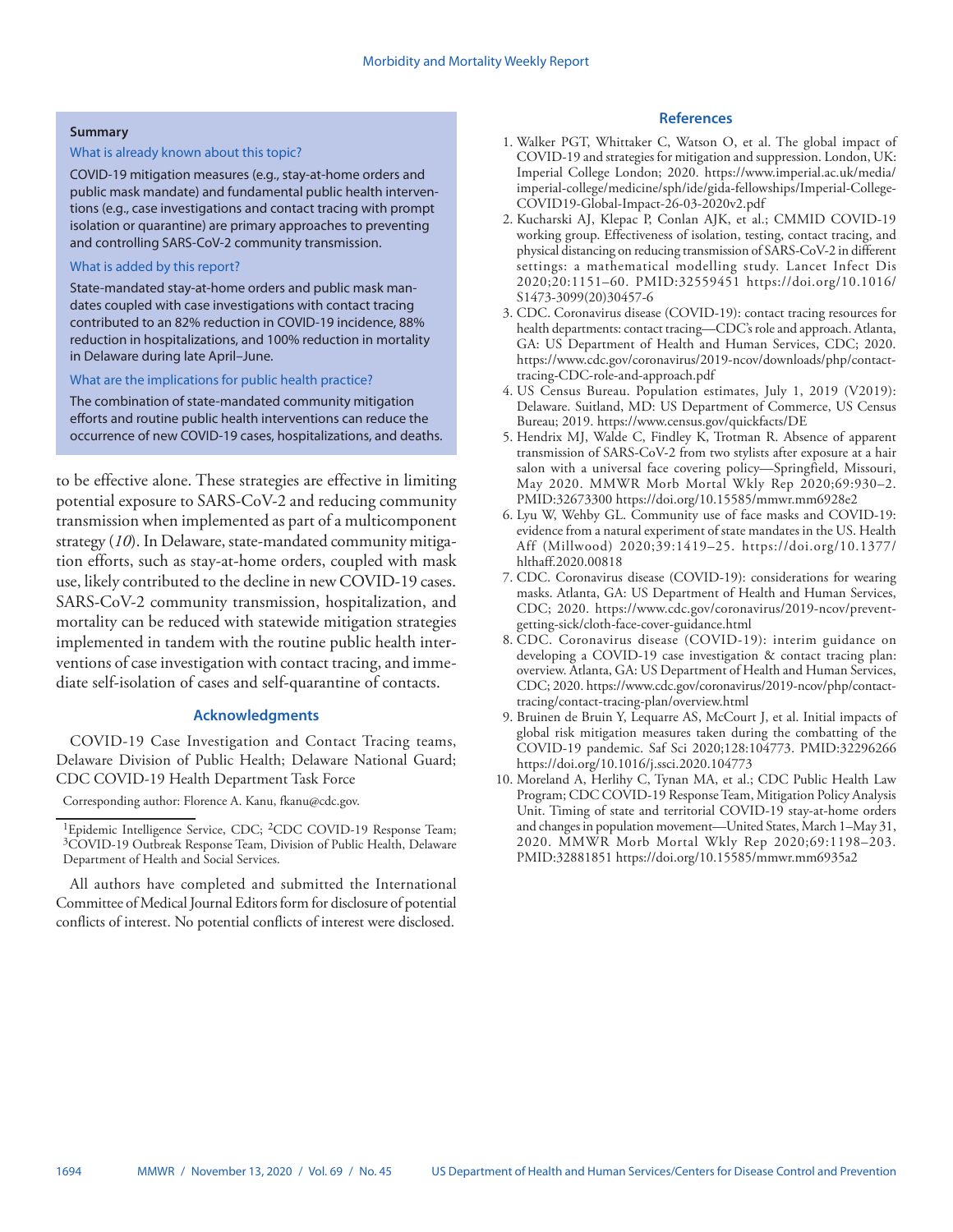**Summary**

What is already known about this topic?

COVID-19 mitigation measures (e.g., stay-at-home orders and public mask mandate) and fundamental public health interventions (e.g., case investigations and contact tracing with prompt isolation or quarantine) are primary approaches to preventing and controlling SARS-CoV-2 community transmission.

What is added by this report?

State-mandated stay-at-home orders and public mask mandates coupled with case investigations with contact tracing contributed to an 82% reduction in COVID-19 incidence, 88% reduction in hospitalizations, and 100% reduction in mortality in Delaware during late April–June.

What are the implications for public health practice?

The combination of state-mandated community mitigation efforts and routine public health interventions can reduce the occurrence of new COVID-19 cases, hospitalizations, and deaths.

to be effective alone. These strategies are effective in limiting potential exposure to SARS-CoV-2 and reducing community transmission when implemented as part of a multicomponent strategy (*10*). In Delaware, state-mandated community mitigation efforts, such as stay-at-home orders, coupled with mask use, likely contributed to the decline in new COVID-19 cases. SARS-CoV-2 community transmission, hospitalization, and mortality can be reduced with statewide mitigation strategies implemented in tandem with the routine public health interventions of case investigation with contact tracing, and immediate self-isolation of cases and self-quarantine of contacts.

## Acknowledgments

COVID-19 Case Investigation and Contact Tracing teams, Delaware Division of Public Health; Delaware National Guard; CDC COVID-19 Health Department Task Force

Corresponding author: Florence A. Kanu, fkanu@cdc.gov.

[1]Epidemic Intelligence Service, CDC; [2]CDC COVID-19 Response Team; [3]COVID-19 Outbreak Response Team, Division of Public Health, Delaware Department of Health and Social Services.

All authors have completed and submitted the International Committee of Medical Journal Editors form for disclosure of potential conflicts of interest. No potential conflicts of interest were disclosed.

## References

1. Walker PGT, Whittaker C, Watson O, et al. The global impact of COVID-19 and strategies for mitigation and suppression. London, UK: Imperial College London; 2020. https://www.imperial.ac.uk/media/imperial-college/medicine/sph/ide/gida-fellowships/Imperial-College-COVID19-Global-Impact-26-03-2020v2.pdf
2. Kucharski AJ, Klepac P, Conlan AJK, et al.; CMMID COVID-19 working group. Effectiveness of isolation, testing, contact tracing, and physical distancing on reducing transmission of SARS-CoV-2 in different settings: a mathematical modelling study. Lancet Infect Dis 2020;20:1151–60. PMID:32559451 https://doi.org/10.1016/S1473-3099(20)30457-6
3. CDC. Coronavirus disease (COVID-19): contact tracing resources for health departments: contact tracing—CDC's role and approach. Atlanta, GA: US Department of Health and Human Services, CDC; 2020. https://www.cdc.gov/coronavirus/2019-ncov/downloads/php/contact-tracing-CDC-role-and-approach.pdf
4. US Census Bureau. Population estimates, July 1, 2019 (V2019): Delaware. Suitland, MD: US Department of Commerce, US Census Bureau; 2019. https://www.census.gov/quickfacts/DE
5. Hendrix MJ, Walde C, Findley K, Trotman R. Absence of apparent transmission of SARS-CoV-2 from two stylists after exposure at a hair salon with a universal face covering policy—Springfield, Missouri, May 2020. MMWR Morb Mortal Wkly Rep 2020;69:930–2. PMID:32673300 https://doi.org/10.15585/mmwr.mm6928e2
6. Lyu W, Wehby GL. Community use of face masks and COVID-19: evidence from a natural experiment of state mandates in the US. Health Aff (Millwood) 2020;39:1419–25. https://doi.org/10.1377/hlthaff.2020.00818
7. CDC. Coronavirus disease (COVID-19): considerations for wearing masks. Atlanta, GA: US Department of Health and Human Services, CDC; 2020. https://www.cdc.gov/coronavirus/2019-ncov/prevent-getting-sick/cloth-face-cover-guidance.html
8. CDC. Coronavirus disease (COVID-19): interim guidance on developing a COVID-19 case investigation & contact tracing plan: overview. Atlanta, GA: US Department of Health and Human Services, CDC; 2020. https://www.cdc.gov/coronavirus/2019-ncov/php/contact-tracing/contact-tracing-plan/overview.html
9. Bruinen de Bruin Y, Lequarre AS, McCourt J, et al. Initial impacts of global risk mitigation measures taken during the combatting of the COVID-19 pandemic. Saf Sci 2020;128:104773. PMID:32296266 https://doi.org/10.1016/j.ssci.2020.104773
10. Moreland A, Herlihy C, Tynan MA, et al.; CDC Public Health Law Program; CDC COVID-19 Response Team, Mitigation Policy Analysis Unit. Timing of state and territorial COVID-19 stay-at-home orders and changes in population movement—United States, March 1–May 31, 2020. MMWR Morb Mortal Wkly Rep 2020;69:1198–203. PMID:32881851 https://doi.org/10.15585/mmwr.mm6935a2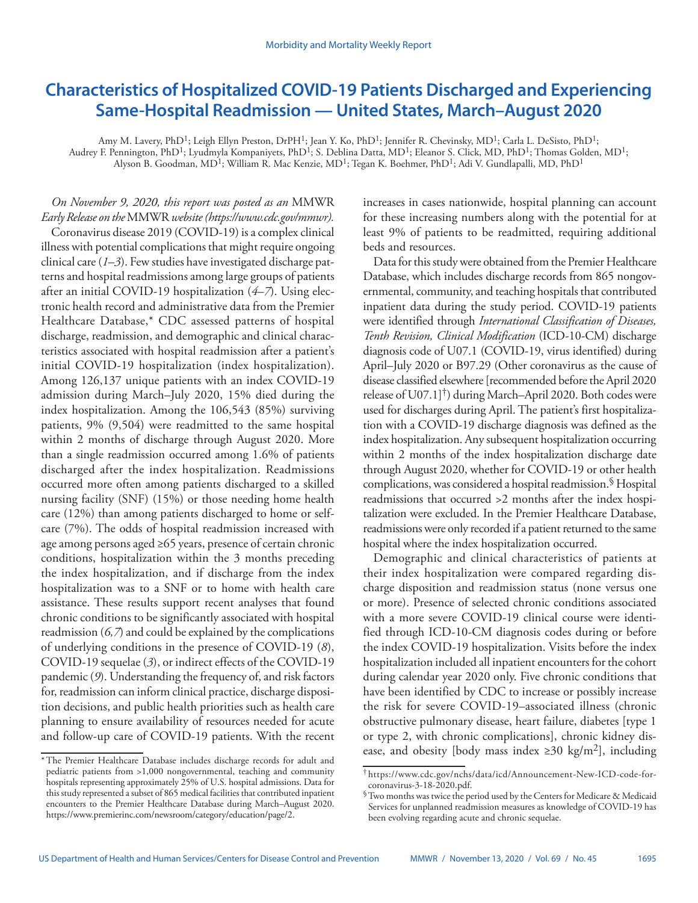# Characteristics of Hospitalized COVID-19 Patients Discharged and Experiencing Same-Hospital Readmission — United States, March–August 2020

Amy M. Lavery, PhD[1]; Leigh Ellyn Preston, DrPH[1]; Jean Y. Ko, PhD[1]; Jennifer R. Chevinsky, MD[1]; Carla L. DeSisto, PhD[1]; Audrey F. Pennington, PhD[1]; Lyudmyla Kompaniyets, PhD[1]; S. Deblina Datta, MD[1]; Eleanor S. Click, MD, PhD[1]; Thomas Golden, MD[1]; Alyson B. Goodman, MD[1]; William R. Mac Kenzie, MD[1]; Tegan K. Boehmer, PhD[1]; Adi V. Gundlapalli, MD, PhD[1]

*On November 9, 2020, this report was posted as an* MMWR *Early Release on the* MMWR *website (https://www.cdc.gov/mmwr).*

Coronavirus disease 2019 (COVID-19) is a complex clinical illness with potential complications that might require ongoing clinical care (*1–3*). Few studies have investigated discharge patterns and hospital readmissions among large groups of patients after an initial COVID-19 hospitalization (*4–7*). Using electronic health record and administrative data from the Premier Healthcare Database,* CDC assessed patterns of hospital discharge, readmission, and demographic and clinical characteristics associated with hospital readmission after a patient's initial COVID-19 hospitalization (index hospitalization). Among 126,137 unique patients with an index COVID-19 admission during March–July 2020, 15% died during the index hospitalization. Among the 106,543 (85%) surviving patients, 9% (9,504) were readmitted to the same hospital within 2 months of discharge through August 2020. More than a single readmission occurred among 1.6% of patients discharged after the index hospitalization. Readmissions occurred more often among patients discharged to a skilled nursing facility (SNF) (15%) or those needing home health care (12%) than among patients discharged to home or self-care (7%). The odds of hospital readmission increased with age among persons aged ≥65 years, presence of certain chronic conditions, hospitalization within the 3 months preceding the index hospitalization, and if discharge from the index hospitalization was to a SNF or to home with health care assistance. These results support recent analyses that found chronic conditions to be significantly associated with hospital readmission (*6,7*) and could be explained by the complications of underlying conditions in the presence of COVID-19 (*8*), COVID-19 sequelae (*3*), or indirect effects of the COVID-19 pandemic (*9*). Understanding the frequency of, and risk factors for, readmission can inform clinical practice, discharge disposition decisions, and public health priorities such as health care planning to ensure availability of resources needed for acute and follow-up care of COVID-19 patients. With the recent increases in cases nationwide, hospital planning can account for these increasing numbers along with the potential for at least 9% of patients to be readmitted, requiring additional beds and resources.

Data for this study were obtained from the Premier Healthcare Database, which includes discharge records from 865 nongovernmental, community, and teaching hospitals that contributed inpatient data during the study period. COVID-19 patients were identified through *International Classification of Diseases, Tenth Revision, Clinical Modification* (ICD-10-CM) discharge diagnosis code of U07.1 (COVID-19, virus identified) during April–July 2020 or B97.29 (Other coronavirus as the cause of disease classified elsewhere [recommended before the April 2020 release of U07.1]†) during March–April 2020. Both codes were used for discharges during April. The patient's first hospitalization with a COVID-19 discharge diagnosis was defined as the index hospitalization. Any subsequent hospitalization occurring within 2 months of the index hospitalization discharge date through August 2020, whether for COVID-19 or other health complications, was considered a hospital readmission.§ Hospital readmissions that occurred >2 months after the index hospitalization were excluded. In the Premier Healthcare Database, readmissions were only recorded if a patient returned to the same hospital where the index hospitalization occurred.

Demographic and clinical characteristics of patients at their index hospitalization were compared regarding discharge disposition and readmission status (none versus one or more). Presence of selected chronic conditions associated with a more severe COVID-19 clinical course were identified through ICD-10-CM diagnosis codes during or before the index COVID-19 hospitalization. Visits before the index hospitalization included all inpatient encounters for the cohort during calendar year 2020 only. Five chronic conditions that have been identified by CDC to increase or possibly increase the risk for severe COVID-19–associated illness (chronic obstructive pulmonary disease, heart failure, diabetes [type 1 or type 2, with chronic complications], chronic kidney disease, and obesity [body mass index ≥30 kg/m$^2$], including

* The Premier Healthcare Database includes discharge records for adult and pediatric patients from >1,000 nongovernmental, teaching and community hospitals representing approximately 25% of U.S. hospital admissions. Data for this study represented a subset of 865 medical facilities that contributed inpatient encounters to the Premier Healthcare Database during March–August 2020. https://www.premierinc.com/newsroom/category/education/page/2.

† https://www.cdc.gov/nchs/data/icd/Announcement-New-ICD-code-for-coronavirus-3-18-2020.pdf.

§ Two months was twice the period used by the Centers for Medicare & Medicaid Services for unplanned readmission measures as knowledge of COVID-19 has been evolving regarding acute and chronic sequelae.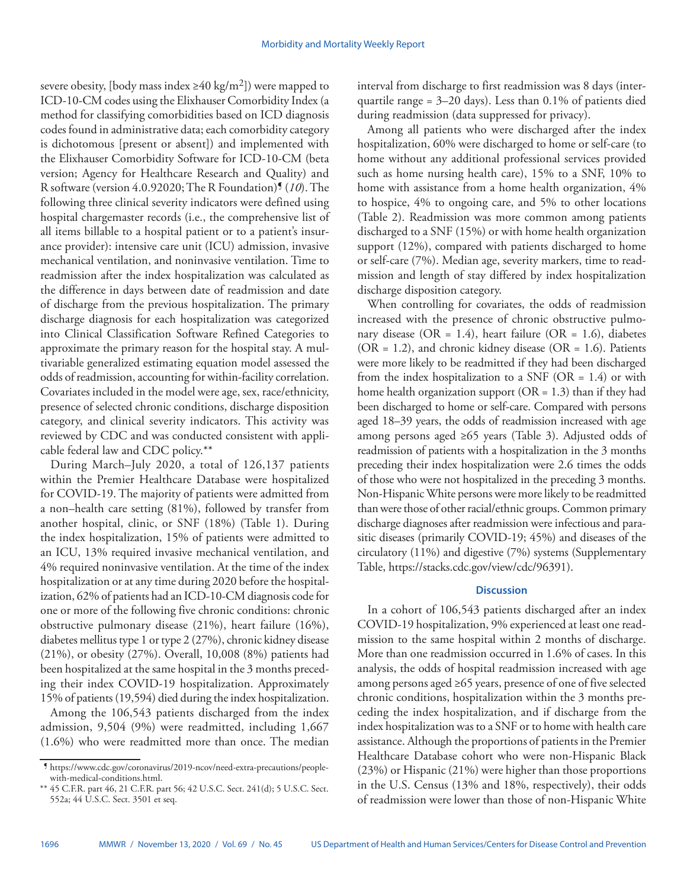severe obesity, [body mass index ≥40 kg/m$^2$]) were mapped to ICD-10-CM codes using the Elixhauser Comorbidity Index (a method for classifying comorbidities based on ICD diagnosis codes found in administrative data; each comorbidity category is dichotomous [present or absent]) and implemented with the Elixhauser Comorbidity Software for ICD-10-CM (beta version; Agency for Healthcare Research and Quality) and R software (version 4.0.92020; The R Foundation)¶ (10). The following three clinical severity indicators were defined using hospital chargemaster records (i.e., the comprehensive list of all items billable to a hospital patient or to a patient's insurance provider): intensive care unit (ICU) admission, invasive mechanical ventilation, and noninvasive ventilation. Time to readmission after the index hospitalization was calculated as the difference in days between date of readmission and date of discharge from the previous hospitalization. The primary discharge diagnosis for each hospitalization was categorized into Clinical Classification Software Refined Categories to approximate the primary reason for the hospital stay. A multivariable generalized estimating equation model assessed the odds of readmission, accounting for within-facility correlation. Covariates included in the model were age, sex, race/ethnicity, presence of selected chronic conditions, discharge disposition category, and clinical severity indicators. This activity was reviewed by CDC and was conducted consistent with applicable federal law and CDC policy.**

During March–July 2020, a total of 126,137 patients within the Premier Healthcare Database were hospitalized for COVID-19. The majority of patients were admitted from a non–health care setting (81%), followed by transfer from another hospital, clinic, or SNF (18%) (Table 1). During the index hospitalization, 15% of patients were admitted to an ICU, 13% required invasive mechanical ventilation, and 4% required noninvasive ventilation. At the time of the index hospitalization or at any time during 2020 before the hospitalization, 62% of patients had an ICD-10-CM diagnosis code for one or more of the following five chronic conditions: chronic obstructive pulmonary disease (21%), heart failure (16%), diabetes mellitus type 1 or type 2 (27%), chronic kidney disease (21%), or obesity (27%). Overall, 10,008 (8%) patients had been hospitalized at the same hospital in the 3 months preceding their index COVID-19 hospitalization. Approximately 15% of patients (19,594) died during the index hospitalization.

Among the 106,543 patients discharged from the index admission, 9,504 (9%) were readmitted, including 1,667 (1.6%) who were readmitted more than once. The median interval from discharge to first readmission was 8 days (interquartile range = 3–20 days). Less than 0.1% of patients died during readmission (data suppressed for privacy).

Among all patients who were discharged after the index hospitalization, 60% were discharged to home or self-care (to home without any additional professional services provided such as home nursing health care), 15% to a SNF, 10% to home with assistance from a home health organization, 4% to hospice, 4% to ongoing care, and 5% to other locations (Table 2). Readmission was more common among patients discharged to a SNF (15%) or with home health organization support (12%), compared with patients discharged to home or self-care (7%). Median age, severity markers, time to readmission and length of stay differed by index hospitalization discharge disposition category.

When controlling for covariates, the odds of readmission increased with the presence of chronic obstructive pulmonary disease (OR = 1.4), heart failure (OR = 1.6), diabetes (OR = 1.2), and chronic kidney disease (OR = 1.6). Patients were more likely to be readmitted if they had been discharged from the index hospitalization to a SNF (OR = 1.4) or with home health organization support (OR = 1.3) than if they had been discharged to home or self-care. Compared with persons aged 18–39 years, the odds of readmission increased with age among persons aged ≥65 years (Table 3). Adjusted odds of readmission of patients with a hospitalization in the 3 months preceding their index hospitalization were 2.6 times the odds of those who were not hospitalized in the preceding 3 months. Non-Hispanic White persons were more likely to be readmitted than were those of other racial/ethnic groups. Common primary discharge diagnoses after readmission were infectious and parasitic diseases (primarily COVID-19; 45%) and diseases of the circulatory (11%) and digestive (7%) systems (Supplementary Table, https://stacks.cdc.gov/view/cdc/96391).

## Discussion

In a cohort of 106,543 patients discharged after an index COVID-19 hospitalization, 9% experienced at least one readmission to the same hospital within 2 months of discharge. More than one readmission occurred in 1.6% of cases. In this analysis, the odds of hospital readmission increased with age among persons aged ≥65 years, presence of one of five selected chronic conditions, hospitalization within the 3 months preceding the index hospitalization, and if discharge from the index hospitalization was to a SNF or to home with health care assistance. Although the proportions of patients in the Premier Healthcare Database cohort who were non-Hispanic Black (23%) or Hispanic (21%) were higher than those proportions in the U.S. Census (13% and 18%, respectively), their odds of readmission were lower than those of non-Hispanic White

¶ https://www.cdc.gov/coronavirus/2019-ncov/need-extra-precautions/people-with-medical-conditions.html.

** 45 C.F.R. part 46, 21 C.F.R. part 56; 42 U.S.C. Sect. 241(d); 5 U.S.C. Sect. 552a; 44 U.S.C. Sect. 3501 et seq.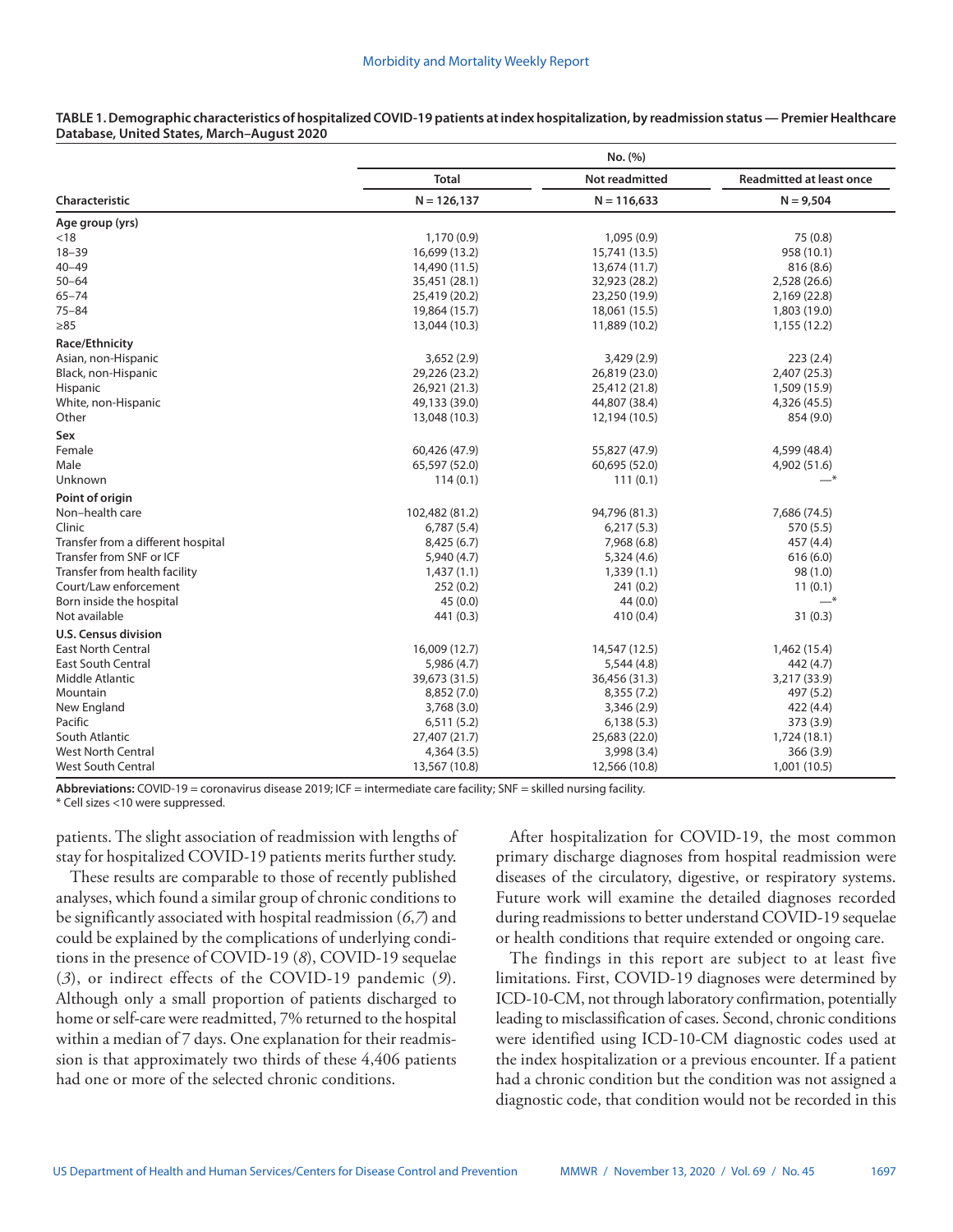**TABLE 1. Demographic characteristics of hospitalized COVID-19 patients at index hospitalization, by readmission status — Premier Healthcare Database, United States, March–August 2020**

| Characteristic | No. (%) Total N = 126,137 | Not readmitted N = 116,633 | Readmitted at least once N = 9,504 |
|---|---|---|---|
| **Age group (yrs)** | | | |
| <18 | 1,170 (0.9) | 1,095 (0.9) | 75 (0.8) |
| 18–39 | 16,699 (13.2) | 15,741 (13.5) | 958 (10.1) |
| 40–49 | 14,490 (11.5) | 13,674 (11.7) | 816 (8.6) |
| 50–64 | 35,451 (28.1) | 32,923 (28.2) | 2,528 (26.6) |
| 65–74 | 25,419 (20.2) | 23,250 (19.9) | 2,169 (22.8) |
| 75–84 | 19,864 (15.7) | 18,061 (15.5) | 1,803 (19.0) |
| ≥85 | 13,044 (10.3) | 11,889 (10.2) | 1,155 (12.2) |
| **Race/Ethnicity** | | | |
| Asian, non-Hispanic | 3,652 (2.9) | 3,429 (2.9) | 223 (2.4) |
| Black, non-Hispanic | 29,226 (23.2) | 26,819 (23.0) | 2,407 (25.3) |
| Hispanic | 26,921 (21.3) | 25,412 (21.8) | 1,509 (15.9) |
| White, non-Hispanic | 49,133 (39.0) | 44,807 (38.4) | 4,326 (45.5) |
| Other | 13,048 (10.3) | 12,194 (10.5) | 854 (9.0) |
| **Sex** | | | |
| Female | 60,426 (47.9) | 55,827 (47.9) | 4,599 (48.4) |
| Male | 65,597 (52.0) | 60,695 (52.0) | 4,902 (51.6) |
| Unknown | 114 (0.1) | 111 (0.1) | —* |
| **Point of origin** | | | |
| Non–health care | 102,482 (81.2) | 94,796 (81.3) | 7,686 (74.5) |
| Clinic | 6,787 (5.4) | 6,217 (5.3) | 570 (5.5) |
| Transfer from a different hospital | 8,425 (6.7) | 7,968 (6.8) | 457 (4.4) |
| Transfer from SNF or ICF | 5,940 (4.7) | 5,324 (4.6) | 616 (6.0) |
| Transfer from health facility | 1,437 (1.1) | 1,339 (1.1) | 98 (1.0) |
| Court/Law enforcement | 252 (0.2) | 241 (0.2) | 11 (0.1) |
| Born inside the hospital | 45 (0.0) | 44 (0.0) | —* |
| Not available | 441 (0.3) | 410 (0.4) | 31 (0.3) |
| **U.S. Census division** | | | |
| East North Central | 16,009 (12.7) | 14,547 (12.5) | 1,462 (15.4) |
| East South Central | 5,986 (4.7) | 5,544 (4.8) | 442 (4.7) |
| Middle Atlantic | 39,673 (31.5) | 36,456 (31.3) | 3,217 (33.9) |
| Mountain | 8,852 (7.0) | 8,355 (7.2) | 497 (5.2) |
| New England | 3,768 (3.0) | 3,346 (2.9) | 422 (4.4) |
| Pacific | 6,511 (5.2) | 6,138 (5.3) | 373 (3.9) |
| South Atlantic | 27,407 (21.7) | 25,683 (22.0) | 1,724 (18.1) |
| West North Central | 4,364 (3.5) | 3,998 (3.4) | 366 (3.9) |
| West South Central | 13,567 (10.8) | 12,566 (10.8) | 1,001 (10.5) |

**Abbreviations:** COVID-19 = coronavirus disease 2019; ICF = intermediate care facility; SNF = skilled nursing facility.
* Cell sizes <10 were suppressed.

patients. The slight association of readmission with lengths of stay for hospitalized COVID-19 patients merits further study.

These results are comparable to those of recently published analyses, which found a similar group of chronic conditions to be significantly associated with hospital readmission (*6*,*7*) and could be explained by the complications of underlying conditions in the presence of COVID-19 (*8*), COVID-19 sequelae (*3*), or indirect effects of the COVID-19 pandemic (*9*). Although only a small proportion of patients discharged to home or self-care were readmitted, 7% returned to the hospital within a median of 7 days. One explanation for their readmission is that approximately two thirds of these 4,406 patients had one or more of the selected chronic conditions.

After hospitalization for COVID-19, the most common primary discharge diagnoses from hospital readmission were diseases of the circulatory, digestive, or respiratory systems. Future work will examine the detailed diagnoses recorded during readmissions to better understand COVID-19 sequelae or health conditions that require extended or ongoing care.

The findings in this report are subject to at least five limitations. First, COVID-19 diagnoses were determined by ICD-10-CM, not through laboratory confirmation, potentially leading to misclassification of cases. Second, chronic conditions were identified using ICD-10-CM diagnostic codes used at the index hospitalization or a previous encounter. If a patient had a chronic condition but the condition was not assigned a diagnostic code, that condition would not be recorded in this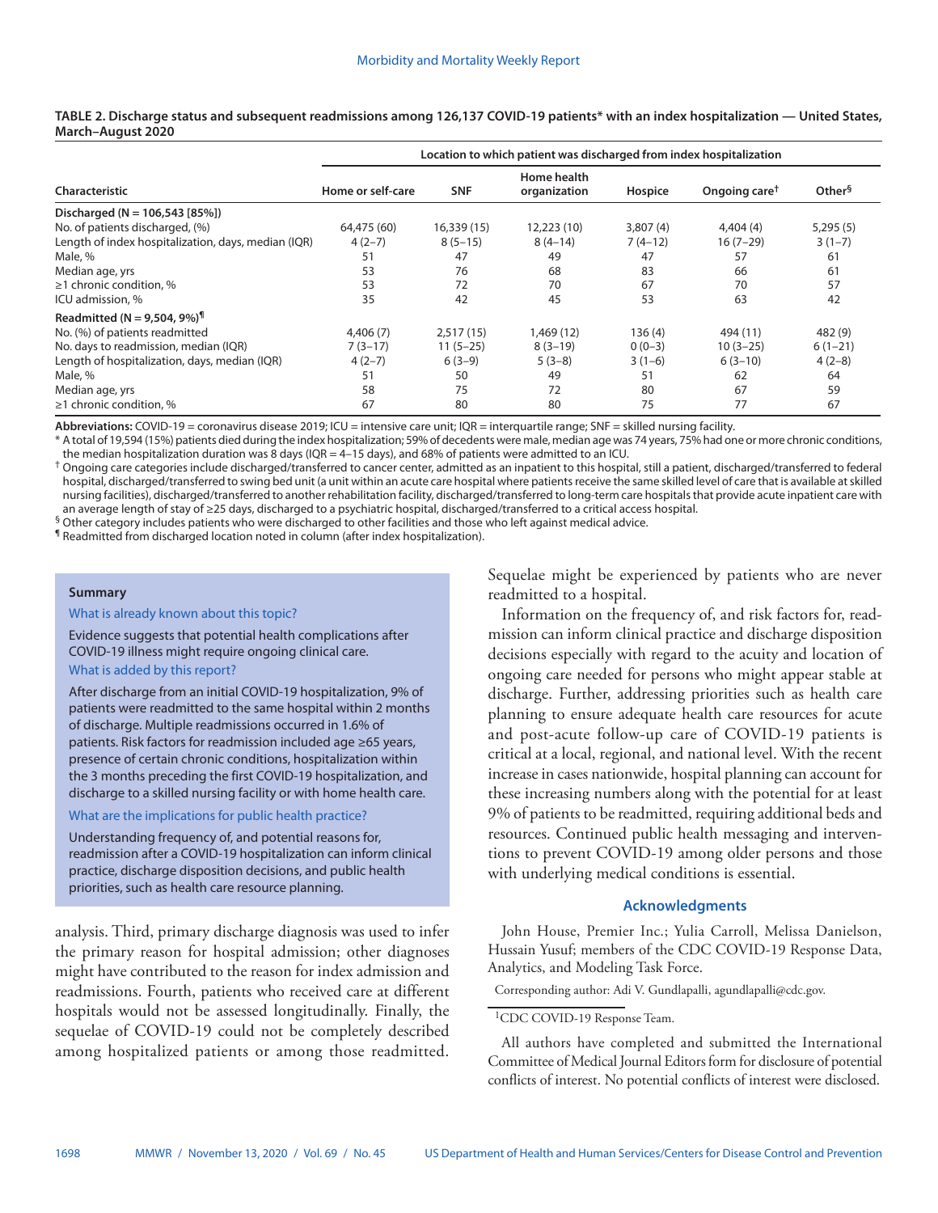**TABLE 2. Discharge status and subsequent readmissions among 126,137 COVID-19 patients* with an index hospitalization — United States, March–August 2020**

| Characteristic | Location to which patient was discharged from index hospitalization | | | | | |
|---|---|---|---|---|---|---|
| | Home or self-care | SNF | Home health organization | Hospice | Ongoing care† | Other§ |
| **Discharged (N = 106,543 [85%])** | | | | | | |
| No. of patients discharged, (%) | 64,475 (60) | 16,339 (15) | 12,223 (10) | 3,807 (4) | 4,404 (4) | 5,295 (5) |
| Length of index hospitalization, days, median (IQR) | 4 (2–7) | 8 (5–15) | 8 (4–14) | 7 (4–12) | 16 (7–29) | 3 (1–7) |
| Male, % | 51 | 47 | 49 | 47 | 57 | 61 |
| Median age, yrs | 53 | 76 | 68 | 83 | 66 | 61 |
| ≥1 chronic condition, % | 53 | 72 | 70 | 67 | 70 | 57 |
| ICU admission, % | 35 | 42 | 45 | 53 | 63 | 42 |
| **Readmitted (N = 9,504, 9%)¶** | | | | | | |
| No. (%) of patients readmitted | 4,406 (7) | 2,517 (15) | 1,469 (12) | 136 (4) | 494 (11) | 482 (9) |
| No. days to readmission, median (IQR) | 7 (3–17) | 11 (5–25) | 8 (3–19) | 0 (0–3) | 10 (3–25) | 6 (1–21) |
| Length of hospitalization, days, median (IQR) | 4 (2–7) | 6 (3–9) | 5 (3–8) | 3 (1–6) | 6 (3–10) | 4 (2–8) |
| Male, % | 51 | 50 | 49 | 51 | 62 | 64 |
| Median age, yrs | 58 | 75 | 72 | 80 | 67 | 59 |
| ≥1 chronic condition, % | 67 | 80 | 80 | 75 | 77 | 67 |

**Abbreviations:** COVID-19 = coronavirus disease 2019; ICU = intensive care unit; IQR = interquartile range; SNF = skilled nursing facility.

\* A total of 19,594 (15%) patients died during the index hospitalization; 59% of decedents were male, median age was 74 years, 75% had one or more chronic conditions, the median hospitalization duration was 8 days (IQR = 4–15 days), and 68% of patients were admitted to an ICU.

† Ongoing care categories include discharged/transferred to cancer center, admitted as an inpatient to this hospital, still a patient, discharged/transferred to federal hospital, discharged/transferred to swing bed unit (a unit within an acute care hospital where patients receive the same skilled level of care that is available at skilled nursing facilities), discharged/transferred to another rehabilitation facility, discharged/transferred to long-term care hospitals that provide acute inpatient care with an average length of stay of ≥25 days, discharged to a psychiatric hospital, discharged/transferred to a critical access hospital.

§ Other category includes patients who were discharged to other facilities and those who left against medical advice.

¶ Readmitted from discharged location noted in column (after index hospitalization).

> **Summary**
>
> **What is already known about this topic?**
>
> Evidence suggests that potential health complications after COVID-19 illness might require ongoing clinical care.
>
> **What is added by this report?**
>
> After discharge from an initial COVID-19 hospitalization, 9% of patients were readmitted to the same hospital within 2 months of discharge. Multiple readmissions occurred in 1.6% of patients. Risk factors for readmission included age ≥65 years, presence of certain chronic conditions, hospitalization within the 3 months preceding the first COVID-19 hospitalization, and discharge to a skilled nursing facility or with home health care.
>
> **What are the implications for public health practice?**
>
> Understanding frequency of, and potential reasons for, readmission after a COVID-19 hospitalization can inform clinical practice, discharge disposition decisions, and public health priorities, such as health care resource planning.

analysis. Third, primary discharge diagnosis was used to infer the primary reason for hospital admission; other diagnoses might have contributed to the reason for index admission and readmissions. Fourth, patients who received care at different hospitals would not be assessed longitudinally. Finally, the sequelae of COVID-19 could not be completely described among hospitalized patients or among those readmitted. Sequelae might be experienced by patients who are never readmitted to a hospital.

Information on the frequency of, and risk factors for, readmission can inform clinical practice and discharge disposition decisions especially with regard to the acuity and location of ongoing care needed for persons who might appear stable at discharge. Further, addressing priorities such as health care planning to ensure adequate health care resources for acute and post-acute follow-up care of COVID-19 patients is critical at a local, regional, and national level. With the recent increase in cases nationwide, hospital planning can account for these increasing numbers along with the potential for at least 9% of patients to be readmitted, requiring additional beds and resources. Continued public health messaging and interventions to prevent COVID-19 among older persons and those with underlying medical conditions is essential.

## Acknowledgments

John House, Premier Inc.; Yulia Carroll, Melissa Danielson, Hussain Yusuf; members of the CDC COVID-19 Response Data, Analytics, and Modeling Task Force.

Corresponding author: Adi V. Gundlapalli, agundlapalli@cdc.gov.

[1]CDC COVID-19 Response Team.

All authors have completed and submitted the International Committee of Medical Journal Editors form for disclosure of potential conflicts of interest. No potential conflicts of interest were disclosed.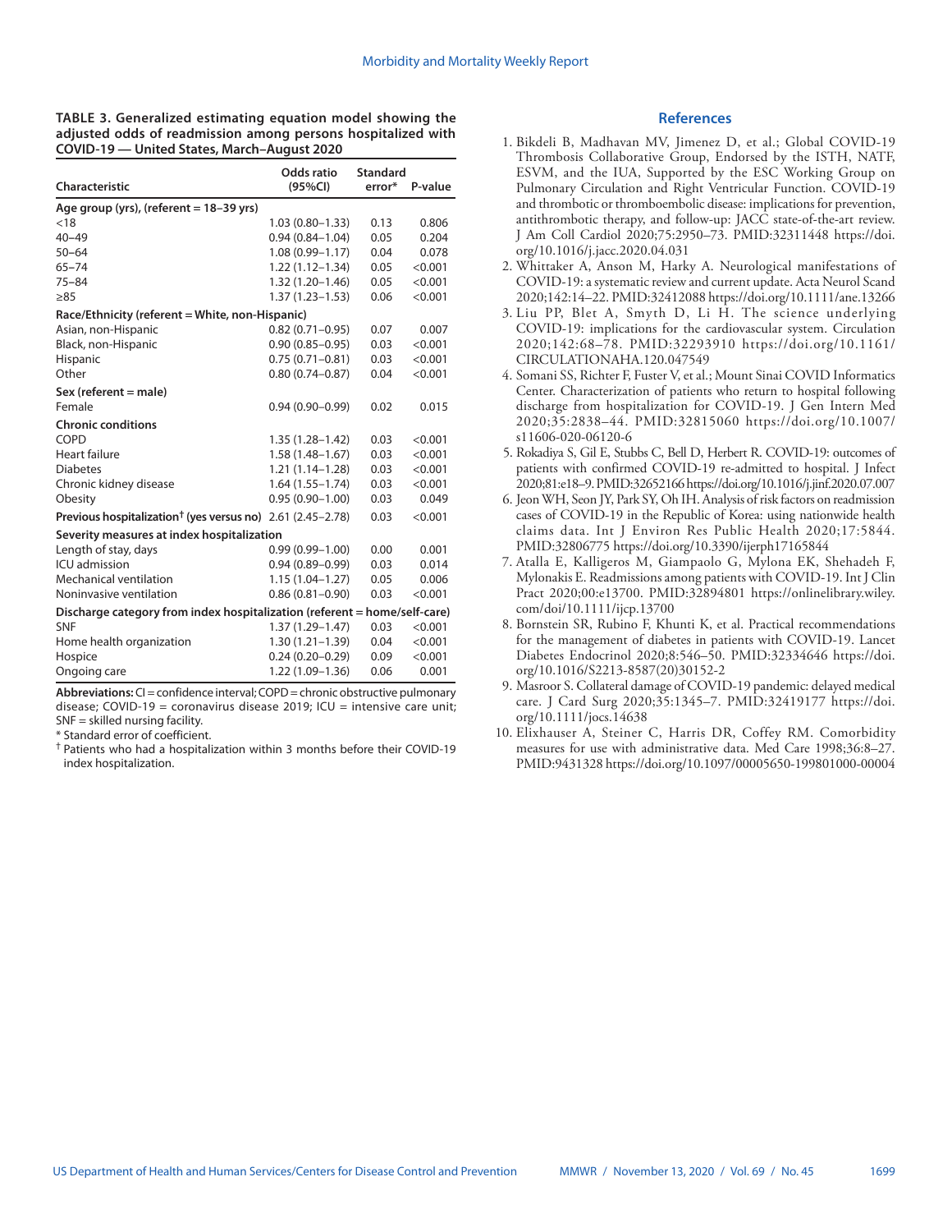**TABLE 3. Generalized estimating equation model showing the adjusted odds of readmission among persons hospitalized with COVID-19 — United States, March–August 2020**

| Characteristic | Odds ratio (95%CI) | Standard error* | P-value |
|---|---|---|---|
| **Age group (yrs), (referent = 18–39 yrs)** | | | |
| <18 | 1.03 (0.80–1.33) | 0.13 | 0.806 |
| 40–49 | 0.94 (0.84–1.04) | 0.05 | 0.204 |
| 50–64 | 1.08 (0.99–1.17) | 0.04 | 0.078 |
| 65–74 | 1.22 (1.12–1.34) | 0.05 | <0.001 |
| 75–84 | 1.32 (1.20–1.46) | 0.05 | <0.001 |
| ≥85 | 1.37 (1.23–1.53) | 0.06 | <0.001 |
| **Race/Ethnicity (referent = White, non-Hispanic)** | | | |
| Asian, non-Hispanic | 0.82 (0.71–0.95) | 0.07 | 0.007 |
| Black, non-Hispanic | 0.90 (0.85–0.95) | 0.03 | <0.001 |
| Hispanic | 0.75 (0.71–0.81) | 0.03 | <0.001 |
| Other | 0.80 (0.74–0.87) | 0.04 | <0.001 |
| **Sex (referent = male)** | | | |
| Female | 0.94 (0.90–0.99) | 0.02 | 0.015 |
| **Chronic conditions** | | | |
| COPD | 1.35 (1.28–1.42) | 0.03 | <0.001 |
| Heart failure | 1.58 (1.48–1.67) | 0.03 | <0.001 |
| Diabetes | 1.21 (1.14–1.28) | 0.03 | <0.001 |
| Chronic kidney disease | 1.64 (1.55–1.74) | 0.03 | <0.001 |
| Obesity | 0.95 (0.90–1.00) | 0.03 | 0.049 |
| **Previous hospitalization† (yes versus no)** | 2.61 (2.45–2.78) | 0.03 | <0.001 |
| **Severity measures at index hospitalization** | | | |
| Length of stay, days | 0.99 (0.99–1.00) | 0.00 | 0.001 |
| ICU admission | 0.94 (0.89–0.99) | 0.03 | 0.014 |
| Mechanical ventilation | 1.15 (1.04–1.27) | 0.05 | 0.006 |
| Noninvasive ventilation | 0.86 (0.81–0.90) | 0.03 | <0.001 |
| **Discharge category from index hospitalization (referent = home/self-care)** | | | |
| SNF | 1.37 (1.29–1.47) | 0.03 | <0.001 |
| Home health organization | 1.30 (1.21–1.39) | 0.04 | <0.001 |
| Hospice | 0.24 (0.20–0.29) | 0.09 | <0.001 |
| Ongoing care | 1.22 (1.09–1.36) | 0.06 | 0.001 |

**Abbreviations:** CI = confidence interval; COPD = chronic obstructive pulmonary disease; COVID-19 = coronavirus disease 2019; ICU = intensive care unit; SNF = skilled nursing facility.

\* Standard error of coefficient.

† Patients who had a hospitalization within 3 months before their COVID-19 index hospitalization.

## References

1. Bikdeli B, Madhavan MV, Jimenez D, et al.; Global COVID-19 Thrombosis Collaborative Group, Endorsed by the ISTH, NATF, ESVM, and the IUA, Supported by the ESC Working Group on Pulmonary Circulation and Right Ventricular Function. COVID-19 and thrombotic or thromboembolic disease: implications for prevention, antithrombotic therapy, and follow-up: JACC state-of-the-art review. J Am Coll Cardiol 2020;75:2950–73. PMID:32311448 https://doi.org/10.1016/j.jacc.2020.04.031
2. Whittaker A, Anson M, Harky A. Neurological manifestations of COVID-19: a systematic review and current update. Acta Neurol Scand 2020;142:14–22. PMID:32412088 https://doi.org/10.1111/ane.13266
3. Liu PP, Blet A, Smyth D, Li H. The science underlying COVID-19: implications for the cardiovascular system. Circulation 2020;142:68–78. PMID:32293910 https://doi.org/10.1161/CIRCULATIONAHA.120.047549
4. Somani SS, Richter F, Fuster V, et al.; Mount Sinai COVID Informatics Center. Characterization of patients who return to hospital following discharge from hospitalization for COVID-19. J Gen Intern Med 2020;35:2838–44. PMID:32815060 https://doi.org/10.1007/s11606-020-06120-6
5. Rokadiya S, Gil E, Stubbs C, Bell D, Herbert R. COVID-19: outcomes of patients with confirmed COVID-19 re-admitted to hospital. J Infect 2020;81:e18–9. PMID:32652166 https://doi.org/10.1016/j.jinf.2020.07.007
6. Jeon WH, Seon JY, Park SY, Oh IH. Analysis of risk factors on readmission cases of COVID-19 in the Republic of Korea: using nationwide health claims data. Int J Environ Res Public Health 2020;17:5844. PMID:32806775 https://doi.org/10.3390/ijerph17165844
7. Atalla E, Kalligeros M, Giampaolo G, Mylona EK, Shehadeh F, Mylonakis E. Readmissions among patients with COVID-19. Int J Clin Pract 2020;00:e13700. PMID:32894801 https://onlinelibrary.wiley.com/doi/10.1111/ijcp.13700
8. Bornstein SR, Rubino F, Khunti K, et al. Practical recommendations for the management of diabetes in patients with COVID-19. Lancet Diabetes Endocrinol 2020;8:546–50. PMID:32334646 https://doi.org/10.1016/S2213-8587(20)30152-2
9. Masroor S. Collateral damage of COVID-19 pandemic: delayed medical care. J Card Surg 2020;35:1345–7. PMID:32419177 https://doi.org/10.1111/jocs.14638
10. Elixhauser A, Steiner C, Harris DR, Coffey RM. Comorbidity measures for use with administrative data. Med Care 1998;36:8–27. PMID:9431328 https://doi.org/10.1097/00005650-199801000-00004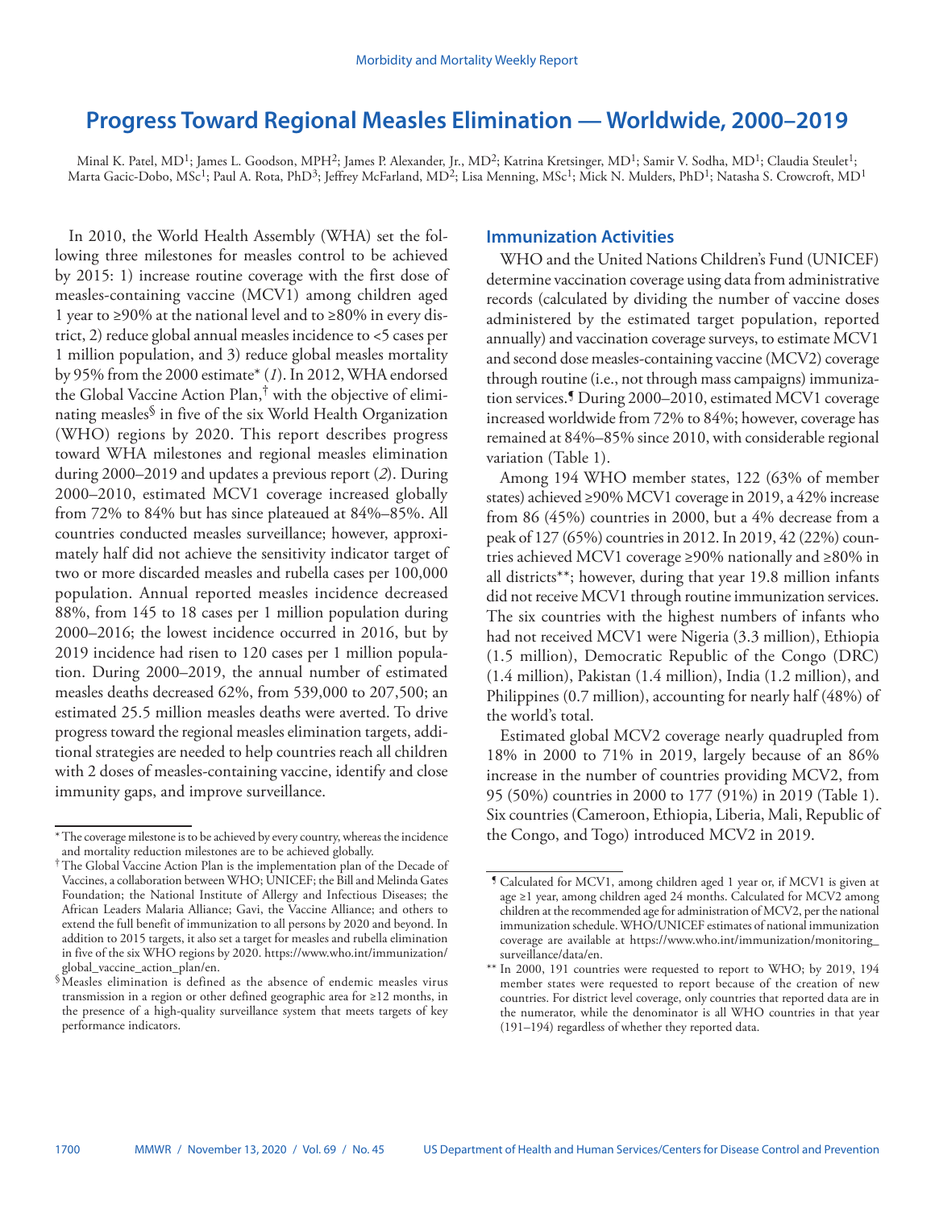# Progress Toward Regional Measles Elimination — Worldwide, 2000–2019

Minal K. Patel, MD[1]; James L. Goodson, MPH[2]; James P. Alexander, Jr., MD[2]; Katrina Kretsinger, MD[1]; Samir V. Sodha, MD[1]; Claudia Steulet[1]; Marta Gacic-Dobo, MSc[1]; Paul A. Rota, PhD[3]; Jeffrey McFarland, MD[2]; Lisa Menning, MSc[1]; Mick N. Mulders, PhD[1]; Natasha S. Crowcroft, MD[1]

In 2010, the World Health Assembly (WHA) set the following three milestones for measles control to be achieved by 2015: 1) increase routine coverage with the first dose of measles-containing vaccine (MCV1) among children aged 1 year to ≥90% at the national level and to ≥80% in every district, 2) reduce global annual measles incidence to <5 cases per 1 million population, and 3) reduce global measles mortality by 95% from the 2000 estimate* (*1*). In 2012, WHA endorsed the Global Vaccine Action Plan,† with the objective of eliminating measles§ in five of the six World Health Organization (WHO) regions by 2020. This report describes progress toward WHA milestones and regional measles elimination during 2000–2019 and updates a previous report (*2*). During 2000–2010, estimated MCV1 coverage increased globally from 72% to 84% but has since plateaued at 84%–85%. All countries conducted measles surveillance; however, approximately half did not achieve the sensitivity indicator target of two or more discarded measles and rubella cases per 100,000 population. Annual reported measles incidence decreased 88%, from 145 to 18 cases per 1 million population during 2000–2016; the lowest incidence occurred in 2016, but by 2019 incidence had risen to 120 cases per 1 million population. During 2000–2019, the annual number of estimated measles deaths decreased 62%, from 539,000 to 207,500; an estimated 25.5 million measles deaths were averted. To drive progress toward the regional measles elimination targets, additional strategies are needed to help countries reach all children with 2 doses of measles-containing vaccine, identify and close immunity gaps, and improve surveillance.

* The coverage milestone is to be achieved by every country, whereas the incidence and mortality reduction milestones are to be achieved globally.

† The Global Vaccine Action Plan is the implementation plan of the Decade of Vaccines, a collaboration between WHO; UNICEF; the Bill and Melinda Gates Foundation; the National Institute of Allergy and Infectious Diseases; the African Leaders Malaria Alliance; Gavi, the Vaccine Alliance; and others to extend the full benefit of immunization to all persons by 2020 and beyond. In addition to 2015 targets, it also set a target for measles and rubella elimination in five of the six WHO regions by 2020. https://www.who.int/immunization/global_vaccine_action_plan/en.

§ Measles elimination is defined as the absence of endemic measles virus transmission in a region or other defined geographic area for ≥12 months, in the presence of a high-quality surveillance system that meets targets of key performance indicators.

## Immunization Activities

WHO and the United Nations Children's Fund (UNICEF) determine vaccination coverage using data from administrative records (calculated by dividing the number of vaccine doses administered by the estimated target population, reported annually) and vaccination coverage surveys, to estimate MCV1 and second dose measles-containing vaccine (MCV2) coverage through routine (i.e., not through mass campaigns) immunization services.¶ During 2000–2010, estimated MCV1 coverage increased worldwide from 72% to 84%; however, coverage has remained at 84%–85% since 2010, with considerable regional variation (Table 1).

Among 194 WHO member states, 122 (63% of member states) achieved ≥90% MCV1 coverage in 2019, a 42% increase from 86 (45%) countries in 2000, but a 4% decrease from a peak of 127 (65%) countries in 2012. In 2019, 42 (22%) countries achieved MCV1 coverage ≥90% nationally and ≥80% in all districts**; however, during that year 19.8 million infants did not receive MCV1 through routine immunization services. The six countries with the highest numbers of infants who had not received MCV1 were Nigeria (3.3 million), Ethiopia (1.5 million), Democratic Republic of the Congo (DRC) (1.4 million), Pakistan (1.4 million), India (1.2 million), and Philippines (0.7 million), accounting for nearly half (48%) of the world's total.

Estimated global MCV2 coverage nearly quadrupled from 18% in 2000 to 71% in 2019, largely because of an 86% increase in the number of countries providing MCV2, from 95 (50%) countries in 2000 to 177 (91%) in 2019 (Table 1). Six countries (Cameroon, Ethiopia, Liberia, Mali, Republic of the Congo, and Togo) introduced MCV2 in 2019.

¶ Calculated for MCV1, among children aged 1 year or, if MCV1 is given at age ≥1 year, among children aged 24 months. Calculated for MCV2 among children at the recommended age for administration of MCV2, per the national immunization schedule. WHO/UNICEF estimates of national immunization coverage are available at https://www.who.int/immunization/monitoring_surveillance/data/en.

** In 2000, 191 countries were requested to report to WHO; by 2019, 194 member states were requested to report because of the creation of new countries. For district level coverage, only countries that reported data are in the numerator, while the denominator is all WHO countries in that year (191–194) regardless of whether they reported data.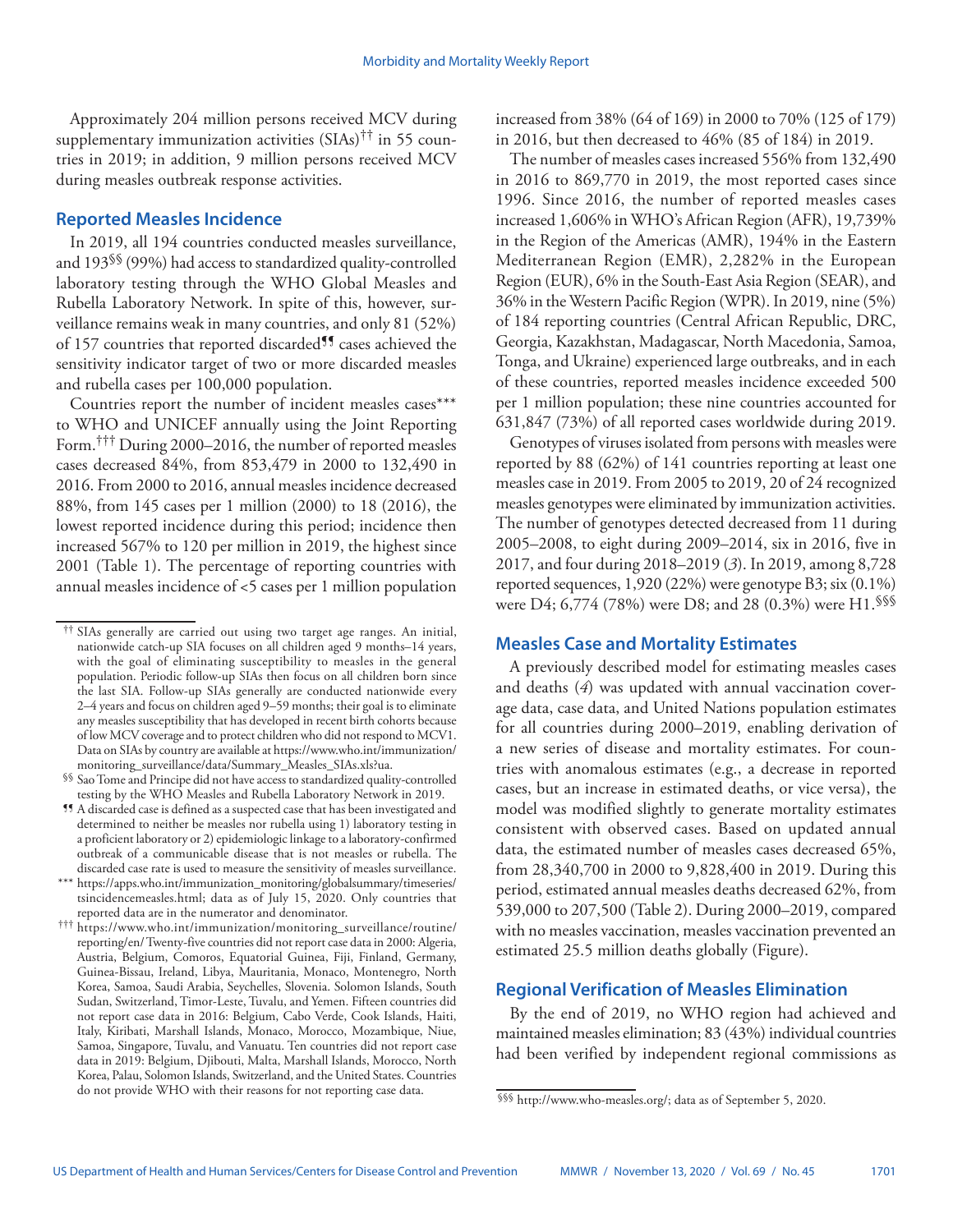Approximately 204 million persons received MCV during supplementary immunization activities (SIAs)[††] in 55 countries in 2019; in addition, 9 million persons received MCV during measles outbreak response activities.

## Reported Measles Incidence

In 2019, all 194 countries conducted measles surveillance, and 193[§§] (99%) had access to standardized quality-controlled laboratory testing through the WHO Global Measles and Rubella Laboratory Network. In spite of this, however, surveillance remains weak in many countries, and only 81 (52%) of 157 countries that reported discarded[¶¶] cases achieved the sensitivity indicator target of two or more discarded measles and rubella cases per 100,000 population.

Countries report the number of incident measles cases[***] to WHO and UNICEF annually using the Joint Reporting Form.[†††] During 2000–2016, the number of reported measles cases decreased 84%, from 853,479 in 2000 to 132,490 in 2016. From 2000 to 2016, annual measles incidence decreased 88%, from 145 cases per 1 million (2000) to 18 (2016), the lowest reported incidence during this period; incidence then increased 567% to 120 per million in 2019, the highest since 2001 (Table 1). The percentage of reporting countries with annual measles incidence of <5 cases per 1 million population increased from 38% (64 of 169) in 2000 to 70% (125 of 179) in 2016, but then decreased to 46% (85 of 184) in 2019.

The number of measles cases increased 556% from 132,490 in 2016 to 869,770 in 2019, the most reported cases since 1996. Since 2016, the number of reported measles cases increased 1,606% in WHO's African Region (AFR), 19,739% in the Region of the Americas (AMR), 194% in the Eastern Mediterranean Region (EMR), 2,282% in the European Region (EUR), 6% in the South-East Asia Region (SEAR), and 36% in the Western Pacific Region (WPR). In 2019, nine (5%) of 184 reporting countries (Central African Republic, DRC, Georgia, Kazakhstan, Madagascar, North Macedonia, Samoa, Tonga, and Ukraine) experienced large outbreaks, and in each of these countries, reported measles incidence exceeded 500 per 1 million population; these nine countries accounted for 631,847 (73%) of all reported cases worldwide during 2019.

Genotypes of viruses isolated from persons with measles were reported by 88 (62%) of 141 countries reporting at least one measles case in 2019. From 2005 to 2019, 20 of 24 recognized measles genotypes were eliminated by immunization activities. The number of genotypes detected decreased from 11 during 2005–2008, to eight during 2009–2014, six in 2016, five in 2017, and four during 2018–2019 (*3*). In 2019, among 8,728 reported sequences, 1,920 (22%) were genotype B3; six (0.1%) were D4; 6,774 (78%) were D8; and 28 (0.3%) were H1.[§§§]

## Measles Case and Mortality Estimates

A previously described model for estimating measles cases and deaths (*4*) was updated with annual vaccination coverage data, case data, and United Nations population estimates for all countries during 2000–2019, enabling derivation of a new series of disease and mortality estimates. For countries with anomalous estimates (e.g., a decrease in reported cases, but an increase in estimated deaths, or vice versa), the model was modified slightly to generate mortality estimates consistent with observed cases. Based on updated annual data, the estimated number of measles cases decreased 65%, from 28,340,700 in 2000 to 9,828,400 in 2019. During this period, estimated annual measles deaths decreased 62%, from 539,000 to 207,500 (Table 2). During 2000–2019, compared with no measles vaccination, measles vaccination prevented an estimated 25.5 million deaths globally (Figure).

## Regional Verification of Measles Elimination

By the end of 2019, no WHO region had achieved and maintained measles elimination; 83 (43%) individual countries had been verified by independent regional commissions as

---

[††] SIAs generally are carried out using two target age ranges. An initial, nationwide catch-up SIA focuses on all children aged 9 months–14 years, with the goal of eliminating susceptibility to measles in the general population. Periodic follow-up SIAs then focus on all children born since the last SIA. Follow-up SIAs generally are conducted nationwide every 2–4 years and focus on children aged 9–59 months; their goal is to eliminate any measles susceptibility that has developed in recent birth cohorts because of low MCV coverage and to protect children who did not respond to MCV1. Data on SIAs by country are available at https://www.who.int/immunization/monitoring_surveillance/data/Summary_Measles_SIAs.xls?ua.

[§§] Sao Tome and Principe did not have access to standardized quality-controlled testing by the WHO Measles and Rubella Laboratory Network in 2019.

[¶¶] A discarded case is defined as a suspected case that has been investigated and determined to neither be measles nor rubella using 1) laboratory testing in a proficient laboratory or 2) epidemiologic linkage to a laboratory-confirmed outbreak of a communicable disease that is not measles or rubella. The discarded case rate is used to measure the sensitivity of measles surveillance.

[***] https://apps.who.int/immunization_monitoring/globalsummary/timeseries/tsincidencemeasles.html; data as of July 15, 2020. Only countries that reported data are in the numerator and denominator.

[†††] https://www.who.int/immunization/monitoring_surveillance/routine/reporting/en/ Twenty-five countries did not report case data in 2000: Algeria, Austria, Belgium, Comoros, Equatorial Guinea, Fiji, Finland, Germany, Guinea-Bissau, Ireland, Libya, Mauritania, Monaco, Montenegro, North Korea, Samoa, Saudi Arabia, Seychelles, Slovenia. Solomon Islands, South Sudan, Switzerland, Timor-Leste, Tuvalu, and Yemen. Fifteen countries did not report case data in 2016: Belgium, Cabo Verde, Cook Islands, Haiti, Italy, Kiribati, Marshall Islands, Monaco, Morocco, Mozambique, Niue, Samoa, Singapore, Tuvalu, and Vanuatu. Ten countries did not report case data in 2019: Belgium, Djibouti, Malta, Marshall Islands, Morocco, North Korea, Palau, Solomon Islands, Switzerland, and the United States. Countries do not provide WHO with their reasons for not reporting case data.

[§§§] http://www.who-measles.org/; data as of September 5, 2020.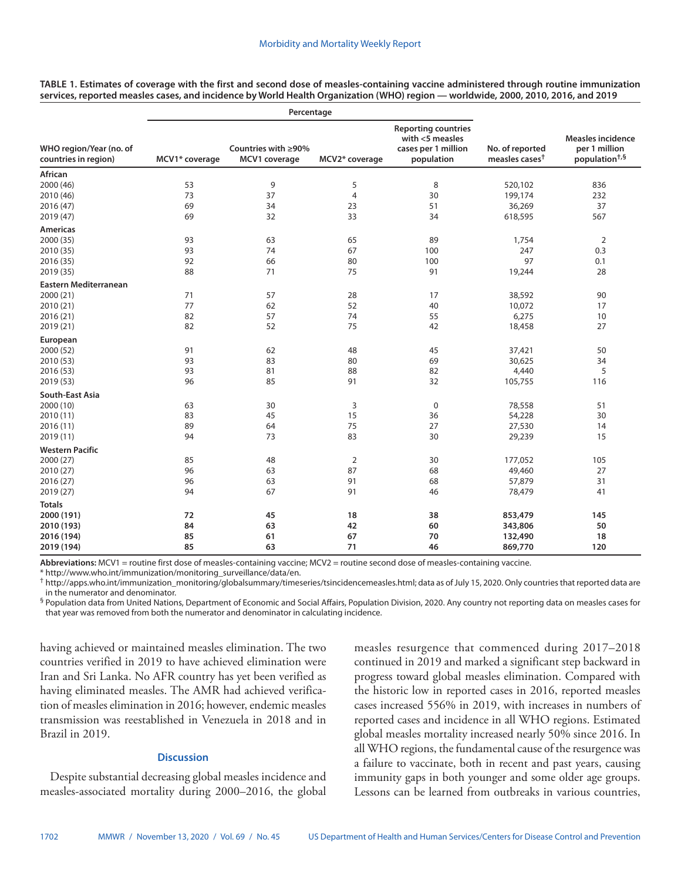**TABLE 1. Estimates of coverage with the first and second dose of measles-containing vaccine administered through routine immunization services, reported measles cases, and incidence by World Health Organization (WHO) region — worldwide, 2000, 2010, 2016, and 2019**

| WHO region/Year (no. of countries in region) | Percentage | | | | No. of reported measles cases† | Measles incidence per 1 million population†,§ |
|---|---|---|---|---|---|---|
| | MCV1* coverage | Countries with ≥90% MCV1 coverage | MCV2* coverage | Reporting countries with <5 measles cases per 1 million population | | |
| **African** | | | | | | |
| 2000 (46) | 53 | 9 | 5 | 8 | 520,102 | 836 |
| 2010 (46) | 73 | 37 | 4 | 30 | 199,174 | 232 |
| 2016 (47) | 69 | 34 | 23 | 51 | 36,269 | 37 |
| 2019 (47) | 69 | 32 | 33 | 34 | 618,595 | 567 |
| **Americas** | | | | | | |
| 2000 (35) | 93 | 63 | 65 | 89 | 1,754 | 2 |
| 2010 (35) | 93 | 74 | 67 | 100 | 247 | 0.3 |
| 2016 (35) | 92 | 66 | 80 | 100 | 97 | 0.1 |
| 2019 (35) | 88 | 71 | 75 | 91 | 19,244 | 28 |
| **Eastern Mediterranean** | | | | | | |
| 2000 (21) | 71 | 57 | 28 | 17 | 38,592 | 90 |
| 2010 (21) | 77 | 62 | 52 | 40 | 10,072 | 17 |
| 2016 (21) | 82 | 57 | 74 | 55 | 6,275 | 10 |
| 2019 (21) | 82 | 52 | 75 | 42 | 18,458 | 27 |
| **European** | | | | | | |
| 2000 (52) | 91 | 62 | 48 | 45 | 37,421 | 50 |
| 2010 (53) | 93 | 83 | 80 | 69 | 30,625 | 34 |
| 2016 (53) | 93 | 81 | 88 | 82 | 4,440 | 5 |
| 2019 (53) | 96 | 85 | 91 | 32 | 105,755 | 116 |
| **South-East Asia** | | | | | | |
| 2000 (10) | 63 | 30 | 3 | 0 | 78,558 | 51 |
| 2010 (11) | 83 | 45 | 15 | 36 | 54,228 | 30 |
| 2016 (11) | 89 | 64 | 75 | 27 | 27,530 | 14 |
| 2019 (11) | 94 | 73 | 83 | 30 | 29,239 | 15 |
| **Western Pacific** | | | | | | |
| 2000 (27) | 85 | 48 | 2 | 30 | 177,052 | 105 |
| 2010 (27) | 96 | 63 | 87 | 68 | 49,460 | 27 |
| 2016 (27) | 96 | 63 | 91 | 68 | 57,879 | 31 |
| 2019 (27) | 94 | 67 | 91 | 46 | 78,479 | 41 |
| **Totals** | | | | | | |
| **2000 (191)** | **72** | **45** | **18** | **38** | **853,479** | **145** |
| **2010 (193)** | **84** | **63** | **42** | **60** | **343,806** | **50** |
| **2016 (194)** | **85** | **61** | **67** | **70** | **132,490** | **18** |
| **2019 (194)** | **85** | **63** | **71** | **46** | **869,770** | **120** |

**Abbreviations:** MCV1 = routine first dose of measles-containing vaccine; MCV2 = routine second dose of measles-containing vaccine.

* http://www.who.int/immunization/monitoring_surveillance/data/en.

† http://apps.who.int/immunization_monitoring/globalsummary/timeseries/tsincidencemeasles.html; data as of July 15, 2020. Only countries that reported data are in the numerator and denominator.

§ Population data from United Nations, Department of Economic and Social Affairs, Population Division, 2020. Any country not reporting data on measles cases for that year was removed from both the numerator and denominator in calculating incidence.

having achieved or maintained measles elimination. The two countries verified in 2019 to have achieved elimination were Iran and Sri Lanka. No AFR country has yet been verified as having eliminated measles. The AMR had achieved verification of measles elimination in 2016; however, endemic measles transmission was reestablished in Venezuela in 2018 and in Brazil in 2019.

## Discussion

Despite substantial decreasing global measles incidence and measles-associated mortality during 2000–2016, the global measles resurgence that commenced during 2017–2018 continued in 2019 and marked a significant step backward in progress toward global measles elimination. Compared with the historic low in reported cases in 2016, reported measles cases increased 556% in 2019, with increases in numbers of reported cases and incidence in all WHO regions. Estimated global measles mortality increased nearly 50% since 2016. In all WHO regions, the fundamental cause of the resurgence was a failure to vaccinate, both in recent and past years, causing immunity gaps in both younger and some older age groups. Lessons can be learned from outbreaks in various countries,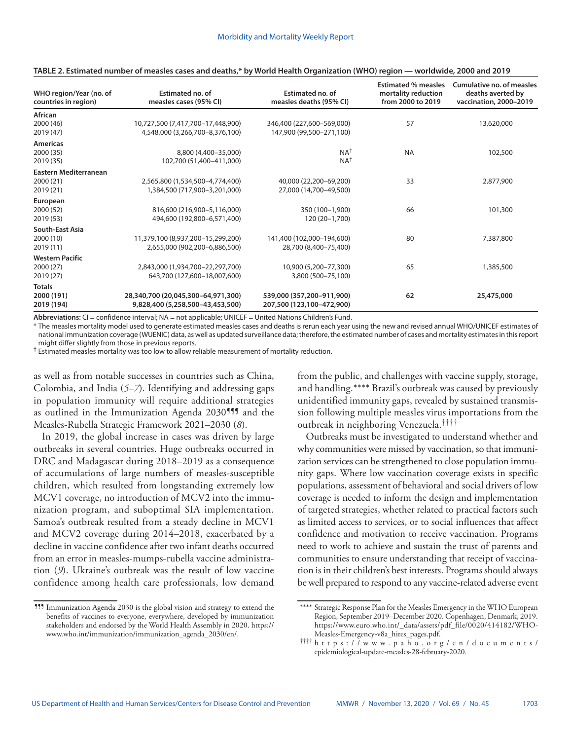**TABLE 2. Estimated number of measles cases and deaths,* by World Health Organization (WHO) region — worldwide, 2000 and 2019**

| WHO region/Year (no. of countries in region) | Estimated no. of measles cases (95% CI) | Estimated no. of measles deaths (95% CI) | Estimated % measles mortality reduction from 2000 to 2019 | Cumulative no. of measles deaths averted by vaccination, 2000–2019 |
|---|---|---|---|---|
| **African** | | | | |
| 2000 (46) | 10,727,500 (7,417,700–17,448,900) | 346,400 (227,600–569,000) | 57 | 13,620,000 |
| 2019 (47) | 4,548,000 (3,266,700–8,376,100) | 147,900 (99,500–271,100) | | |
| **Americas** | | | | |
| 2000 (35) | 8,800 (4,400–35,000) | NA[†] | NA | 102,500 |
| 2019 (35) | 102,700 (51,400–411,000) | NA[†] | | |
| **Eastern Mediterranean** | | | | |
| 2000 (21) | 2,565,800 (1,534,500–4,774,400) | 40,000 (22,200–69,200) | 33 | 2,877,900 |
| 2019 (21) | 1,384,500 (717,900–3,201,000) | 27,000 (14,700–49,500) | | |
| **European** | | | | |
| 2000 (52) | 816,600 (216,900–5,116,000) | 350 (100–1,900) | 66 | 101,300 |
| 2019 (53) | 494,600 (192,800–6,571,400) | 120 (20–1,700) | | |
| **South-East Asia** | | | | |
| 2000 (10) | 11,379,100 (8,937,200–15,299,200) | 141,400 (102,000–194,600) | 80 | 7,387,800 |
| 2019 (11) | 2,655,000 (902,200–6,886,500) | 28,700 (8,400–75,400) | | |
| **Western Pacific** | | | | |
| 2000 (27) | 2,843,000 (1,934,700–22,297,700) | 10,900 (5,200–77,300) | 65 | 1,385,500 |
| 2019 (27) | 643,700 (127,600–18,007,600) | 3,800 (500–75,100) | | |
| **Totals** | | | | |
| **2000 (191)** | **28,340,700 (20,045,300–64,971,300)** | **539,000 (357,200–911,900)** | **62** | **25,475,000** |
| **2019 (194)** | **9,828,400 (5,258,500–43,453,500)** | **207,500 (123,100–472,900)** | | |

**Abbreviations:** CI = confidence interval; NA = not applicable; UNICEF = United Nations Children's Fund.

\* The measles mortality model used to generate estimated measles cases and deaths is rerun each year using the new and revised annual WHO/UNICEF estimates of national immunization coverage (WUENIC) data, as well as updated surveillance data; therefore, the estimated number of cases and mortality estimates in this report might differ slightly from those in previous reports.

† Estimated measles mortality was too low to allow reliable measurement of mortality reduction.

as well as from notable successes in countries such as China, Colombia, and India (*5*–*7*). Identifying and addressing gaps in population immunity will require additional strategies as outlined in the Immunization Agenda 2030[¶¶¶] and the Measles-Rubella Strategic Framework 2021–2030 (*8*).

In 2019, the global increase in cases was driven by large outbreaks in several countries. Huge outbreaks occurred in DRC and Madagascar during 2018–2019 as a consequence of accumulations of large numbers of measles-susceptible children, which resulted from longstanding extremely low MCV1 coverage, no introduction of MCV2 into the immunization program, and suboptimal SIA implementation. Samoa's outbreak resulted from a steady decline in MCV1 and MCV2 coverage during 2014–2018, exacerbated by a decline in vaccine confidence after two infant deaths occurred from an error in measles-mumps-rubella vaccine administration (*9*). Ukraine's outbreak was the result of low vaccine confidence among health care professionals, low demand from the public, and challenges with vaccine supply, storage, and handling.[****] Brazil's outbreak was caused by previously unidentified immunity gaps, revealed by sustained transmission following multiple measles virus importations from the outbreak in neighboring Venezuela.[††††]

Outbreaks must be investigated to understand whether and why communities were missed by vaccination, so that immunization services can be strengthened to close population immunity gaps. Where low vaccination coverage exists in specific populations, assessment of behavioral and social drivers of low coverage is needed to inform the design and implementation of targeted strategies, whether related to practical factors such as limited access to services, or to social influences that affect confidence and motivation to receive vaccination. Programs need to work to achieve and sustain the trust of parents and communities to ensure understanding that receipt of vaccination is in their children's best interests. Programs should always be well prepared to respond to any vaccine-related adverse event

[¶¶¶] Immunization Agenda 2030 is the global vision and strategy to extend the benefits of vaccines to everyone, everywhere, developed by immunization stakeholders and endorsed by the World Health Assembly in 2020. https://www.who.int/immunization/immunization_agenda_2030/en/.

[****] Strategic Response Plan for the Measles Emergency in the WHO European Region, September 2019–December 2020. Copenhagen, Denmark, 2019. https://www.euro.who.int/_data/assets/pdf_file/0020/414182/WHO-Measles-Emergency-v8a_hires_pages.pdf.

[††††] https://www.paho.org/en/documents/epidemiological-update-measles-28-february-2020.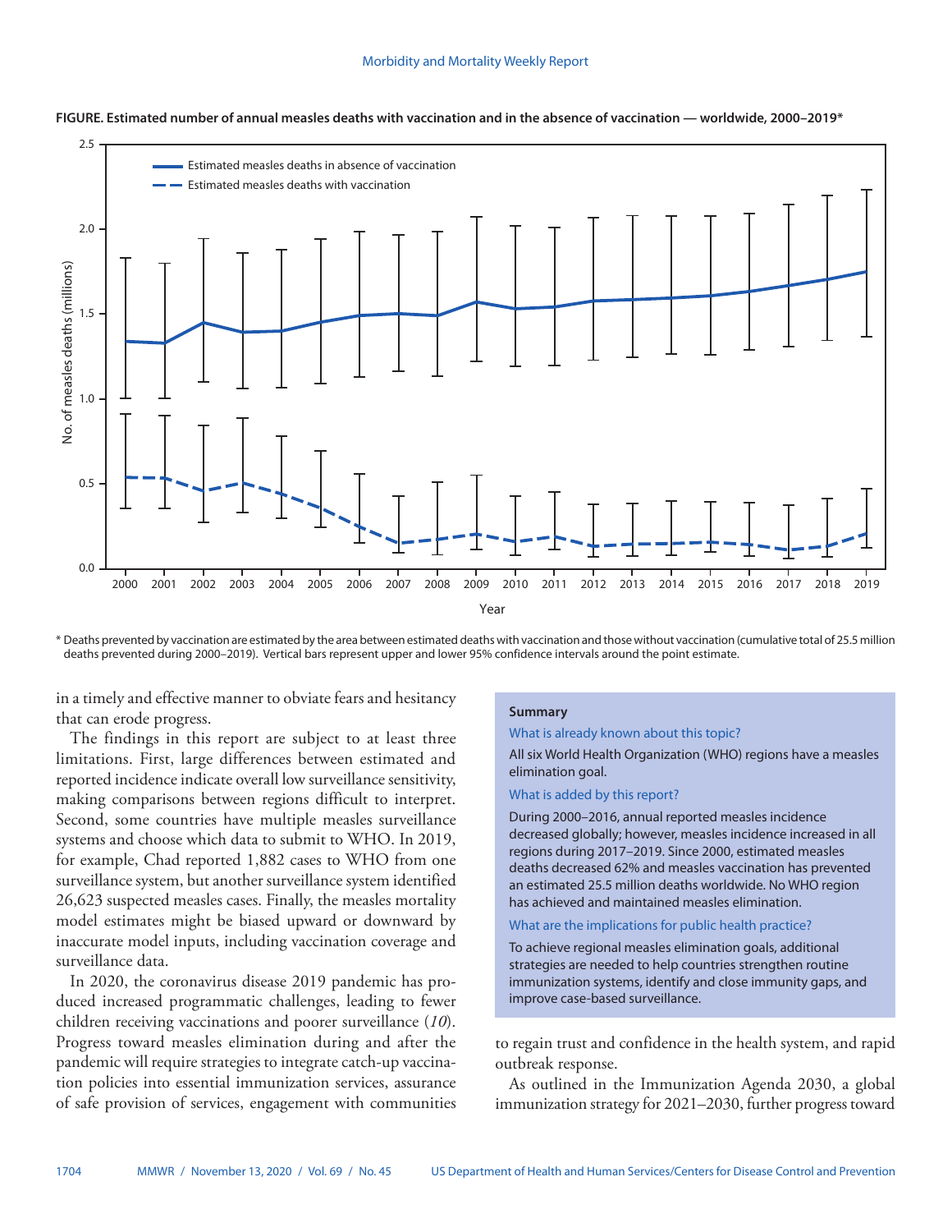**FIGURE. Estimated number of annual measles deaths with vaccination and in the absence of vaccination — worldwide, 2000–2019***

\* Deaths prevented by vaccination are estimated by the area between estimated deaths with vaccination and those without vaccination (cumulative total of 25.5 million deaths prevented during 2000–2019). Vertical bars represent upper and lower 95% confidence intervals around the point estimate.

in a timely and effective manner to obviate fears and hesitancy that can erode progress.

The findings in this report are subject to at least three limitations. First, large differences between estimated and reported incidence indicate overall low surveillance sensitivity, making comparisons between regions difficult to interpret. Second, some countries have multiple measles surveillance systems and choose which data to submit to WHO. In 2019, for example, Chad reported 1,882 cases to WHO from one surveillance system, but another surveillance system identified 26,623 suspected measles cases. Finally, the measles mortality model estimates might be biased upward or downward by inaccurate model inputs, including vaccination coverage and surveillance data.

In 2020, the coronavirus disease 2019 pandemic has produced increased programmatic challenges, leading to fewer children receiving vaccinations and poorer surveillance (*10*). Progress toward measles elimination during and after the pandemic will require strategies to integrate catch-up vaccination policies into essential immunization services, assurance of safe provision of services, engagement with communities to regain trust and confidence in the health system, and rapid outbreak response.

As outlined in the Immunization Agenda 2030, a global immunization strategy for 2021–2030, further progress toward

---

**Summary**

What is already known about this topic?

All six World Health Organization (WHO) regions have a measles elimination goal.

What is added by this report?

During 2000–2016, annual reported measles incidence decreased globally; however, measles incidence increased in all regions during 2017–2019. Since 2000, estimated measles deaths decreased 62% and measles vaccination has prevented an estimated 25.5 million deaths worldwide. No WHO region has achieved and maintained measles elimination.

What are the implications for public health practice?

To achieve regional measles elimination goals, additional strategies are needed to help countries strengthen routine immunization systems, identify and close immunity gaps, and improve case-based surveillance.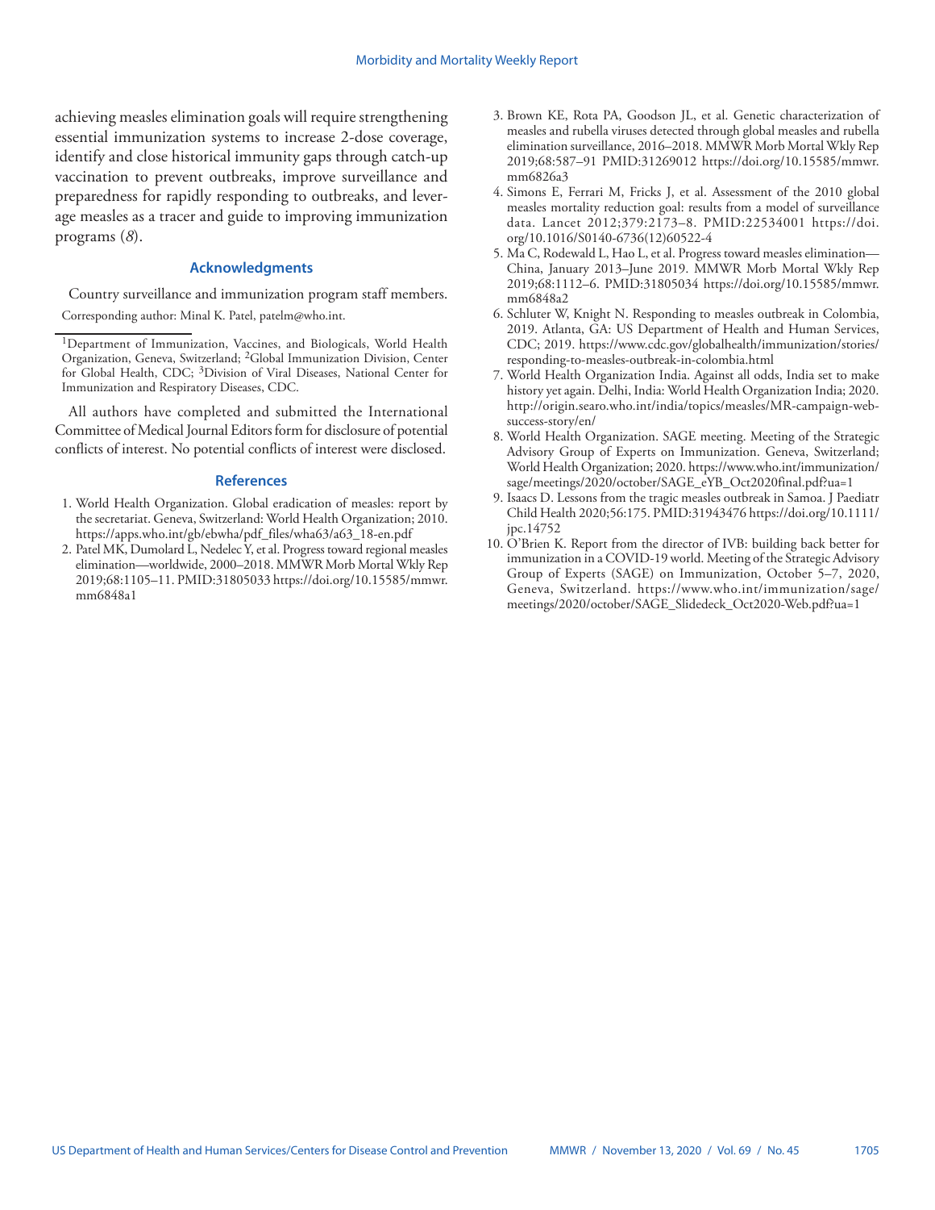achieving measles elimination goals will require strengthening essential immunization systems to increase 2-dose coverage, identify and close historical immunity gaps through catch-up vaccination to prevent outbreaks, improve surveillance and preparedness for rapidly responding to outbreaks, and leverage measles as a tracer and guide to improving immunization programs (*8*).

## Acknowledgments

Country surveillance and immunization program staff members.

Corresponding author: Minal K. Patel, patelm@who.int.

---

[1]Department of Immunization, Vaccines, and Biologicals, World Health Organization, Geneva, Switzerland; [2]Global Immunization Division, Center for Global Health, CDC; [3]Division of Viral Diseases, National Center for Immunization and Respiratory Diseases, CDC.

All authors have completed and submitted the International Committee of Medical Journal Editors form for disclosure of potential conflicts of interest. No potential conflicts of interest were disclosed.

## References

1. World Health Organization. Global eradication of measles: report by the secretariat. Geneva, Switzerland: World Health Organization; 2010. https://apps.who.int/gb/ebwha/pdf_files/wha63/a63_18-en.pdf
2. Patel MK, Dumolard L, Nedelec Y, et al. Progress toward regional measles elimination—worldwide, 2000–2018. MMWR Morb Mortal Wkly Rep 2019;68:1105–11. PMID:31805033 https://doi.org/10.15585/mmwr.mm6848a1
3. Brown KE, Rota PA, Goodson JL, et al. Genetic characterization of measles and rubella viruses detected through global measles and rubella elimination surveillance, 2016–2018. MMWR Morb Mortal Wkly Rep 2019;68:587–91 PMID:31269012 https://doi.org/10.15585/mmwr.mm6826a3
4. Simons E, Ferrari M, Fricks J, et al. Assessment of the 2010 global measles mortality reduction goal: results from a model of surveillance data. Lancet 2012;379:2173–8. PMID:22534001 https://doi.org/10.1016/S0140-6736(12)60522-4
5. Ma C, Rodewald L, Hao L, et al. Progress toward measles elimination—China, January 2013–June 2019. MMWR Morb Mortal Wkly Rep 2019;68:1112–6. PMID:31805034 https://doi.org/10.15585/mmwr.mm6848a2
6. Schluter W, Knight N. Responding to measles outbreak in Colombia, 2019. Atlanta, GA: US Department of Health and Human Services, CDC; 2019. https://www.cdc.gov/globalhealth/immunization/stories/responding-to-measles-outbreak-in-colombia.html
7. World Health Organization India. Against all odds, India set to make history yet again. Delhi, India: World Health Organization India; 2020. http://origin.searo.who.int/india/topics/measles/MR-campaign-web-success-story/en/
8. World Health Organization. SAGE meeting. Meeting of the Strategic Advisory Group of Experts on Immunization. Geneva, Switzerland; World Health Organization; 2020. https://www.who.int/immunization/sage/meetings/2020/october/SAGE_eYB_Oct2020final.pdf?ua=1
9. Isaacs D. Lessons from the tragic measles outbreak in Samoa. J Paediatr Child Health 2020;56:175. PMID:31943476 https://doi.org/10.1111/jpc.14752
10. O'Brien K. Report from the director of IVB: building back better for immunization in a COVID-19 world. Meeting of the Strategic Advisory Group of Experts (SAGE) on Immunization, October 5–7, 2020, Geneva, Switzerland. https://www.who.int/immunization/sage/meetings/2020/october/SAGE_Slidedeck_Oct2020-Web.pdf?ua=1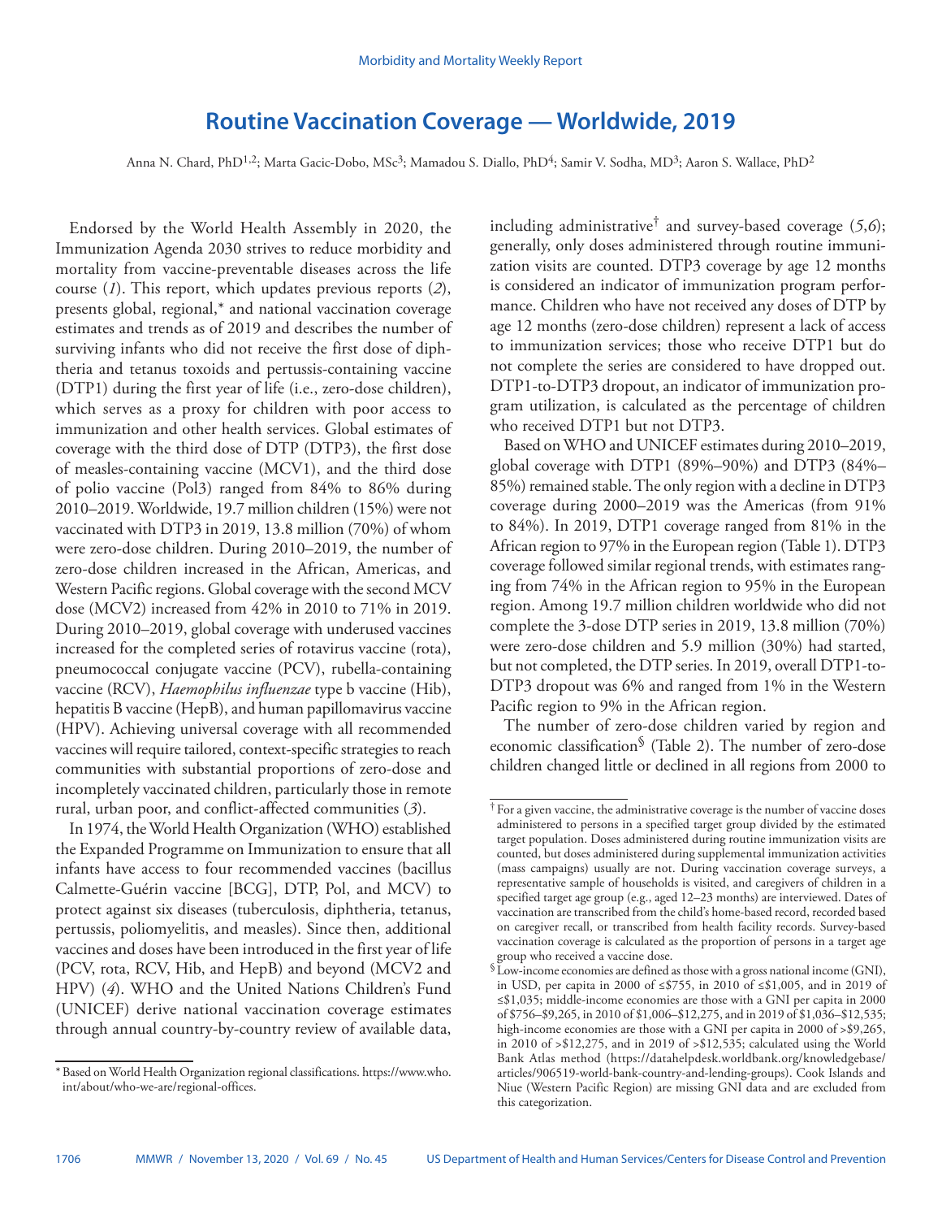# Routine Vaccination Coverage — Worldwide, 2019

Anna N. Chard, PhD[1,2]; Marta Gacic-Dobo, MSc[3]; Mamadou S. Diallo, PhD[4]; Samir V. Sodha, MD[3]; Aaron S. Wallace, PhD[2]

Endorsed by the World Health Assembly in 2020, the Immunization Agenda 2030 strives to reduce morbidity and mortality from vaccine-preventable diseases across the life course (*1*). This report, which updates previous reports (*2*), presents global, regional,* and national vaccination coverage estimates and trends as of 2019 and describes the number of surviving infants who did not receive the first dose of diphtheria and tetanus toxoids and pertussis-containing vaccine (DTP1) during the first year of life (i.e., zero-dose children), which serves as a proxy for children with poor access to immunization and other health services. Global estimates of coverage with the third dose of DTP (DTP3), the first dose of measles-containing vaccine (MCV1), and the third dose of polio vaccine (Pol3) ranged from 84% to 86% during 2010–2019. Worldwide, 19.7 million children (15%) were not vaccinated with DTP3 in 2019, 13.8 million (70%) of whom were zero-dose children. During 2010–2019, the number of zero-dose children increased in the African, Americas, and Western Pacific regions. Global coverage with the second MCV dose (MCV2) increased from 42% in 2010 to 71% in 2019. During 2010–2019, global coverage with underused vaccines increased for the completed series of rotavirus vaccine (rota), pneumococcal conjugate vaccine (PCV), rubella-containing vaccine (RCV), *Haemophilus influenzae* type b vaccine (Hib), hepatitis B vaccine (HepB), and human papillomavirus vaccine (HPV). Achieving universal coverage with all recommended vaccines will require tailored, context-specific strategies to reach communities with substantial proportions of zero-dose and incompletely vaccinated children, particularly those in remote rural, urban poor, and conflict-affected communities (*3*).

In 1974, the World Health Organization (WHO) established the Expanded Programme on Immunization to ensure that all infants have access to four recommended vaccines (bacillus Calmette-Guérin vaccine [BCG], DTP, Pol, and MCV) to protect against six diseases (tuberculosis, diphtheria, tetanus, pertussis, poliomyelitis, and measles). Since then, additional vaccines and doses have been introduced in the first year of life (PCV, rota, RCV, Hib, and HepB) and beyond (MCV2 and HPV) (*4*). WHO and the United Nations Children's Fund (UNICEF) derive national vaccination coverage estimates through annual country-by-country review of available data, including administrative† and survey-based coverage (*5*,*6*); generally, only doses administered through routine immunization visits are counted. DTP3 coverage by age 12 months is considered an indicator of immunization program performance. Children who have not received any doses of DTP by age 12 months (zero-dose children) represent a lack of access to immunization services; those who receive DTP1 but do not complete the series are considered to have dropped out. DTP1-to-DTP3 dropout, an indicator of immunization program utilization, is calculated as the percentage of children who received DTP1 but not DTP3.

Based on WHO and UNICEF estimates during 2010–2019, global coverage with DTP1 (89%–90%) and DTP3 (84%–85%) remained stable. The only region with a decline in DTP3 coverage during 2000–2019 was the Americas (from 91% to 84%). In 2019, DTP1 coverage ranged from 81% in the African region to 97% in the European region (Table 1). DTP3 coverage followed similar regional trends, with estimates ranging from 74% in the African region to 95% in the European region. Among 19.7 million children worldwide who did not complete the 3-dose DTP series in 2019, 13.8 million (70%) were zero-dose children and 5.9 million (30%) had started, but not completed, the DTP series. In 2019, overall DTP1-to-DTP3 dropout was 6% and ranged from 1% in the Western Pacific region to 9% in the African region.

The number of zero-dose children varied by region and economic classification§ (Table 2). The number of zero-dose children changed little or declined in all regions from 2000 to

---

* Based on World Health Organization regional classifications. https://www.who.int/about/who-we-are/regional-offices.

† For a given vaccine, the administrative coverage is the number of vaccine doses administered to persons in a specified target group divided by the estimated target population. Doses administered during routine immunization visits are counted, but doses administered during supplemental immunization activities (mass campaigns) usually are not. During vaccination coverage surveys, a representative sample of households is visited, and caregivers of children in a specified target age group (e.g., aged 12–23 months) are interviewed. Dates of vaccination are transcribed from the child's home-based record, recorded based on caregiver recall, or transcribed from health facility records. Survey-based vaccination coverage is calculated as the proportion of persons in a target age group who received a vaccine dose.

§ Low-income economies are defined as those with a gross national income (GNI), in USD, per capita in 2000 of ≤$755, in 2010 of ≤$1,005, and in 2019 of ≤$1,035; middle-income economies are those with a GNI per capita in 2000 of $756–$9,265, in 2010 of $1,006–$12,275, and in 2019 of $1,036–$12,535; high-income economies are those with a GNI per capita in 2000 of >$9,265, in 2010 of >$12,275, and in 2019 of >$12,535; calculated using the World Bank Atlas method (https://datahelpdesk.worldbank.org/knowledgebase/articles/906519-world-bank-country-and-lending-groups). Cook Islands and Niue (Western Pacific Region) are missing GNI data and are excluded from this categorization.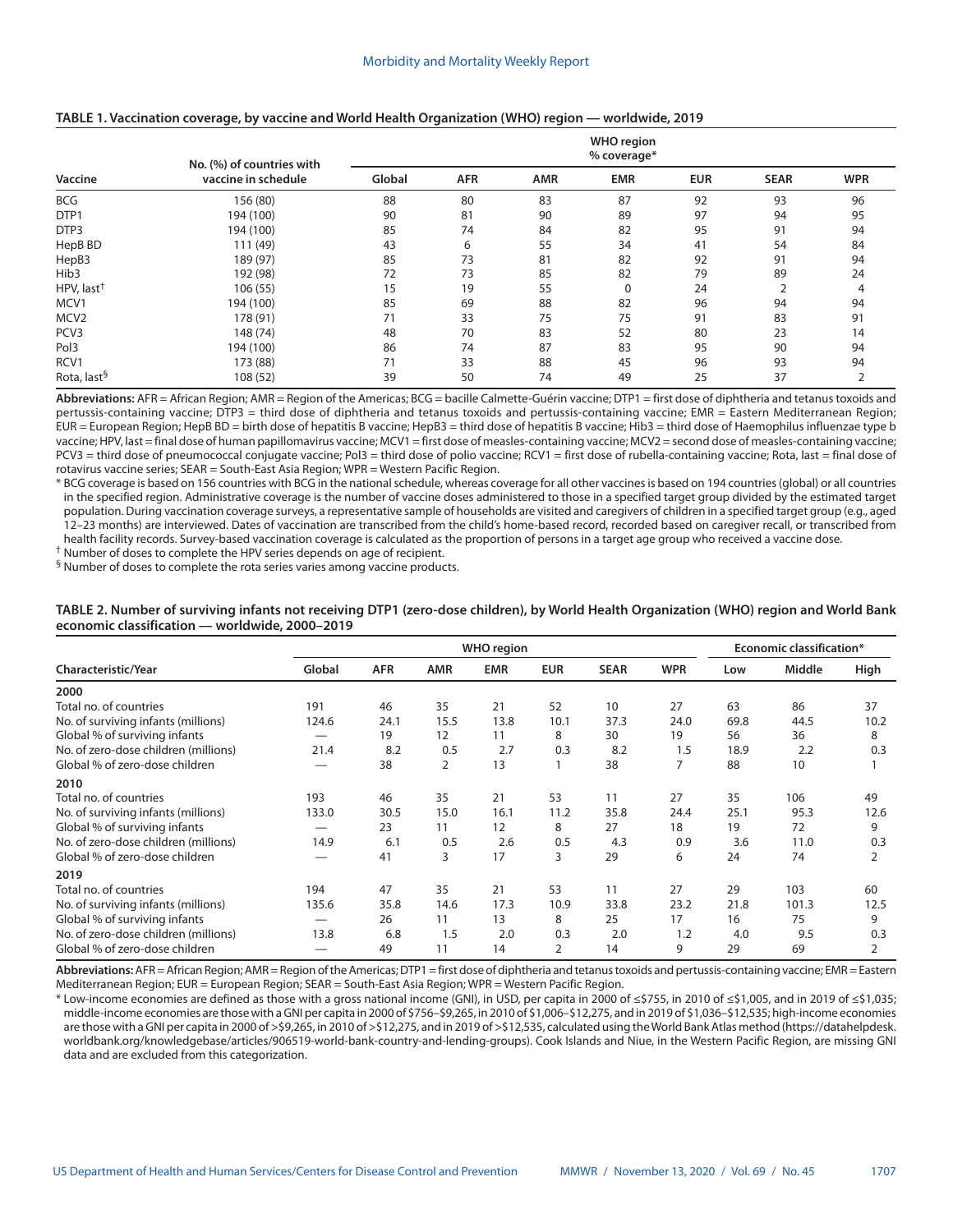**TABLE 1. Vaccination coverage, by vaccine and World Health Organization (WHO) region — worldwide, 2019**

| Vaccine | No. (%) of countries with vaccine in schedule | WHO region % coverage* | | | | | | |
|---|---|---|---|---|---|---|---|---|
| | | Global | AFR | AMR | EMR | EUR | SEAR | WPR |
| BCG | 156 (80) | 88 | 80 | 83 | 87 | 92 | 93 | 96 |
| DTP1 | 194 (100) | 90 | 81 | 90 | 89 | 97 | 94 | 95 |
| DTP3 | 194 (100) | 85 | 74 | 84 | 82 | 95 | 91 | 94 |
| HepB BD | 111 (49) | 43 | 6 | 55 | 34 | 41 | 54 | 84 |
| HepB3 | 189 (97) | 85 | 73 | 81 | 82 | 92 | 91 | 94 |
| Hib3 | 192 (98) | 72 | 73 | 85 | 82 | 79 | 89 | 24 |
| HPV, last† | 106 (55) | 15 | 19 | 55 | 0 | 24 | 2 | 4 |
| MCV1 | 194 (100) | 85 | 69 | 88 | 82 | 96 | 94 | 94 |
| MCV2 | 178 (91) | 71 | 33 | 75 | 75 | 91 | 83 | 91 |
| PCV3 | 148 (74) | 48 | 70 | 83 | 52 | 80 | 23 | 14 |
| Pol3 | 194 (100) | 86 | 74 | 87 | 83 | 95 | 90 | 94 |
| RCV1 | 173 (88) | 71 | 33 | 88 | 45 | 96 | 93 | 94 |
| Rota, last§ | 108 (52) | 39 | 50 | 74 | 49 | 25 | 37 | 2 |

**Abbreviations:** AFR = African Region; AMR = Region of the Americas; BCG = bacille Calmette-Guérin vaccine; DTP1 = first dose of diphtheria and tetanus toxoids and pertussis-containing vaccine; DTP3 = third dose of diphtheria and tetanus toxoids and pertussis-containing vaccine; EMR = Eastern Mediterranean Region; EUR = European Region; HepB BD = birth dose of hepatitis B vaccine; HepB3 = third dose of hepatitis B vaccine; Hib3 = third dose of Haemophilus influenzae type b vaccine; HPV, last = final dose of human papillomavirus vaccine; MCV1 = first dose of measles-containing vaccine; MCV2 = second dose of measles-containing vaccine; PCV3 = third dose of pneumococcal conjugate vaccine; Pol3 = third dose of polio vaccine; RCV1 = first dose of rubella-containing vaccine; Rota, last = final dose of rotavirus vaccine series; SEAR = South-East Asia Region; WPR = Western Pacific Region.

\* BCG coverage is based on 156 countries with BCG in the national schedule, whereas coverage for all other vaccines is based on 194 countries (global) or all countries in the specified region. Administrative coverage is the number of vaccine doses administered to those in a specified target group divided by the estimated target population. During vaccination coverage surveys, a representative sample of households are visited and caregivers of children in a specified target group (e.g., aged 12–23 months) are interviewed. Dates of vaccination are transcribed from the child's home-based record, recorded based on caregiver recall, or transcribed from health facility records. Survey-based vaccination coverage is calculated as the proportion of persons in a target age group who received a vaccine dose.

† Number of doses to complete the HPV series depends on age of recipient.

§ Number of doses to complete the rota series varies among vaccine products.

**TABLE 2. Number of surviving infants not receiving DTP1 (zero-dose children), by World Health Organization (WHO) region and World Bank economic classification — worldwide, 2000–2019**

| Characteristic/Year | WHO region | | | | | | | Economic classification* | | |
|---|---|---|---|---|---|---|---|---|---|---|
| | Global | AFR | AMR | EMR | EUR | SEAR | WPR | Low | Middle | High |
| **2000** | | | | | | | | | | |
| Total no. of countries | 191 | 46 | 35 | 21 | 52 | 10 | 27 | 63 | 86 | 37 |
| No. of surviving infants (millions) | 124.6 | 24.1 | 15.5 | 13.8 | 10.1 | 37.3 | 24.0 | 69.8 | 44.5 | 10.2 |
| Global % of surviving infants | — | 19 | 12 | 11 | 8 | 30 | 19 | 56 | 36 | 8 |
| No. of zero-dose children (millions) | 21.4 | 8.2 | 0.5 | 2.7 | 0.3 | 8.2 | 1.5 | 18.9 | 2.2 | 0.3 |
| Global % of zero-dose children | — | 38 | 2 | 13 | 1 | 38 | 7 | 88 | 10 | 1 |
| **2010** | | | | | | | | | | |
| Total no. of countries | 193 | 46 | 35 | 21 | 53 | 11 | 27 | 35 | 106 | 49 |
| No. of surviving infants (millions) | 133.0 | 30.5 | 15.0 | 16.1 | 11.2 | 35.8 | 24.4 | 25.1 | 95.3 | 12.6 |
| Global % of surviving infants | — | 23 | 11 | 12 | 8 | 27 | 18 | 19 | 72 | 9 |
| No. of zero-dose children (millions) | 14.9 | 6.1 | 0.5 | 2.6 | 0.5 | 4.3 | 0.9 | 3.6 | 11.0 | 0.3 |
| Global % of zero-dose children | — | 41 | 3 | 17 | 3 | 29 | 6 | 24 | 74 | 2 |
| **2019** | | | | | | | | | | |
| Total no. of countries | 194 | 47 | 35 | 21 | 53 | 11 | 27 | 29 | 103 | 60 |
| No. of surviving infants (millions) | 135.6 | 35.8 | 14.6 | 17.3 | 10.9 | 33.8 | 23.2 | 21.8 | 101.3 | 12.5 |
| Global % of surviving infants | — | 26 | 11 | 13 | 8 | 25 | 17 | 16 | 75 | 9 |
| No. of zero-dose children (millions) | 13.8 | 6.8 | 1.5 | 2.0 | 0.3 | 2.0 | 1.2 | 4.0 | 9.5 | 0.3 |
| Global % of zero-dose children | — | 49 | 11 | 14 | 2 | 14 | 9 | 29 | 69 | 2 |

**Abbreviations:** AFR = African Region; AMR = Region of the Americas; DTP1 = first dose of diphtheria and tetanus toxoids and pertussis-containing vaccine; EMR = Eastern Mediterranean Region; EUR = European Region; SEAR = South-East Asia Region; WPR = Western Pacific Region.

\* Low-income economies are defined as those with a gross national income (GNI), in USD, per capita in 2000 of ≤$755, in 2010 of ≤$1,005, and in 2019 of ≤$1,035; middle-income economies are those with a GNI per capita in 2000 of $756–$9,265, in 2010 of $1,006–$12,275, and in 2019 of $1,036–$12,535; high-income economies are those with a GNI per capita in 2000 of >$9,265, in 2010 of >$12,275, and in 2019 of >$12,535, calculated using the World Bank Atlas method (https://datahelpdesk.worldbank.org/knowledgebase/articles/906519-world-bank-country-and-lending-groups). Cook Islands and Niue, in the Western Pacific Region, are missing GNI data and are excluded from this categorization.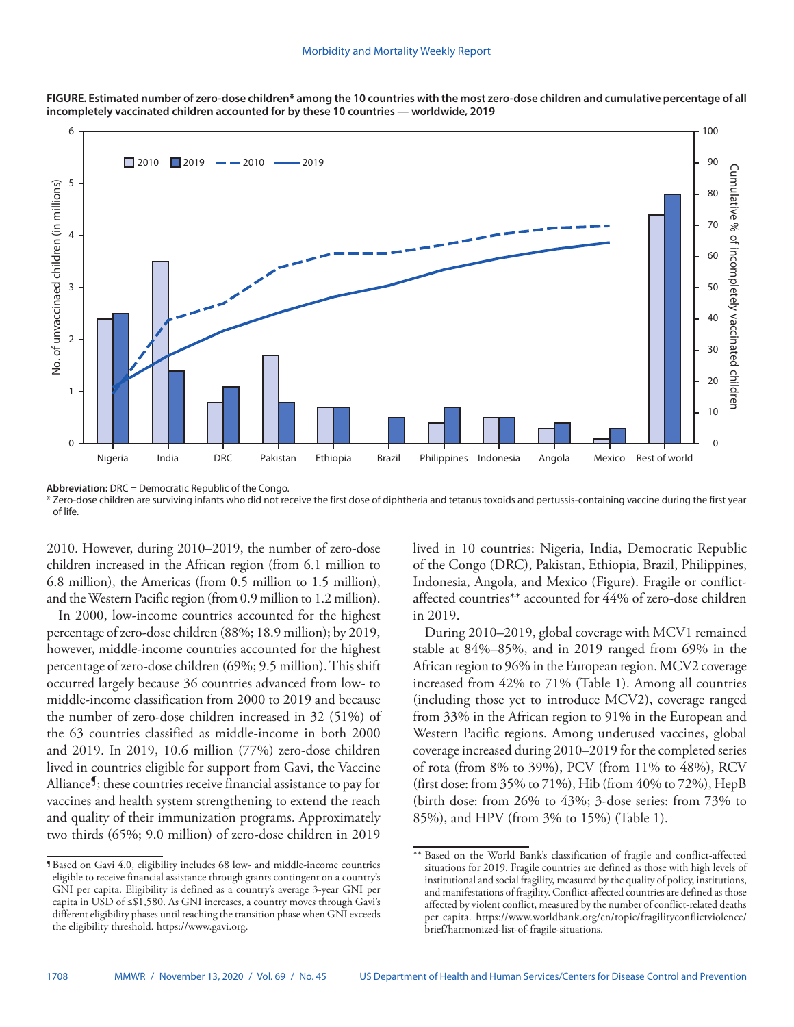**FIGURE. Estimated number of zero-dose children* among the 10 countries with the most zero-dose children and cumulative percentage of all incompletely vaccinated children accounted for by these 10 countries — worldwide, 2019**

**Abbreviation:** DRC = Democratic Republic of the Congo.

* Zero-dose children are surviving infants who did not receive the first dose of diphtheria and tetanus toxoids and pertussis-containing vaccine during the first year of life.

2010. However, during 2010–2019, the number of zero-dose children increased in the African region (from 6.1 million to 6.8 million), the Americas (from 0.5 million to 1.5 million), and the Western Pacific region (from 0.9 million to 1.2 million).

In 2000, low-income countries accounted for the highest percentage of zero-dose children (88%; 18.9 million); by 2019, however, middle-income countries accounted for the highest percentage of zero-dose children (69%; 9.5 million). This shift occurred largely because 36 countries advanced from low- to middle-income classification from 2000 to 2019 and because the number of zero-dose children increased in 32 (51%) of the 63 countries classified as middle-income in both 2000 and 2019. In 2019, 10.6 million (77%) zero-dose children lived in countries eligible for support from Gavi, the Vaccine Alliance¶; these countries receive financial assistance to pay for vaccines and health system strengthening to extend the reach and quality of their immunization programs. Approximately two thirds (65%; 9.0 million) of zero-dose children in 2019 lived in 10 countries: Nigeria, India, Democratic Republic of the Congo (DRC), Pakistan, Ethiopia, Brazil, Philippines, Indonesia, Angola, and Mexico (Figure). Fragile or conflict-affected countries** accounted for 44% of zero-dose children in 2019.

During 2010–2019, global coverage with MCV1 remained stable at 84%–85%, and in 2019 ranged from 69% in the African region to 96% in the European region. MCV2 coverage increased from 42% to 71% (Table 1). Among all countries (including those yet to introduce MCV2), coverage ranged from 33% in the African region to 91% in the European and Western Pacific regions. Among underused vaccines, global coverage increased during 2010–2019 for the completed series of rota (from 8% to 39%), PCV (from 11% to 48%), RCV (first dose: from 35% to 71%), Hib (from 40% to 72%), HepB (birth dose: from 26% to 43%; 3-dose series: from 73% to 85%), and HPV (from 3% to 15%) (Table 1).

¶ Based on Gavi 4.0, eligibility includes 68 low- and middle-income countries eligible to receive financial assistance through grants contingent on a country's GNI per capita. Eligibility is defined as a country's average 3-year GNI per capita in USD of ≤$1,580. As GNI increases, a country moves through Gavi's different eligibility phases until reaching the transition phase when GNI exceeds the eligibility threshold. https://www.gavi.org.

** Based on the World Bank's classification of fragile and conflict-affected situations for 2019. Fragile countries are defined as those with high levels of institutional and social fragility, measured by the quality of policy, institutions, and manifestations of fragility. Conflict-affected countries are defined as those affected by violent conflict, measured by the number of conflict-related deaths per capita. https://www.worldbank.org/en/topic/fragilityconflictviolence/brief/harmonized-list-of-fragile-situations.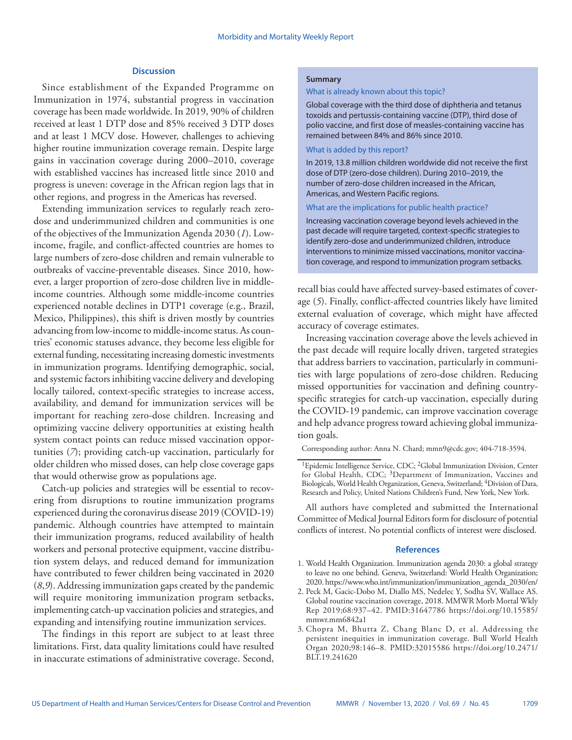## Discussion

Since establishment of the Expanded Programme on Immunization in 1974, substantial progress in vaccination coverage has been made worldwide. In 2019, 90% of children received at least 1 DTP dose and 85% received 3 DTP doses and at least 1 MCV dose. However, challenges to achieving higher routine immunization coverage remain. Despite large gains in vaccination coverage during 2000–2010, coverage with established vaccines has increased little since 2010 and progress is uneven: coverage in the African region lags that in other regions, and progress in the Americas has reversed.

Extending immunization services to regularly reach zero-dose and underimmunized children and communities is one of the objectives of the Immunization Agenda 2030 (*1*). Low-income, fragile, and conflict-affected countries are homes to large numbers of zero-dose children and remain vulnerable to outbreaks of vaccine-preventable diseases. Since 2010, however, a larger proportion of zero-dose children live in middle-income countries. Although some middle-income countries experienced notable declines in DTP1 coverage (e.g., Brazil, Mexico, Philippines), this shift is driven mostly by countries advancing from low-income to middle-income status. As countries' economic statuses advance, they become less eligible for external funding, necessitating increasing domestic investments in immunization programs. Identifying demographic, social, and systemic factors inhibiting vaccine delivery and developing locally tailored, context-specific strategies to increase access, availability, and demand for immunization services will be important for reaching zero-dose children. Increasing and optimizing vaccine delivery opportunities at existing health system contact points can reduce missed vaccination opportunities (*7*); providing catch-up vaccination, particularly for older children who missed doses, can help close coverage gaps that would otherwise grow as populations age.

Catch-up policies and strategies will be essential to recovering from disruptions to routine immunization programs experienced during the coronavirus disease 2019 (COVID-19) pandemic. Although countries have attempted to maintain their immunization programs, reduced availability of health workers and personal protective equipment, vaccine distribution system delays, and reduced demand for immunization have contributed to fewer children being vaccinated in 2020 (*8*,*9*). Addressing immunization gaps created by the pandemic will require monitoring immunization program setbacks, implementing catch-up vaccination policies and strategies, and expanding and intensifying routine immunization services.

The findings in this report are subject to at least three limitations. First, data quality limitations could have resulted in inaccurate estimations of administrative coverage. Second, recall bias could have affected survey-based estimates of coverage (*5*). Finally, conflict-affected countries likely have limited external evaluation of coverage, which might have affected accuracy of coverage estimates.

Increasing vaccination coverage above the levels achieved in the past decade will require locally driven, targeted strategies that address barriers to vaccination, particularly in communities with large populations of zero-dose children. Reducing missed opportunities for vaccination and defining country-specific strategies for catch-up vaccination, especially during the COVID-19 pandemic, can improve vaccination coverage and help advance progress toward achieving global immunization goals.

> **Summary**
>
> **What is already known about this topic?**
>
> Global coverage with the third dose of diphtheria and tetanus toxoids and pertussis-containing vaccine (DTP), third dose of polio vaccine, and first dose of measles-containing vaccine has remained between 84% and 86% since 2010.
>
> **What is added by this report?**
>
> In 2019, 13.8 million children worldwide did not receive the first dose of DTP (zero-dose children). During 2010–2019, the number of zero-dose children increased in the African, Americas, and Western Pacific regions.
>
> **What are the implications for public health practice?**
>
> Increasing vaccination coverage beyond levels achieved in the past decade will require targeted, context-specific strategies to identify zero-dose and underimmunized children, introduce interventions to minimize missed vaccinations, monitor vaccination coverage, and respond to immunization program setbacks.

Corresponding author: Anna N. Chard; mmn9@cdc.gov; 404-718-3594.

[1]Epidemic Intelligence Service, CDC; [2]Global Immunization Division, Center for Global Health, CDC; [3]Department of Immunization, Vaccines and Biologicals, World Health Organization, Geneva, Switzerland; [4]Division of Data, Research and Policy, United Nations Children's Fund, New York, New York.

All authors have completed and submitted the International Committee of Medical Journal Editors form for disclosure of potential conflicts of interest. No potential conflicts of interest were disclosed.

## References

1. World Health Organization. Immunization agenda 2030: a global strategy to leave no one behind. Geneva, Switzerland: World Health Organization; 2020. https://www.who.int/immunization/immunization_agenda_2030/en/
2. Peck M, Gacic-Dobo M, Diallo MS, Nedelec Y, Sodha SV, Wallace AS. Global routine vaccination coverage, 2018. MMWR Morb Mortal Wkly Rep 2019;68:937–42. PMID:31647786 https://doi.org/10.15585/mmwr.mm6842a1
3. Chopra M, Bhutta Z, Chang Blanc D, et al. Addressing the persistent inequities in immunization coverage. Bull World Health Organ 2020;98:146–8. PMID:32015586 https://doi.org/10.2471/BLT.19.241620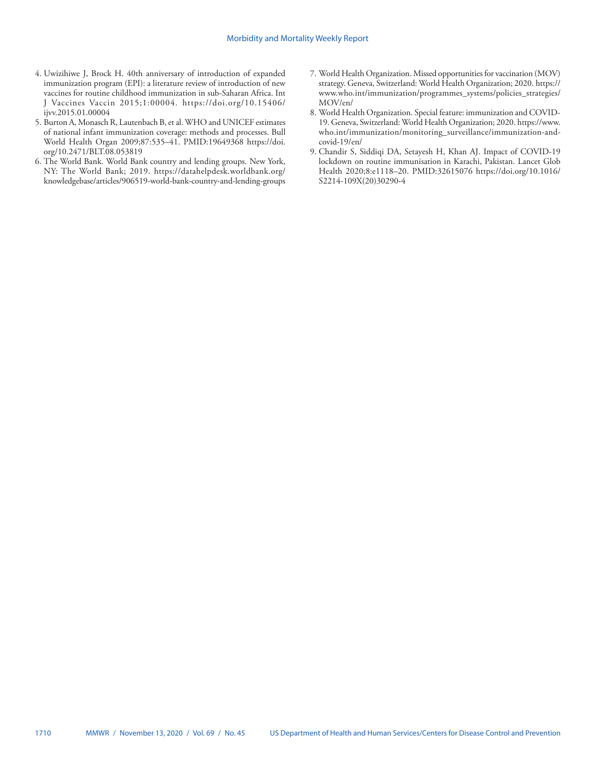4. Uwizihiwe J, Brock H. 40th anniversary of introduction of expanded immunization program (EPI): a literature review of introduction of new vaccines for routine childhood immunization in sub-Saharan Africa. Int J Vaccines Vaccin 2015;1:00004. https://doi.org/10.15406/ijvv.2015.01.00004
5. Burton A, Monasch R, Lautenbach B, et al. WHO and UNICEF estimates of national infant immunization coverage: methods and processes. Bull World Health Organ 2009;87:535–41. PMID:19649368 https://doi.org/10.2471/BLT.08.053819
6. The World Bank. World Bank country and lending groups. New York, NY: The World Bank; 2019. https://datahelpdesk.worldbank.org/knowledgebase/articles/906519-world-bank-country-and-lending-groups
7. World Health Organization. Missed opportunities for vaccination (MOV) strategy. Geneva, Switzerland: World Health Organization; 2020. https://www.who.int/immunization/programmes_systems/policies_strategies/MOV/en/
8. World Health Organization. Special feature: immunization and COVID-19. Geneva, Switzerland: World Health Organization; 2020. https://www.who.int/immunization/monitoring_surveillance/immunization-and-covid-19/en/
9. Chandir S, Siddiqi DA, Setayesh H, Khan AJ. Impact of COVID-19 lockdown on routine immunisation in Karachi, Pakistan. Lancet Glob Health 2020;8:e1118–20. PMID:32615076 https://doi.org/10.1016/S2214-109X(20)30290-4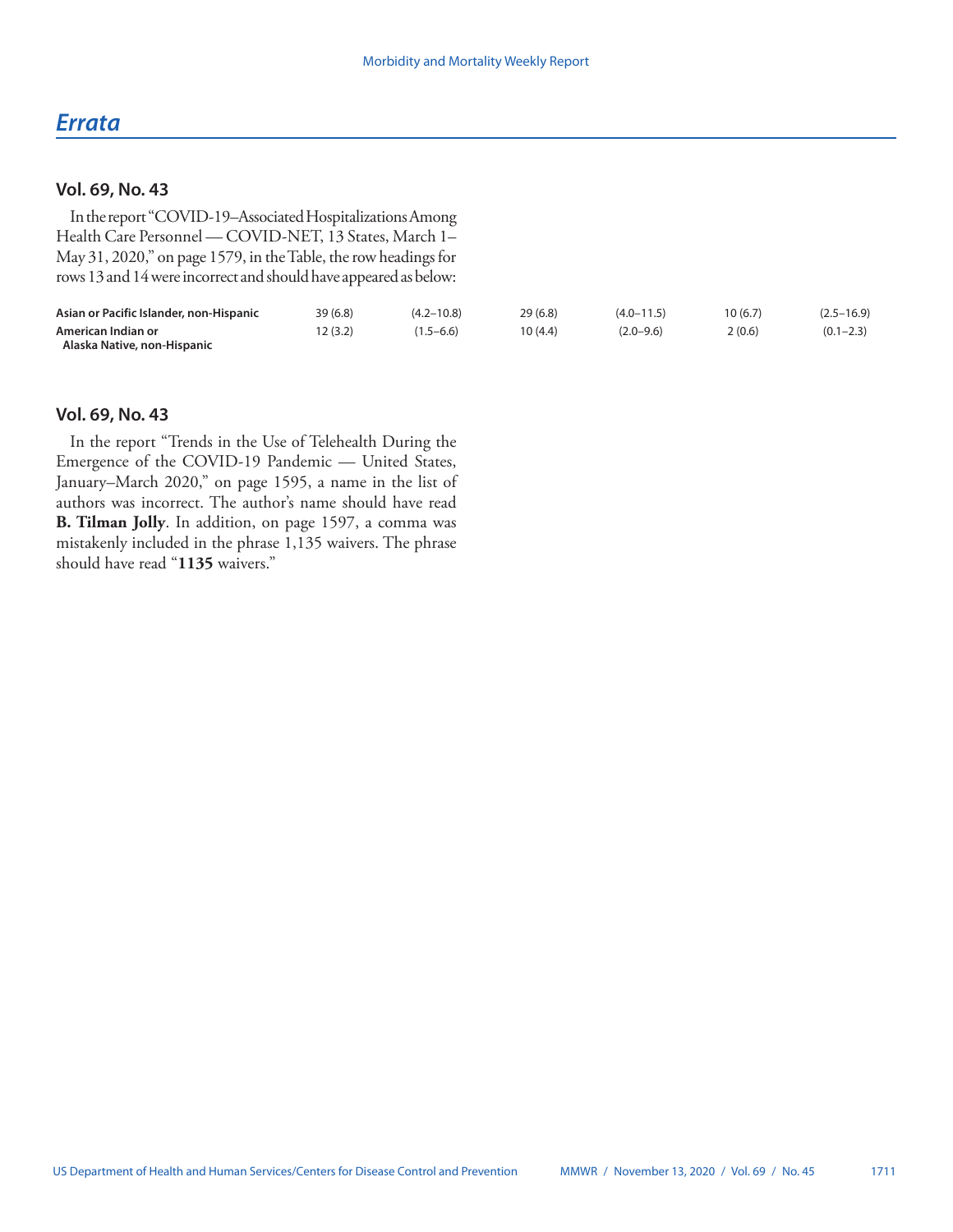# Errata

## Vol. 69, No. 43

In the report "COVID-19–Associated Hospitalizations Among Health Care Personnel — COVID-NET, 13 States, March 1–May 31, 2020," on page 1579, in the Table, the row headings for rows 13 and 14 were incorrect and should have appeared as below:

| | | | | | | |
|---|---|---|---|---|---|---|
| **Asian or Pacific Islander, non-Hispanic** | 39 (6.8) | (4.2–10.8) | 29 (6.8) | (4.0–11.5) | 10 (6.7) | (2.5–16.9) |
| **American Indian or Alaska Native, non-Hispanic** | 12 (3.2) | (1.5–6.6) | 10 (4.4) | (2.0–9.6) | 2 (0.6) | (0.1–2.3) |

## Vol. 69, No. 43

In the report "Trends in the Use of Telehealth During the Emergence of the COVID-19 Pandemic — United States, January–March 2020," on page 1595, a name in the list of authors was incorrect. The author's name should have read **B. Tilman Jolly**. In addition, on page 1597, a comma was mistakenly included in the phrase 1,135 waivers. The phrase should have read "**1135** waivers."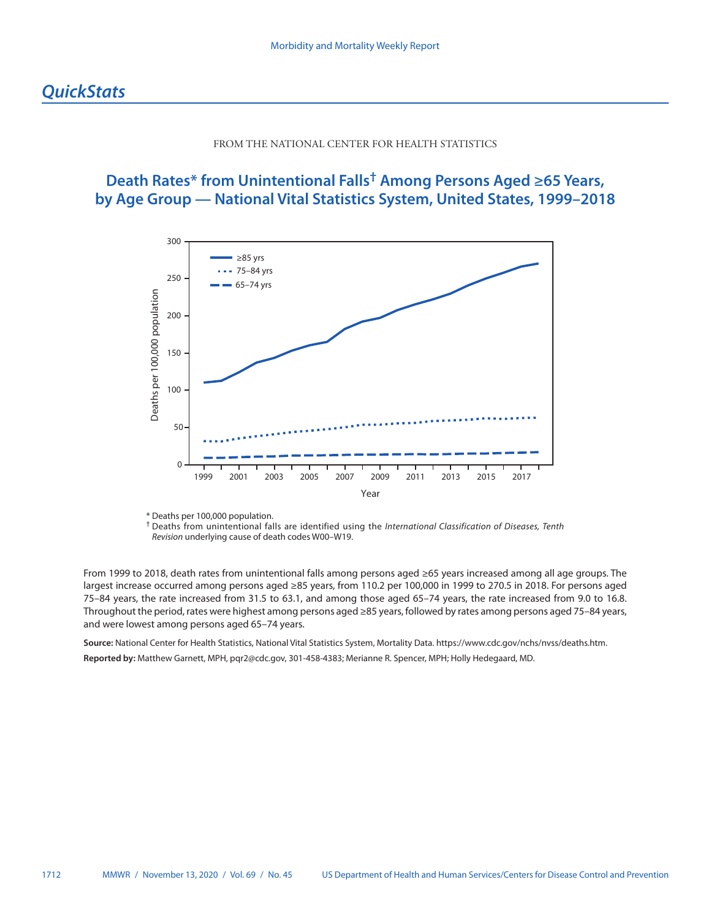# *QuickStats*

FROM THE NATIONAL CENTER FOR HEALTH STATISTICS

## Death Rates* from Unintentional Falls† Among Persons Aged ≥65 Years, by Age Group — National Vital Statistics System, United States, 1999–2018

\* Deaths per 100,000 population.

† Deaths from unintentional falls are identified using the *International Classification of Diseases, Tenth Revision* underlying cause of death codes W00–W19.

From 1999 to 2018, death rates from unintentional falls among persons aged ≥65 years increased among all age groups. The largest increase occurred among persons aged ≥85 years, from 110.2 per 100,000 in 1999 to 270.5 in 2018. For persons aged 75–84 years, the rate increased from 31.5 to 63.1, and among those aged 65–74 years, the rate increased from 9.0 to 16.8. Throughout the period, rates were highest among persons aged ≥85 years, followed by rates among persons aged 75–84 years, and were lowest among persons aged 65–74 years.

**Source:** National Center for Health Statistics, National Vital Statistics System, Mortality Data. https://www.cdc.gov/nchs/nvss/deaths.htm.

**Reported by:** Matthew Garnett, MPH, pqr2@cdc.gov, 301-458-4383; Merianne R. Spencer, MPH; Holly Hedegaard, MD.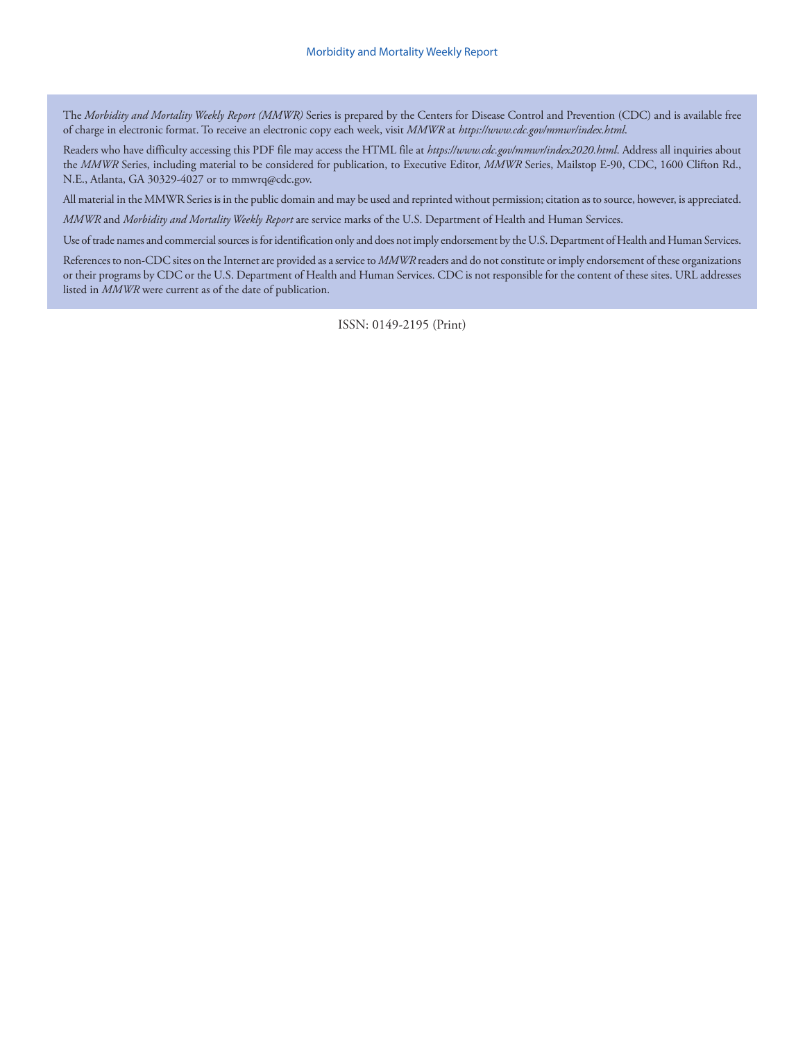The *Morbidity and Mortality Weekly Report (MMWR)* Series is prepared by the Centers for Disease Control and Prevention (CDC) and is available free of charge in electronic format. To receive an electronic copy each week, visit *MMWR* at *https://www.cdc.gov/mmwr/index.html*.

Readers who have difficulty accessing this PDF file may access the HTML file at *https://www.cdc.gov/mmwr/index2020.html*. Address all inquiries about the *MMWR* Series, including material to be considered for publication, to Executive Editor, *MMWR* Series, Mailstop E-90, CDC, 1600 Clifton Rd., N.E., Atlanta, GA 30329-4027 or to mmwrq@cdc.gov.

All material in the MMWR Series is in the public domain and may be used and reprinted without permission; citation as to source, however, is appreciated.

*MMWR* and *Morbidity and Mortality Weekly Report* are service marks of the U.S. Department of Health and Human Services.

Use of trade names and commercial sources is for identification only and does not imply endorsement by the U.S. Department of Health and Human Services.

References to non-CDC sites on the Internet are provided as a service to *MMWR* readers and do not constitute or imply endorsement of these organizations or their programs by CDC or the U.S. Department of Health and Human Services. CDC is not responsible for the content of these sites. URL addresses listed in *MMWR* were current as of the date of publication.

ISSN: 0149-2195 (Print)